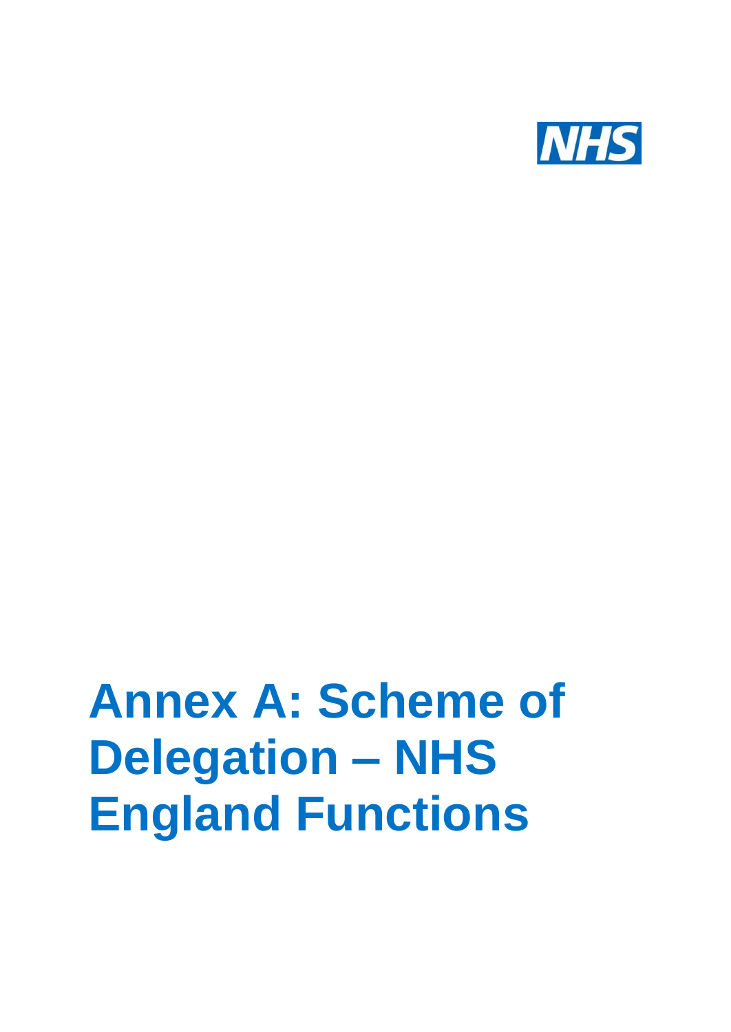NHS

# Annex A: Scheme of Delegation – NHS England Functions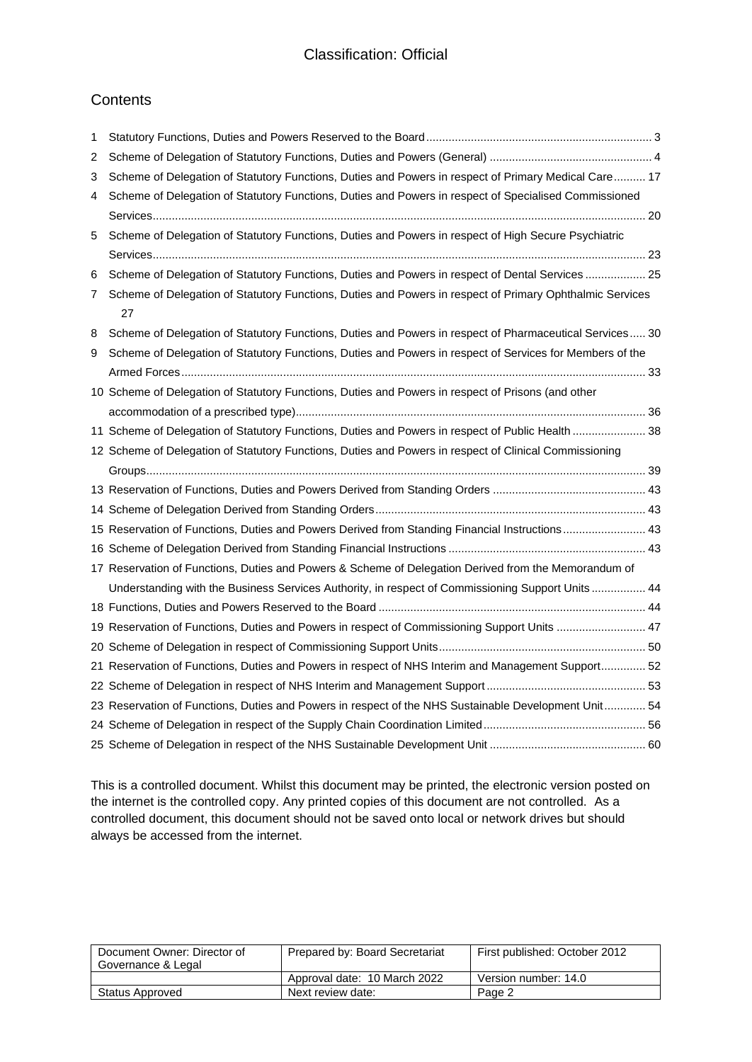# Contents

1 Statutory Functions, Duties and Powers Reserved to the Board ... 3
2 Scheme of Delegation of Statutory Functions, Duties and Powers (General) ... 4
3 Scheme of Delegation of Statutory Functions, Duties and Powers in respect of Primary Medical Care ... 17
4 Scheme of Delegation of Statutory Functions, Duties and Powers in respect of Specialised Commissioned Services ... 20
5 Scheme of Delegation of Statutory Functions, Duties and Powers in respect of High Secure Psychiatric Services ... 23
6 Scheme of Delegation of Statutory Functions, Duties and Powers in respect of Dental Services ... 25
7 Scheme of Delegation of Statutory Functions, Duties and Powers in respect of Primary Ophthalmic Services 27
8 Scheme of Delegation of Statutory Functions, Duties and Powers in respect of Pharmaceutical Services ... 30
9 Scheme of Delegation of Statutory Functions, Duties and Powers in respect of Services for Members of the Armed Forces ... 33
10 Scheme of Delegation of Statutory Functions, Duties and Powers in respect of Prisons (and other accommodation of a prescribed type) ... 36
11 Scheme of Delegation of Statutory Functions, Duties and Powers in respect of Public Health ... 38
12 Scheme of Delegation of Statutory Functions, Duties and Powers in respect of Clinical Commissioning Groups ... 39
13 Reservation of Functions, Duties and Powers Derived from Standing Orders ... 43
14 Scheme of Delegation Derived from Standing Orders ... 43
15 Reservation of Functions, Duties and Powers Derived from Standing Financial Instructions ... 43
16 Scheme of Delegation Derived from Standing Financial Instructions ... 43
17 Reservation of Functions, Duties and Powers & Scheme of Delegation Derived from the Memorandum of Understanding with the Business Services Authority, in respect of Commissioning Support Units ... 44
18 Functions, Duties and Powers Reserved to the Board ... 44
19 Reservation of Functions, Duties and Powers in respect of Commissioning Support Units ... 47
20 Scheme of Delegation in respect of Commissioning Support Units ... 50
21 Reservation of Functions, Duties and Powers in respect of NHS Interim and Management Support ... 52
22 Scheme of Delegation in respect of NHS Interim and Management Support ... 53
23 Reservation of Functions, Duties and Powers in respect of the NHS Sustainable Development Unit ... 54
24 Scheme of Delegation in respect of the Supply Chain Coordination Limited ... 56
25 Scheme of Delegation in respect of the NHS Sustainable Development Unit ... 60

This is a controlled document. Whilst this document may be printed, the electronic version posted on the internet is the controlled copy. Any printed copies of this document are not controlled. As a controlled document, this document should not be saved onto local or network drives but should always be accessed from the internet.

| Document Owner: Director of Governance & Legal | Prepared by: Board Secretariat | First published: October 2012 |
|---|---|---|
| | Approval date: 10 March 2022 | Version number: 14.0 |
| Status Approved | Next review date: | Page 2 |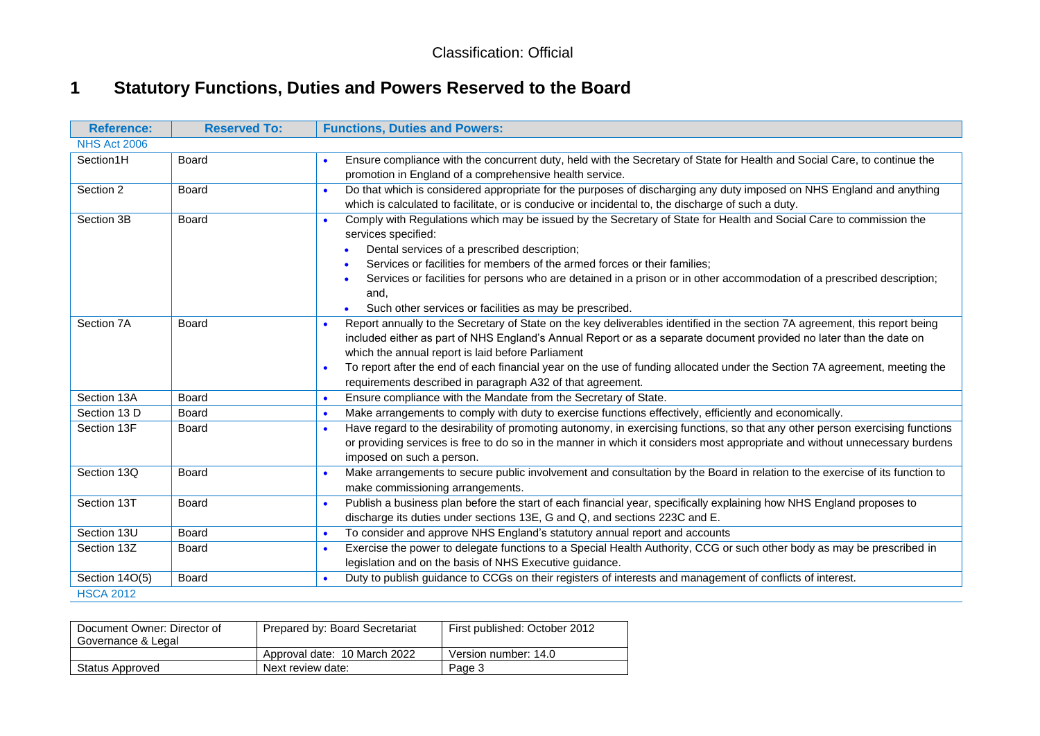# 1 Statutory Functions, Duties and Powers Reserved to the Board

| Reference: | Reserved To: | Functions, Duties and Powers: |
|---|---|---|
| NHS Act 2006 | | |
| Section1H | Board | • Ensure compliance with the concurrent duty, held with the Secretary of State for Health and Social Care, to continue the promotion in England of a comprehensive health service. |
| Section 2 | Board | • Do that which is considered appropriate for the purposes of discharging any duty imposed on NHS England and anything which is calculated to facilitate, or is conducive or incidental to, the discharge of such a duty. |
| Section 3B | Board | • Comply with Regulations which may be issued by the Secretary of State for Health and Social Care to commission the services specified:<br>• Dental services of a prescribed description;<br>• Services or facilities for members of the armed forces or their families;<br>• Services or facilities for persons who are detained in a prison or in other accommodation of a prescribed description; and,<br>• Such other services or facilities as may be prescribed. |
| Section 7A | Board | • Report annually to the Secretary of State on the key deliverables identified in the section 7A agreement, this report being included either as part of NHS England's Annual Report or as a separate document provided no later than the date on which the annual report is laid before Parliament<br>• To report after the end of each financial year on the use of funding allocated under the Section 7A agreement, meeting the requirements described in paragraph A32 of that agreement. |
| Section 13A | Board | • Ensure compliance with the Mandate from the Secretary of State. |
| Section 13 D | Board | • Make arrangements to comply with duty to exercise functions effectively, efficiently and economically. |
| Section 13F | Board | • Have regard to the desirability of promoting autonomy, in exercising functions, so that any other person exercising functions or providing services is free to do so in the manner in which it considers most appropriate and without unnecessary burdens imposed on such a person. |
| Section 13Q | Board | • Make arrangements to secure public involvement and consultation by the Board in relation to the exercise of its function to make commissioning arrangements. |
| Section 13T | Board | • Publish a business plan before the start of each financial year, specifically explaining how NHS England proposes to discharge its duties under sections 13E, G and Q, and sections 223C and E. |
| Section 13U | Board | • To consider and approve NHS England's statutory annual report and accounts |
| Section 13Z | Board | • Exercise the power to delegate functions to a Special Health Authority, CCG or such other body as may be prescribed in legislation and on the basis of NHS Executive guidance. |
| Section 14O(5) | Board | • Duty to publish guidance to CCGs on their registers of interests and management of conflicts of interest. |
| HSCA 2012 | | |

| Document Owner: Director of Governance & Legal | Prepared by: Board Secretariat | First published: October 2012 |
|---|---|---|
| | Approval date: 10 March 2022 | Version number: 14.0 |
| Status Approved | Next review date: | Page 3 |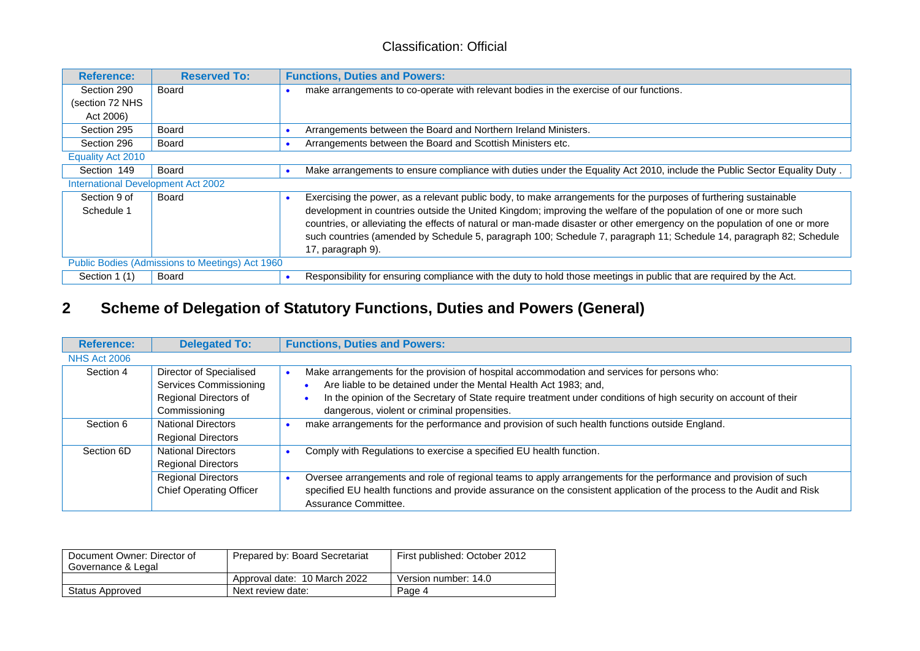| Reference: | Reserved To: | Functions, Duties and Powers: |
|---|---|---|
| Section 290 (section 72 NHS Act 2006) | Board | • make arrangements to co-operate with relevant bodies in the exercise of our functions. |
| Section 295 | Board | • Arrangements between the Board and Northern Ireland Ministers. |
| Section 296 | Board | • Arrangements between the Board and Scottish Ministers etc. |
| Equality Act 2010 | | |
| Section 149 | Board | • Make arrangements to ensure compliance with duties under the Equality Act 2010, include the Public Sector Equality Duty . |
| International Development Act 2002 | | |
| Section 9 of Schedule 1 | Board | • Exercising the power, as a relevant public body, to make arrangements for the purposes of furthering sustainable development in countries outside the United Kingdom; improving the welfare of the population of one or more such countries, or alleviating the effects of natural or man-made disaster or other emergency on the population of one or more such countries (amended by Schedule 5, paragraph 100; Schedule 7, paragraph 11; Schedule 14, paragraph 82; Schedule 17, paragraph 9). |
| Public Bodies (Admissions to Meetings) Act 1960 | | |
| Section 1 (1) | Board | • Responsibility for ensuring compliance with the duty to hold those meetings in public that are required by the Act. |

## 2 Scheme of Delegation of Statutory Functions, Duties and Powers (General)

| Reference: | Delegated To: | Functions, Duties and Powers: |
|---|---|---|
| NHS Act 2006 | | |
| Section 4 | Director of Specialised Services Commissioning<br>Regional Directors of Commissioning | • Make arrangements for the provision of hospital accommodation and services for persons who:<br>• Are liable to be detained under the Mental Health Act 1983; and,<br>• In the opinion of the Secretary of State require treatment under conditions of high security on account of their dangerous, violent or criminal propensities. |
| Section 6 | National Directors<br>Regional Directors | • make arrangements for the performance and provision of such health functions outside England. |
| Section 6D | National Directors<br>Regional Directors | • Comply with Regulations to exercise a specified EU health function. |
| | Regional Directors<br>Chief Operating Officer | • Oversee arrangements and role of regional teams to apply arrangements for the performance and provision of such specified EU health functions and provide assurance on the consistent application of the process to the Audit and Risk Assurance Committee. |

| Document Owner: Director of Governance & Legal | Prepared by: Board Secretariat | First published: October 2012 |
|---|---|---|
| | Approval date: 10 March 2022 | Version number: 14.0 |
| Status Approved | Next review date: | |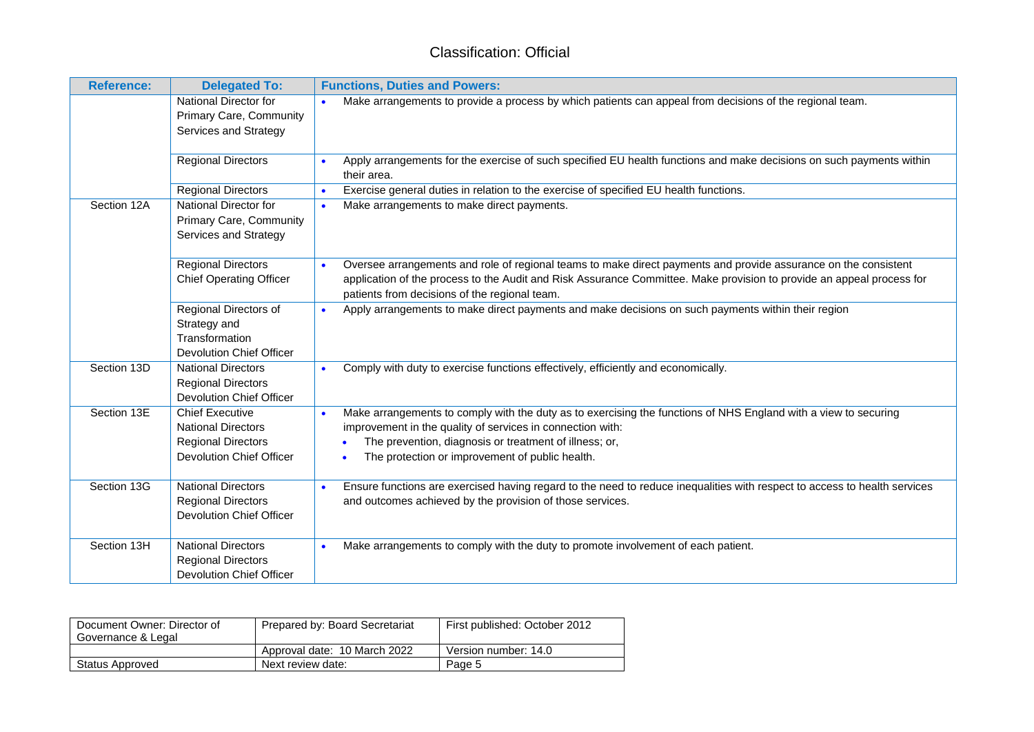| Reference: | Delegated To: | Functions, Duties and Powers: |
|---|---|---|
| | National Director for Primary Care, Community Services and Strategy | • Make arrangements to provide a process by which patients can appeal from decisions of the regional team. |
| | Regional Directors | • Apply arrangements for the exercise of such specified EU health functions and make decisions on such payments within their area. |
| | Regional Directors | • Exercise general duties in relation to the exercise of specified EU health functions. |
| Section 12A | National Director for Primary Care, Community Services and Strategy | • Make arrangements to make direct payments. |
| | Regional Directors<br>Chief Operating Officer | • Oversee arrangements and role of regional teams to make direct payments and provide assurance on the consistent application of the process to the Audit and Risk Assurance Committee. Make provision to provide an appeal process for patients from decisions of the regional team. |
| | Regional Directors of Strategy and Transformation<br>Devolution Chief Officer | • Apply arrangements to make direct payments and make decisions on such payments within their region |
| Section 13D | National Directors<br>Regional Directors<br>Devolution Chief Officer | • Comply with duty to exercise functions effectively, efficiently and economically. |
| Section 13E | Chief Executive<br>National Directors<br>Regional Directors<br>Devolution Chief Officer | • Make arrangements to comply with the duty as to exercising the functions of NHS England with a view to securing improvement in the quality of services in connection with:<br>  • The prevention, diagnosis or treatment of illness; or,<br>  • The protection or improvement of public health. |
| Section 13G | National Directors<br>Regional Directors<br>Devolution Chief Officer | • Ensure functions are exercised having regard to the need to reduce inequalities with respect to access to health services and outcomes achieved by the provision of those services. |
| Section 13H | National Directors<br>Regional Directors<br>Devolution Chief Officer | • Make arrangements to comply with the duty to promote involvement of each patient. |

| Document Owner: Director of Governance & Legal | Prepared by: Board Secretariat | First published: October 2012 |
|---|---|---|
| | Approval date: 10 March 2022 | Version number: 14.0 |
| Status Approved | Next review date: | Page 5 |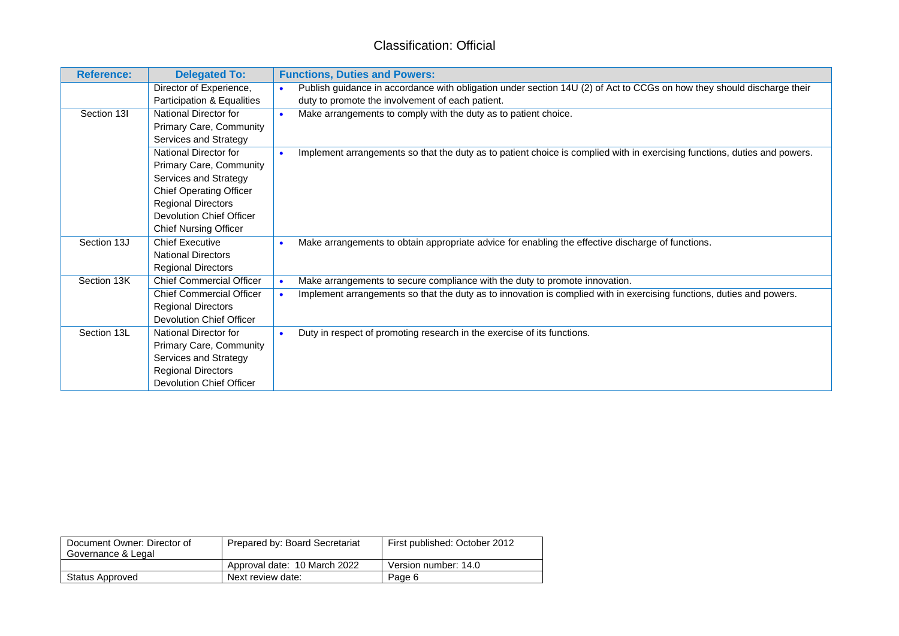| Reference: | Delegated To: | Functions, Duties and Powers: |
|---|---|---|
| | Director of Experience, Participation & Equalities | • Publish guidance in accordance with obligation under section 14U (2) of Act to CCGs on how they should discharge their duty to promote the involvement of each patient. |
| Section 13I | National Director for Primary Care, Community Services and Strategy | • Make arrangements to comply with the duty as to patient choice. |
| | National Director for Primary Care, Community Services and Strategy<br>Chief Operating Officer<br>Regional Directors<br>Devolution Chief Officer<br>Chief Nursing Officer | • Implement arrangements so that the duty as to patient choice is complied with in exercising functions, duties and powers. |
| Section 13J | Chief Executive<br>National Directors<br>Regional Directors | • Make arrangements to obtain appropriate advice for enabling the effective discharge of functions. |
| Section 13K | Chief Commercial Officer | • Make arrangements to secure compliance with the duty to promote innovation. |
| | Chief Commercial Officer<br>Regional Directors<br>Devolution Chief Officer | • Implement arrangements so that the duty as to innovation is complied with in exercising functions, duties and powers. |
| Section 13L | National Director for Primary Care, Community Services and Strategy<br>Regional Directors<br>Devolution Chief Officer | • Duty in respect of promoting research in the exercise of its functions. |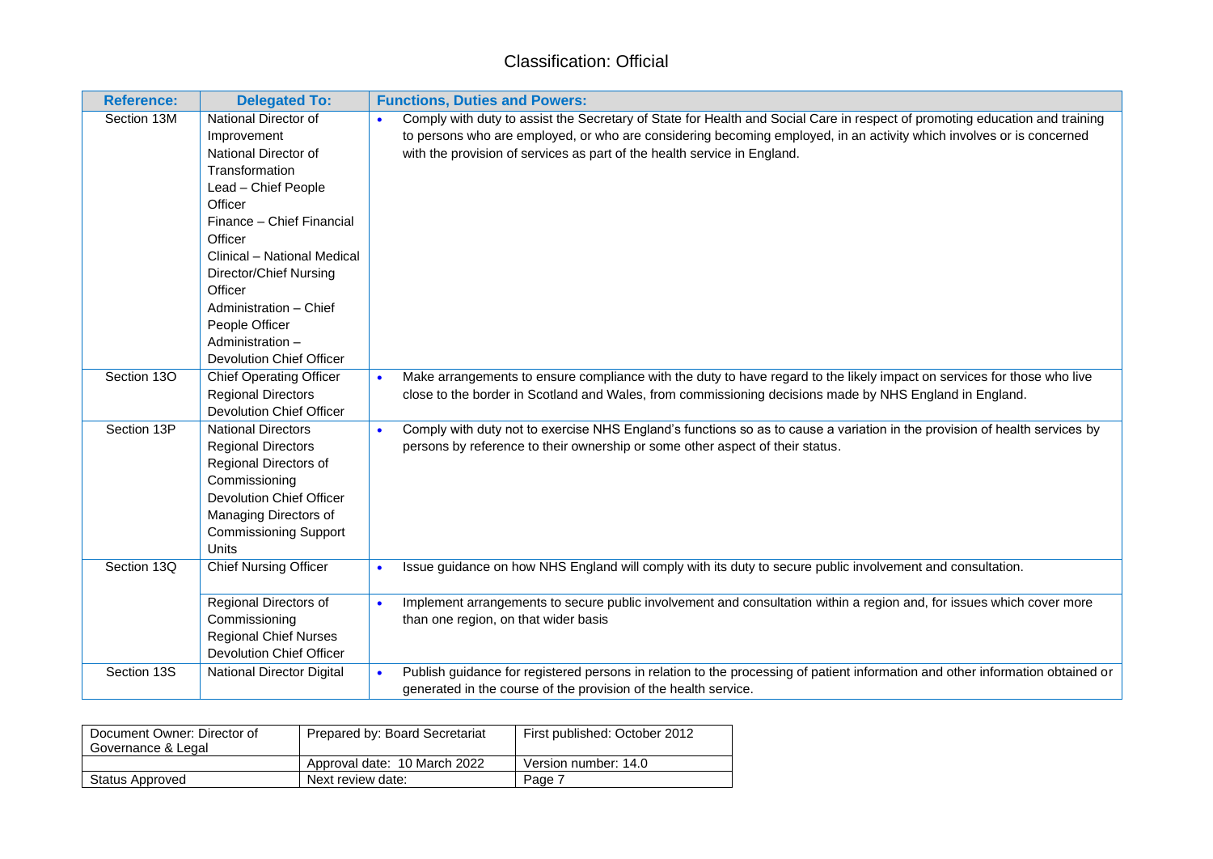| Reference: | Delegated To: | Functions, Duties and Powers: |
|---|---|---|
| Section 13M | National Director of Improvement<br>National Director of Transformation<br>Lead – Chief People Officer<br>Finance – Chief Financial Officer<br>Clinical – National Medical Director/Chief Nursing Officer<br>Administration – Chief People Officer<br>Administration – Devolution Chief Officer | • Comply with duty to assist the Secretary of State for Health and Social Care in respect of promoting education and training to persons who are employed, or who are considering becoming employed, in an activity which involves or is concerned with the provision of services as part of the health service in England. |
| Section 13O | Chief Operating Officer<br>Regional Directors<br>Devolution Chief Officer | • Make arrangements to ensure compliance with the duty to have regard to the likely impact on services for those who live close to the border in Scotland and Wales, from commissioning decisions made by NHS England in England. |
| Section 13P | National Directors<br>Regional Directors<br>Regional Directors of Commissioning<br>Devolution Chief Officer<br>Managing Directors of Commissioning Support Units | • Comply with duty not to exercise NHS England's functions so as to cause a variation in the provision of health services by persons by reference to their ownership or some other aspect of their status. |
| Section 13Q | Chief Nursing Officer | • Issue guidance on how NHS England will comply with its duty to secure public involvement and consultation. |
| | Regional Directors of Commissioning<br>Regional Chief Nurses<br>Devolution Chief Officer | • Implement arrangements to secure public involvement and consultation within a region and, for issues which cover more than one region, on that wider basis |
| Section 13S | National Director Digital | • Publish guidance for registered persons in relation to the processing of patient information and other information obtained or generated in the course of the provision of the health service. |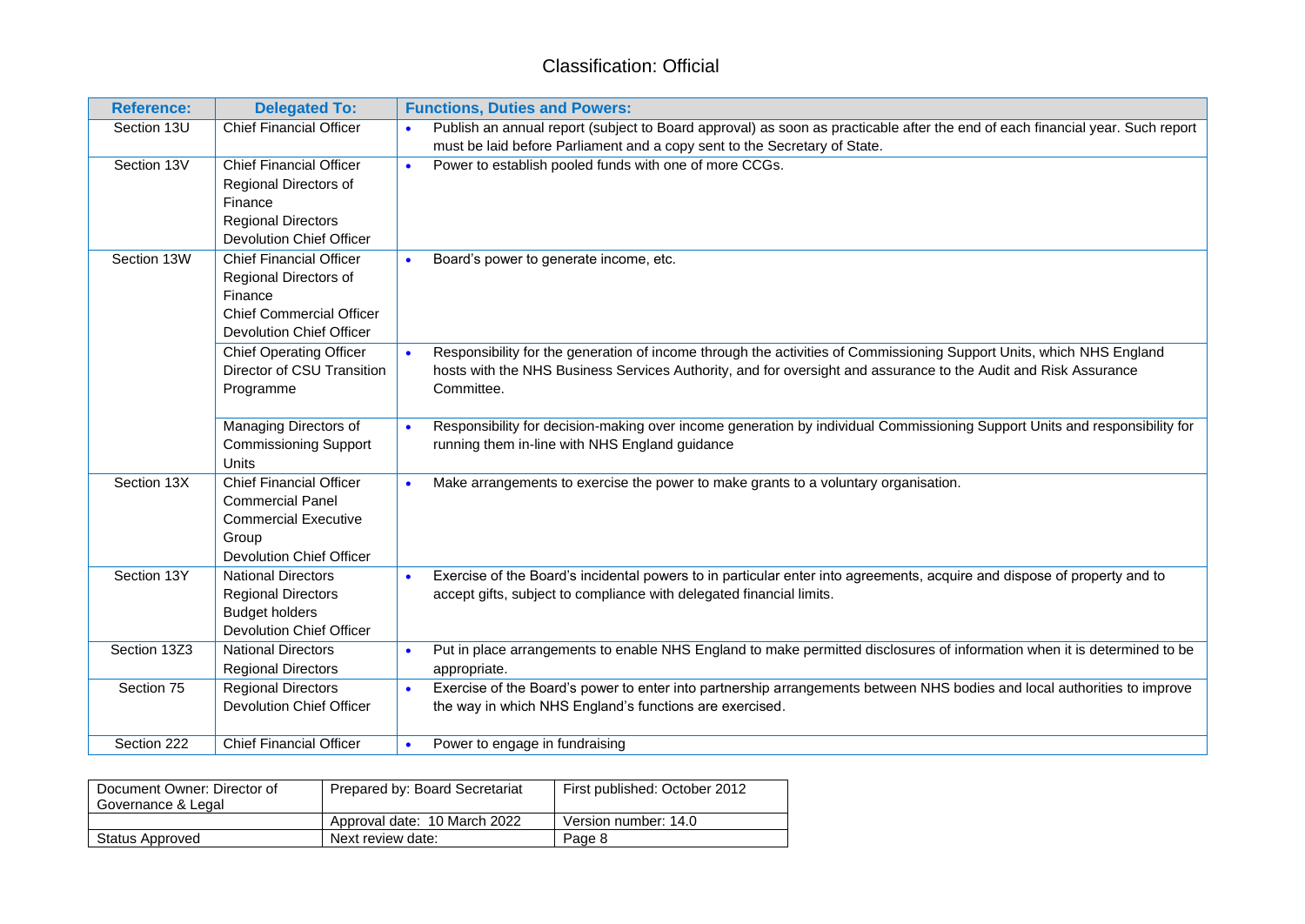| Reference: | Delegated To: | Functions, Duties and Powers: |
|---|---|---|
| Section 13U | Chief Financial Officer | • Publish an annual report (subject to Board approval) as soon as practicable after the end of each financial year. Such report must be laid before Parliament and a copy sent to the Secretary of State. |
| Section 13V | Chief Financial Officer<br>Regional Directors of Finance<br>Regional Directors<br>Devolution Chief Officer | • Power to establish pooled funds with one of more CCGs. |
| Section 13W | Chief Financial Officer<br>Regional Directors of Finance<br>Chief Commercial Officer<br>Devolution Chief Officer | • Board's power to generate income, etc. |
| | Chief Operating Officer<br>Director of CSU Transition Programme | • Responsibility for the generation of income through the activities of Commissioning Support Units, which NHS England hosts with the NHS Business Services Authority, and for oversight and assurance to the Audit and Risk Assurance Committee. |
| | Managing Directors of Commissioning Support Units | • Responsibility for decision-making over income generation by individual Commissioning Support Units and responsibility for running them in-line with NHS England guidance |
| Section 13X | Chief Financial Officer<br>Commercial Panel<br>Commercial Executive Group<br>Devolution Chief Officer | • Make arrangements to exercise the power to make grants to a voluntary organisation. |
| Section 13Y | National Directors<br>Regional Directors<br>Budget holders<br>Devolution Chief Officer | • Exercise of the Board's incidental powers to in particular enter into agreements, acquire and dispose of property and to accept gifts, subject to compliance with delegated financial limits. |
| Section 13Z3 | National Directors<br>Regional Directors | • Put in place arrangements to enable NHS England to make permitted disclosures of information when it is determined to be appropriate. |
| Section 75 | Regional Directors<br>Devolution Chief Officer | • Exercise of the Board's power to enter into partnership arrangements between NHS bodies and local authorities to improve the way in which NHS England's functions are exercised. |
| Section 222 | Chief Financial Officer | • Power to engage in fundraising |

| Document Owner: Director of Governance & Legal | Prepared by: Board Secretariat | First published: October 2012 |
|---|---|---|
| | Approval date: 10 March 2022 | Version number: 14.0 |
| Status Approved | Next review date: | Page 8 |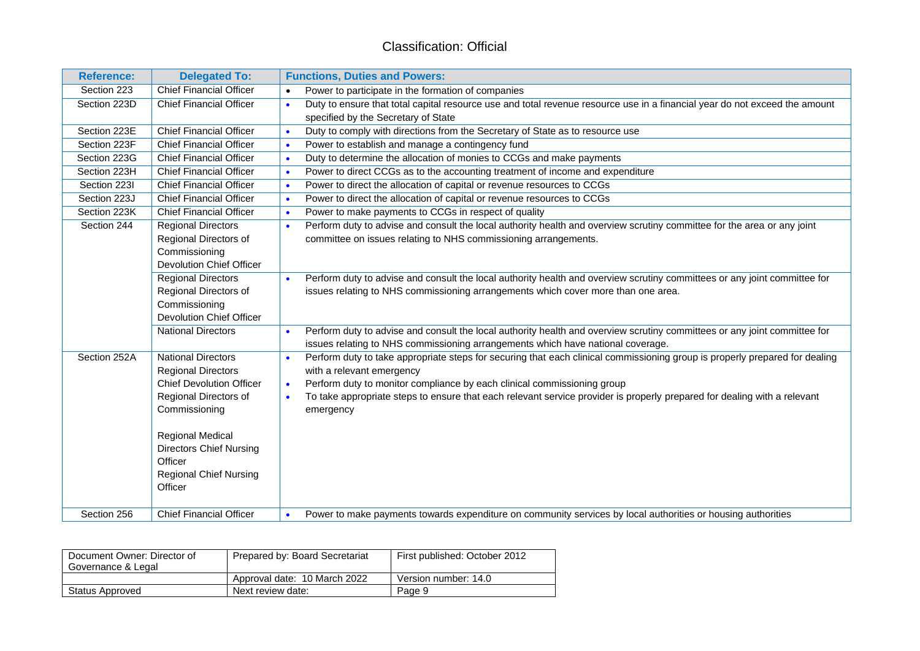| Reference: | Delegated To: | Functions, Duties and Powers: |
| --- | --- | --- |
| Section 223 | Chief Financial Officer | • Power to participate in the formation of companies |
| Section 223D | Chief Financial Officer | • Duty to ensure that total capital resource use and total revenue resource use in a financial year do not exceed the amount specified by the Secretary of State |
| Section 223E | Chief Financial Officer | • Duty to comply with directions from the Secretary of State as to resource use |
| Section 223F | Chief Financial Officer | • Power to establish and manage a contingency fund |
| Section 223G | Chief Financial Officer | • Duty to determine the allocation of monies to CCGs and make payments |
| Section 223H | Chief Financial Officer | • Power to direct CCGs as to the accounting treatment of income and expenditure |
| Section 223I | Chief Financial Officer | • Power to direct the allocation of capital or revenue resources to CCGs |
| Section 223J | Chief Financial Officer | • Power to direct the allocation of capital or revenue resources to CCGs |
| Section 223K | Chief Financial Officer | • Power to make payments to CCGs in respect of quality |
| Section 244 | Regional Directors<br>Regional Directors of Commissioning<br>Devolution Chief Officer | • Perform duty to advise and consult the local authority health and overview scrutiny committee for the area or any joint committee on issues relating to NHS commissioning arrangements. |
| | Regional Directors<br>Regional Directors of Commissioning<br>Devolution Chief Officer | • Perform duty to advise and consult the local authority health and overview scrutiny committees or any joint committee for issues relating to NHS commissioning arrangements which cover more than one area. |
| | National Directors | • Perform duty to advise and consult the local authority health and overview scrutiny committees or any joint committee for issues relating to NHS commissioning arrangements which have national coverage. |
| Section 252A | National Directors<br>Regional Directors<br>Chief Devolution Officer<br>Regional Directors of Commissioning<br><br>Regional Medical Directors Chief Nursing Officer<br>Regional Chief Nursing Officer | • Perform duty to take appropriate steps for securing that each clinical commissioning group is properly prepared for dealing with a relevant emergency<br>• Perform duty to monitor compliance by each clinical commissioning group<br>• To take appropriate steps to ensure that each relevant service provider is properly prepared for dealing with a relevant emergency |
| Section 256 | Chief Financial Officer | • Power to make payments towards expenditure on community services by local authorities or housing authorities |

| Document Owner: Director of Governance & Legal | Prepared by: Board Secretariat | First published: October 2012 |
| --- | --- | --- |
| | Approval date: 10 March 2022 | Version number: 14.0 |
| Status Approved | Next review date: | Page 9 |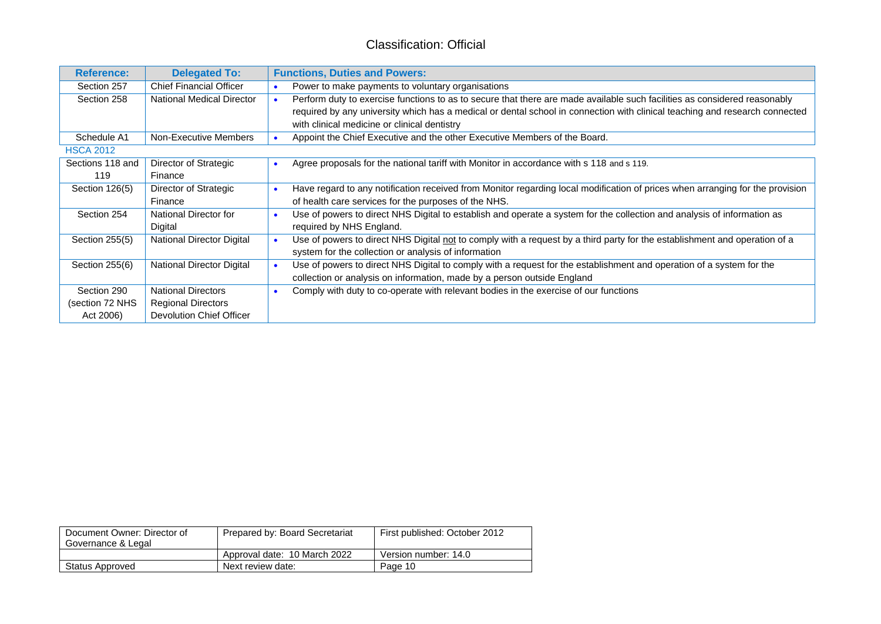| Reference: | Delegated To: | Functions, Duties and Powers: |
|---|---|---|
| Section 257 | Chief Financial Officer | • Power to make payments to voluntary organisations |
| Section 258 | National Medical Director | • Perform duty to exercise functions to as to secure that there are made available such facilities as considered reasonably required by any university which has a medical or dental school in connection with clinical teaching and research connected with clinical medicine or clinical dentistry |
| Schedule A1 | Non-Executive Members | • Appoint the Chief Executive and the other Executive Members of the Board. |
| HSCA 2012 | | |
| Sections 118 and 119 | Director of Strategic Finance | • Agree proposals for the national tariff with Monitor in accordance with s 118 and s 119. |
| Section 126(5) | Director of Strategic Finance | • Have regard to any notification received from Monitor regarding local modification of prices when arranging for the provision of health care services for the purposes of the NHS. |
| Section 254 | National Director for Digital | • Use of powers to direct NHS Digital to establish and operate a system for the collection and analysis of information as required by NHS England. |
| Section 255(5) | National Director Digital | • Use of powers to direct NHS Digital not to comply with a request by a third party for the establishment and operation of a system for the collection or analysis of information |
| Section 255(6) | National Director Digital | • Use of powers to direct NHS Digital to comply with a request for the establishment and operation of a system for the collection or analysis on information, made by a person outside England |
| Section 290 (section 72 NHS Act 2006) | National Directors<br>Regional Directors<br>Devolution Chief Officer | • Comply with duty to co-operate with relevant bodies in the exercise of our functions |

| Document Owner: Director of Governance & Legal | Prepared by: Board Secretariat | First published: October 2012 |
|---|---|---|
| | Approval date: 10 March 2022 | Version number: 14.0 |
| Status Approved | Next review date: | |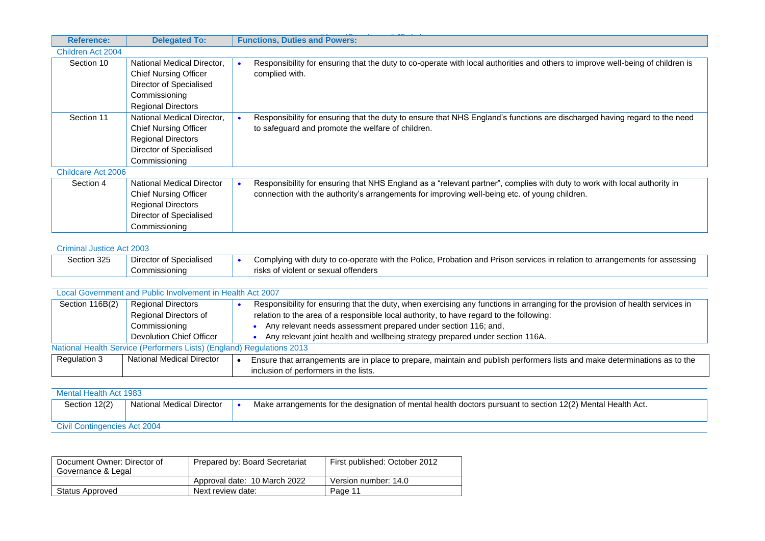| Reference: | Delegated To: | Functions, Duties and Powers: |
|---|---|---|
| **Children Act 2004** | | |
| Section 10 | National Medical Director, Chief Nursing Officer Director of Specialised Commissioning Regional Directors | • Responsibility for ensuring that the duty to co-operate with local authorities and others to improve well-being of children is complied with. |
| Section 11 | National Medical Director, Chief Nursing Officer Regional Directors Director of Specialised Commissioning | • Responsibility for ensuring that the duty to ensure that NHS England's functions are discharged having regard to the need to safeguard and promote the welfare of children. |
| **Childcare Act 2006** | | |
| Section 4 | National Medical Director Chief Nursing Officer Regional Directors Director of Specialised Commissioning | • Responsibility for ensuring that NHS England as a "relevant partner", complies with duty to work with local authority in connection with the authority's arrangements for improving well-being etc. of young children. |
| **Criminal Justice Act 2003** | | |
| Section 325 | Director of Specialised Commissioning | • Complying with duty to co-operate with the Police, Probation and Prison services in relation to arrangements for assessing risks of violent or sexual offenders |
| **Local Government and Public Involvement in Health Act 2007** | | |
| Section 116B(2) | Regional Directors Regional Directors of Commissioning Devolution Chief Officer | • Responsibility for ensuring that the duty, when exercising any functions in arranging for the provision of health services in relation to the area of a responsible local authority, to have regard to the following:<br>• Any relevant needs assessment prepared under section 116; and,<br>• Any relevant joint health and wellbeing strategy prepared under section 116A. |
| **National Health Service (Performers Lists) (England) Regulations 2013** | | |
| Regulation 3 | National Medical Director | • Ensure that arrangements are in place to prepare, maintain and publish performers lists and make determinations as to the inclusion of performers in the lists. |
| **Mental Health Act 1983** | | |
| Section 12(2) | National Medical Director | • Make arrangements for the designation of mental health doctors pursuant to section 12(2) Mental Health Act. |
| **Civil Contingencies Act 2004** | | |

| Document Owner: Director of Governance & Legal | Prepared by: Board Secretariat | First published: October 2012 |
|---|---|---|
| | Approval date: 10 March 2022 | Version number: 14.0 |
| Status Approved | Next review date: | Page 11 |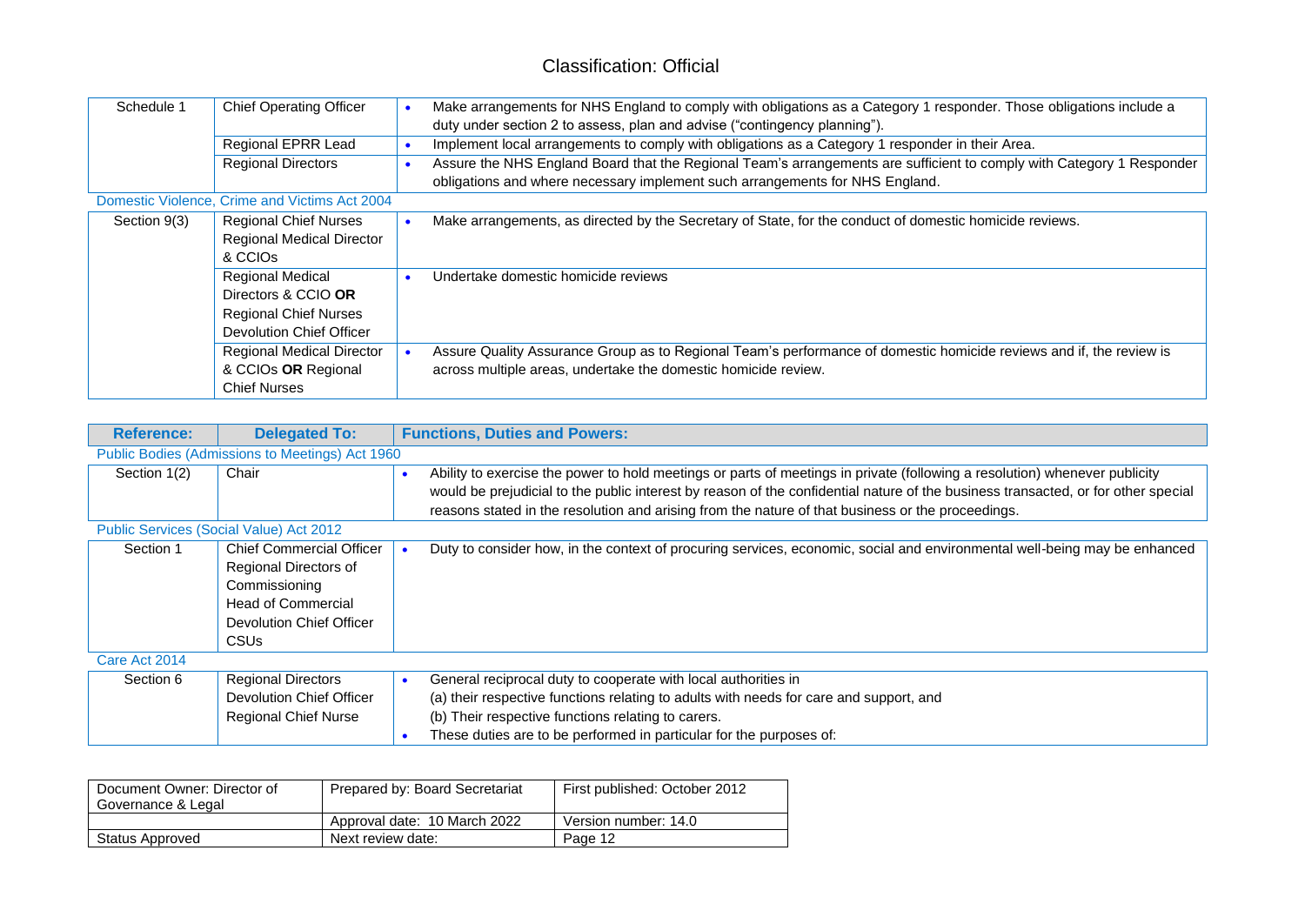| Reference: | Delegated To: | Functions, Duties and Powers: |
|---|---|---|
| Schedule 1 | Chief Operating Officer | • Make arrangements for NHS England to comply with obligations as a Category 1 responder. Those obligations include a duty under section 2 to assess, plan and advise ("contingency planning"). |
| | Regional EPRR Lead | • Implement local arrangements to comply with obligations as a Category 1 responder in their Area. |
| | Regional Directors | • Assure the NHS England Board that the Regional Team's arrangements are sufficient to comply with Category 1 Responder obligations and where necessary implement such arrangements for NHS England. |
| **Domestic Violence, Crime and Victims Act 2004** | | |
| Section 9(3) | Regional Chief Nurses<br>Regional Medical Director & CCIOs | • Make arrangements, as directed by the Secretary of State, for the conduct of domestic homicide reviews. |
| | Regional Medical Directors & CCIO **OR** Regional Chief Nurses<br>Devolution Chief Officer | • Undertake domestic homicide reviews |
| | Regional Medical Director & CCIOs **OR** Regional Chief Nurses | • Assure Quality Assurance Group as to Regional Team's performance of domestic homicide reviews and if, the review is across multiple areas, undertake the domestic homicide review. |

| Reference: | Delegated To: | Functions, Duties and Powers: |
|---|---|---|
| **Public Bodies (Admissions to Meetings) Act 1960** | | |
| Section 1(2) | Chair | • Ability to exercise the power to hold meetings or parts of meetings in private (following a resolution) whenever publicity would be prejudicial to the public interest by reason of the confidential nature of the business transacted, or for other special reasons stated in the resolution and arising from the nature of that business or the proceedings. |
| **Public Services (Social Value) Act 2012** | | |
| Section 1 | Chief Commercial Officer<br>Regional Directors of Commissioning<br>Head of Commercial<br>Devolution Chief Officer<br>CSUs | • Duty to consider how, in the context of procuring services, economic, social and environmental well-being may be enhanced |
| **Care Act 2014** | | |
| Section 6 | Regional Directors<br>Devolution Chief Officer<br>Regional Chief Nurse | • General reciprocal duty to cooperate with local authorities in<br>(a) their respective functions relating to adults with needs for care and support, and<br>(b) Their respective functions relating to carers.<br>• These duties are to be performed in particular for the purposes of: |

| Document Owner: Director of Governance & Legal | Prepared by: Board Secretariat | First published: October 2012 |
|---|---|---|
| | Approval date: 10 March 2022 | Version number: 14.0 |
| Status Approved | Next review date: | Page 12 |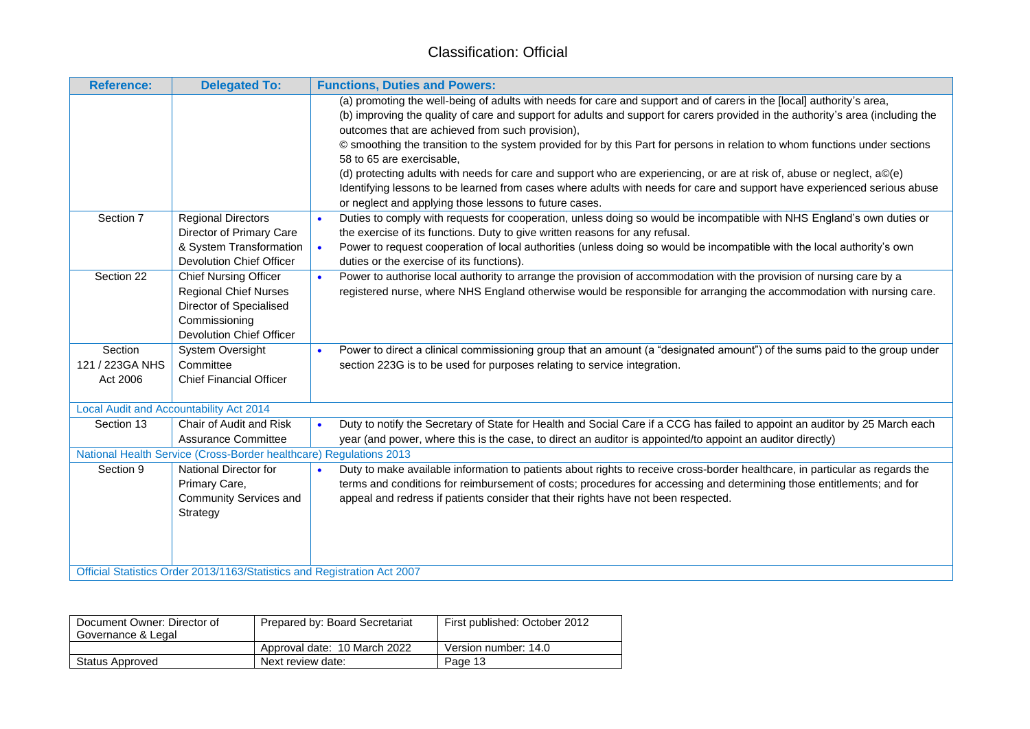| Reference: | Delegated To: | Functions, Duties and Powers: |
|---|---|---|
| | | (a) promoting the well-being of adults with needs for care and support and of carers in the [local] authority's area,<br>(b) improving the quality of care and support for adults and support for carers provided in the authority's area (including the outcomes that are achieved from such provision),<br>© smoothing the transition to the system provided for by this Part for persons in relation to whom functions under sections 58 to 65 are exercisable,<br>(d) protecting adults with needs for care and support who are experiencing, or are at risk of, abuse or neglect, a©(e) Identifying lessons to be learned from cases where adults with needs for care and support have experienced serious abuse or neglect and applying those lessons to future cases. |
| Section 7 | Regional Directors<br>Director of Primary Care & System Transformation<br>Devolution Chief Officer | • Duties to comply with requests for cooperation, unless doing so would be incompatible with NHS England's own duties or the exercise of its functions. Duty to give written reasons for any refusal.<br>• Power to request cooperation of local authorities (unless doing so would be incompatible with the local authority's own duties or the exercise of its functions). |
| Section 22 | Chief Nursing Officer<br>Regional Chief Nurses<br>Director of Specialised Commissioning<br>Devolution Chief Officer | • Power to authorise local authority to arrange the provision of accommodation with the provision of nursing care by a registered nurse, where NHS England otherwise would be responsible for arranging the accommodation with nursing care. |
| Section 121 / 223GA NHS Act 2006 | System Oversight Committee<br>Chief Financial Officer | • Power to direct a clinical commissioning group that an amount (a "designated amount") of the sums paid to the group under section 223G is to be used for purposes relating to service integration. |
| Local Audit and Accountability Act 2014 | | |
| Section 13 | Chair of Audit and Risk Assurance Committee | • Duty to notify the Secretary of State for Health and Social Care if a CCG has failed to appoint an auditor by 25 March each year (and power, where this is the case, to direct an auditor is appointed/to appoint an auditor directly) |
| National Health Service (Cross-Border healthcare) Regulations 2013 | | |
| Section 9 | National Director for Primary Care, Community Services and Strategy | • Duty to make available information to patients about rights to receive cross-border healthcare, in particular as regards the terms and conditions for reimbursement of costs; procedures for accessing and determining those entitlements; and for appeal and redress if patients consider that their rights have not been respected. |
| Official Statistics Order 2013/1163/Statistics and Registration Act 2007 | | |

| Document Owner: Director of Governance & Legal | Prepared by: Board Secretariat | First published: October 2012 |
|---|---|---|
| | Approval date: 10 March 2022 | Version number: 14.0 |
| Status Approved | Next review date: | Page 13 |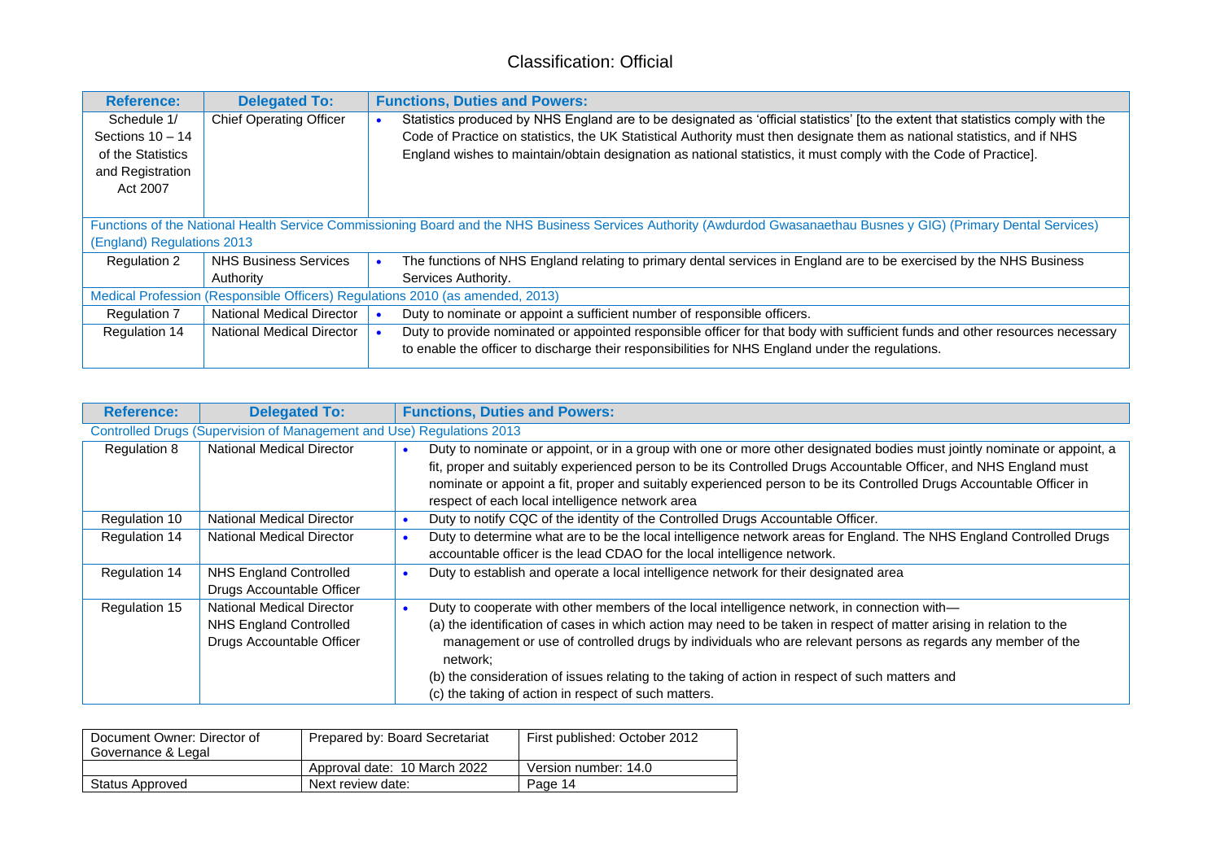| Reference: | Delegated To: | Functions, Duties and Powers: |
|---|---|---|
| Schedule 1/ Sections 10 – 14 of the Statistics and Registration Act 2007 | Chief Operating Officer | • Statistics produced by NHS England are to be designated as 'official statistics' [to the extent that statistics comply with the Code of Practice on statistics, the UK Statistical Authority must then designate them as national statistics, and if NHS England wishes to maintain/obtain designation as national statistics, it must comply with the Code of Practice]. |
| Functions of the National Health Service Commissioning Board and the NHS Business Services Authority (Awdurdod Gwasanaethau Busnes y GIG) (Primary Dental Services) (England) Regulations 2013 | | |
| Regulation 2 | NHS Business Services Authority | • The functions of NHS England relating to primary dental services in England are to be exercised by the NHS Business Services Authority. |
| Medical Profession (Responsible Officers) Regulations 2010 (as amended, 2013) | | |
| Regulation 7 | National Medical Director | • Duty to nominate or appoint a sufficient number of responsible officers. |
| Regulation 14 | National Medical Director | • Duty to provide nominated or appointed responsible officer for that body with sufficient funds and other resources necessary to enable the officer to discharge their responsibilities for NHS England under the regulations. |

| Reference: | Delegated To: | Functions, Duties and Powers: |
|---|---|---|
| Controlled Drugs (Supervision of Management and Use) Regulations 2013 | | |
| Regulation 8 | National Medical Director | • Duty to nominate or appoint, or in a group with one or more other designated bodies must jointly nominate or appoint, a fit, proper and suitably experienced person to be its Controlled Drugs Accountable Officer, and NHS England must nominate or appoint a fit, proper and suitably experienced person to be its Controlled Drugs Accountable Officer in respect of each local intelligence network area |
| Regulation 10 | National Medical Director | • Duty to notify CQC of the identity of the Controlled Drugs Accountable Officer. |
| Regulation 14 | National Medical Director | • Duty to determine what are to be the local intelligence network areas for England. The NHS England Controlled Drugs accountable officer is the lead CDAO for the local intelligence network. |
| Regulation 14 | NHS England Controlled Drugs Accountable Officer | • Duty to establish and operate a local intelligence network for their designated area |
| Regulation 15 | National Medical Director NHS England Controlled Drugs Accountable Officer | • Duty to cooperate with other members of the local intelligence network, in connection with— (a) the identification of cases in which action may need to be taken in respect of matter arising in relation to the management or use of controlled drugs by individuals who are relevant persons as regards any member of the network; (b) the consideration of issues relating to the taking of action in respect of such matters and (c) the taking of action in respect of such matters. |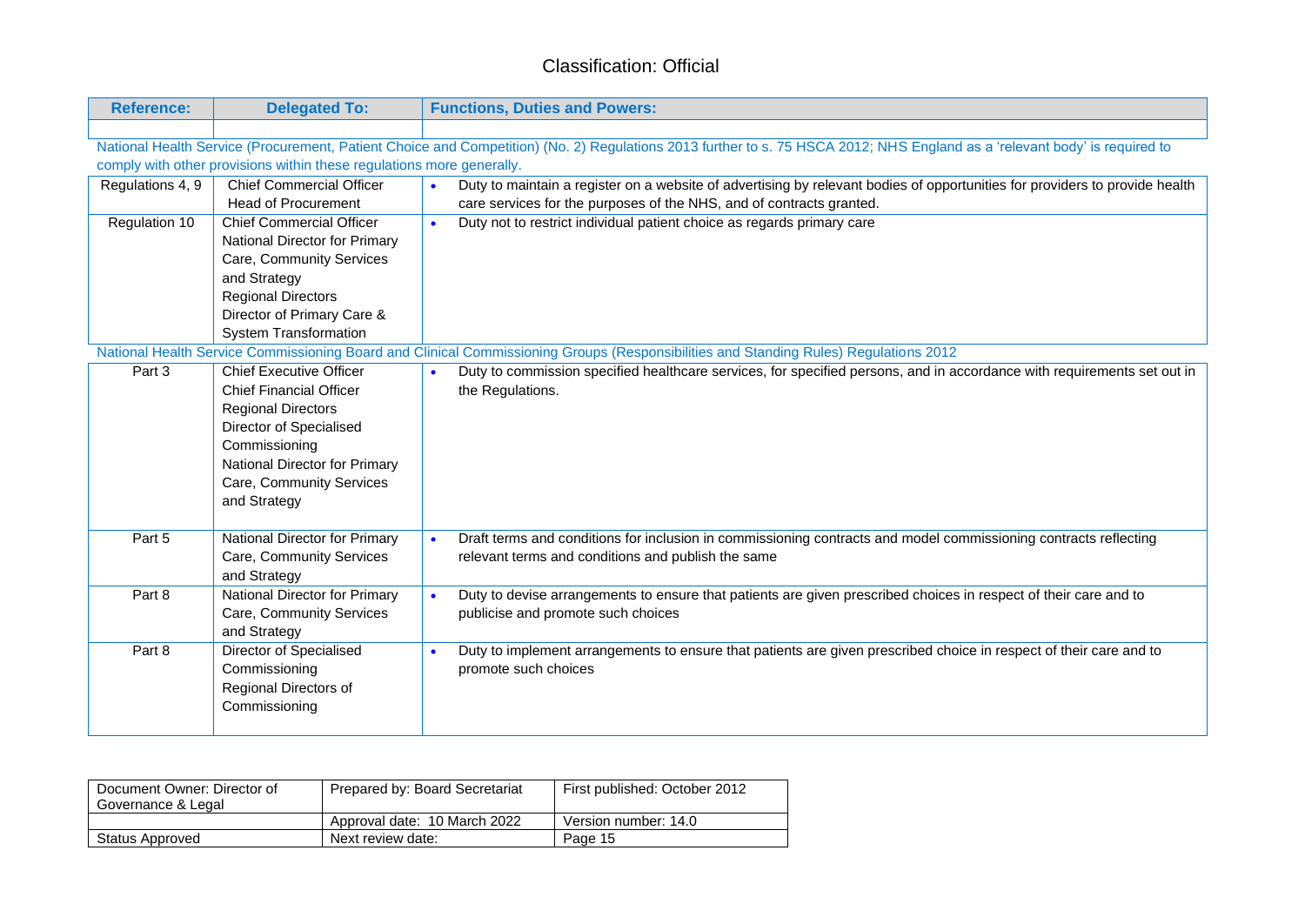| Reference: | Delegated To: | Functions, Duties and Powers: |
|---|---|---|
| | | |
| National Health Service (Procurement, Patient Choice and Competition) (No. 2) Regulations 2013 further to s. 75 HSCA 2012; NHS England as a 'relevant body' is required to comply with other provisions within these regulations more generally. | | |
| Regulations 4, 9 | Chief Commercial Officer<br>Head of Procurement | • Duty to maintain a register on a website of advertising by relevant bodies of opportunities for providers to provide health care services for the purposes of the NHS, and of contracts granted. |
| Regulation 10 | Chief Commercial Officer<br>National Director for Primary Care, Community Services and Strategy<br>Regional Directors<br>Director of Primary Care & System Transformation | • Duty not to restrict individual patient choice as regards primary care |
| National Health Service Commissioning Board and Clinical Commissioning Groups (Responsibilities and Standing Rules) Regulations 2012 | | |
| Part 3 | Chief Executive Officer<br>Chief Financial Officer<br>Regional Directors<br>Director of Specialised Commissioning<br>National Director for Primary Care, Community Services and Strategy | • Duty to commission specified healthcare services, for specified persons, and in accordance with requirements set out in the Regulations. |
| Part 5 | National Director for Primary Care, Community Services and Strategy | • Draft terms and conditions for inclusion in commissioning contracts and model commissioning contracts reflecting relevant terms and conditions and publish the same |
| Part 8 | National Director for Primary Care, Community Services and Strategy | • Duty to devise arrangements to ensure that patients are given prescribed choices in respect of their care and to publicise and promote such choices |
| Part 8 | Director of Specialised Commissioning<br>Regional Directors of Commissioning | • Duty to implement arrangements to ensure that patients are given prescribed choice in respect of their care and to promote such choices |

| Document Owner: Director of Governance & Legal | Prepared by: Board Secretariat | First published: October 2012 |
|---|---|---|
| | Approval date: 10 March 2022 | Version number: 14.0 |
| Status Approved | Next review date: | Page 15 |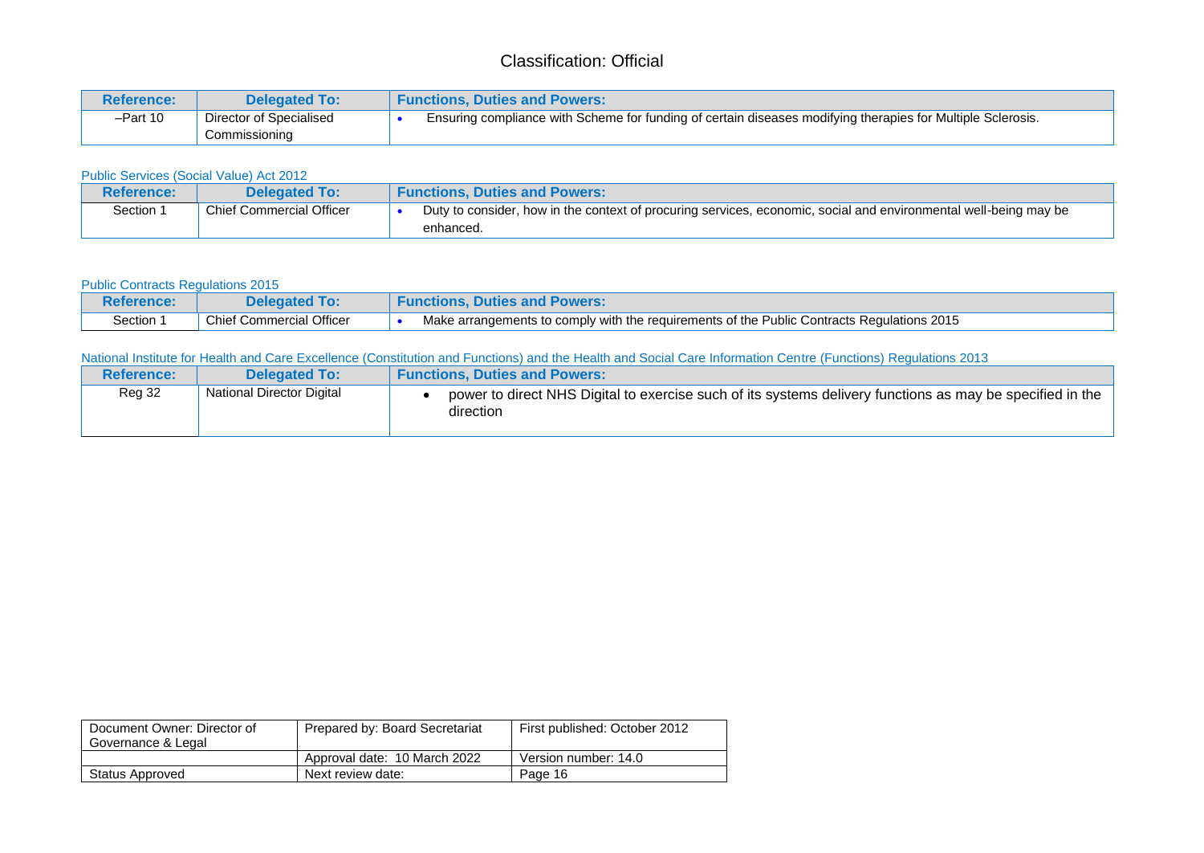| Reference: | Delegated To: | Functions, Duties and Powers: |
|---|---|---|
| –Part 10 | Director of Specialised Commissioning | • Ensuring compliance with Scheme for funding of certain diseases modifying therapies for Multiple Sclerosis. |

Public Services (Social Value) Act 2012

| Reference: | Delegated To: | Functions, Duties and Powers: |
|---|---|---|
| Section 1 | Chief Commercial Officer | • Duty to consider, how in the context of procuring services, economic, social and environmental well-being may be enhanced. |

Public Contracts Regulations 2015

| Reference: | Delegated To: | Functions, Duties and Powers: |
|---|---|---|
| Section 1 | Chief Commercial Officer | • Make arrangements to comply with the requirements of the Public Contracts Regulations 2015 |

National Institute for Health and Care Excellence (Constitution and Functions) and the Health and Social Care Information Centre (Functions) Regulations 2013

| Reference: | Delegated To: | Functions, Duties and Powers: |
|---|---|---|
| Reg 32 | National Director Digital | • power to direct NHS Digital to exercise such of its systems delivery functions as may be specified in the direction |

| Document Owner: Director of Governance & Legal | Prepared by: Board Secretariat | First published: October 2012 |
|---|---|---|
| | Approval date: 10 March 2022 | Version number: 14.0 |
| Status Approved | Next review date: | Page 16 |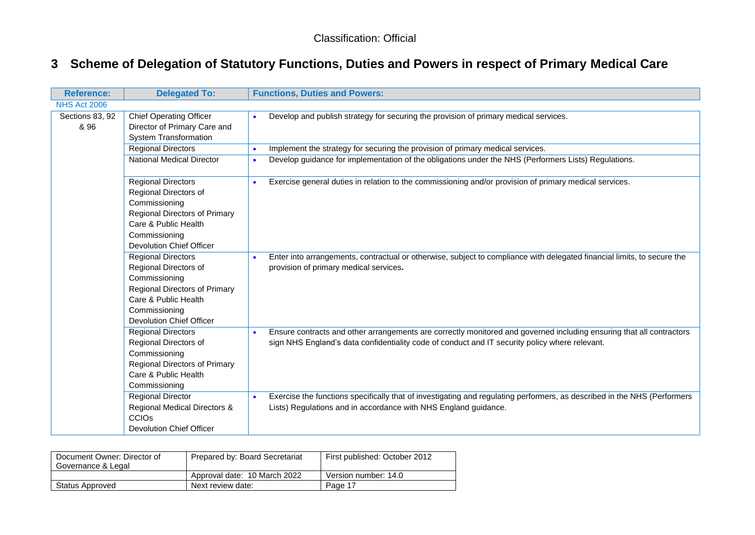# 3 Scheme of Delegation of Statutory Functions, Duties and Powers in respect of Primary Medical Care

| Reference: | Delegated To: | Functions, Duties and Powers: |
|---|---|---|
| NHS Act 2006 | | |
| Sections 83, 92 & 96 | Chief Operating Officer<br>Director of Primary Care and System Transformation | • Develop and publish strategy for securing the provision of primary medical services. |
| | Regional Directors | • Implement the strategy for securing the provision of primary medical services. |
| | National Medical Director | • Develop guidance for implementation of the obligations under the NHS (Performers Lists) Regulations. |
| | Regional Directors<br>Regional Directors of Commissioning<br>Regional Directors of Primary Care & Public Health Commissioning<br>Devolution Chief Officer | • Exercise general duties in relation to the commissioning and/or provision of primary medical services. |
| | Regional Directors<br>Regional Directors of Commissioning<br>Regional Directors of Primary Care & Public Health Commissioning<br>Devolution Chief Officer | • Enter into arrangements, contractual or otherwise, subject to compliance with delegated financial limits, to secure the provision of primary medical services. |
| | Regional Directors<br>Regional Directors of Commissioning<br>Regional Directors of Primary Care & Public Health Commissioning | • Ensure contracts and other arrangements are correctly monitored and governed including ensuring that all contractors sign NHS England's data confidentiality code of conduct and IT security policy where relevant. |
| | Regional Director<br>Regional Medical Directors & CCIOs<br>Devolution Chief Officer | • Exercise the functions specifically that of investigating and regulating performers, as described in the NHS (Performers Lists) Regulations and in accordance with NHS England guidance. |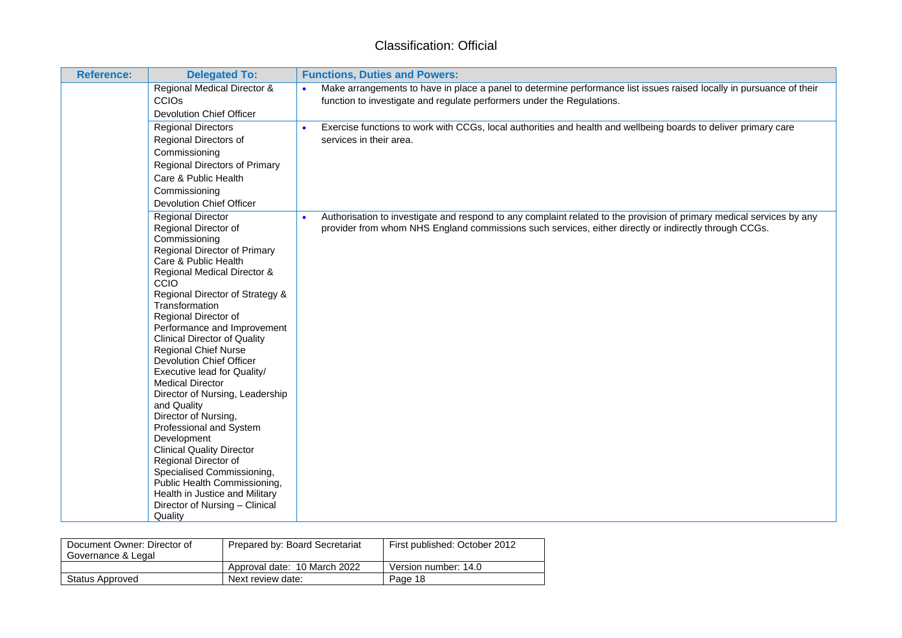| Reference: | Delegated To: | Functions, Duties and Powers: |
|---|---|---|
| | Regional Medical Director & CCIOs<br>Devolution Chief Officer | • Make arrangements to have in place a panel to determine performance list issues raised locally in pursuance of their function to investigate and regulate performers under the Regulations. |
| | Regional Directors<br>Regional Directors of Commissioning<br>Regional Directors of Primary Care & Public Health Commissioning<br>Devolution Chief Officer | • Exercise functions to work with CCGs, local authorities and health and wellbeing boards to deliver primary care services in their area. |
| | Regional Director<br>Regional Director of Commissioning<br>Regional Director of Primary Care & Public Health<br>Regional Medical Director & CCIO<br>Regional Director of Strategy & Transformation<br>Regional Director of Performance and Improvement<br>Clinical Director of Quality<br>Regional Chief Nurse<br>Devolution Chief Officer<br>Executive lead for Quality/ Medical Director<br>Director of Nursing, Leadership and Quality<br>Director of Nursing, Professional and System Development<br>Clinical Quality Director<br>Regional Director of Specialised Commissioning, Public Health Commissioning, Health in Justice and Military<br>Director of Nursing – Clinical Quality | • Authorisation to investigate and respond to any complaint related to the provision of primary medical services by any provider from whom NHS England commissions such services, either directly or indirectly through CCGs. |

| Document Owner: Director of Governance & Legal | Prepared by: Board Secretariat | First published: October 2012 |
|---|---|---|
| | Approval date: 10 March 2022 | Version number: 14.0 |
| Status Approved | Next review date: | Page 18 |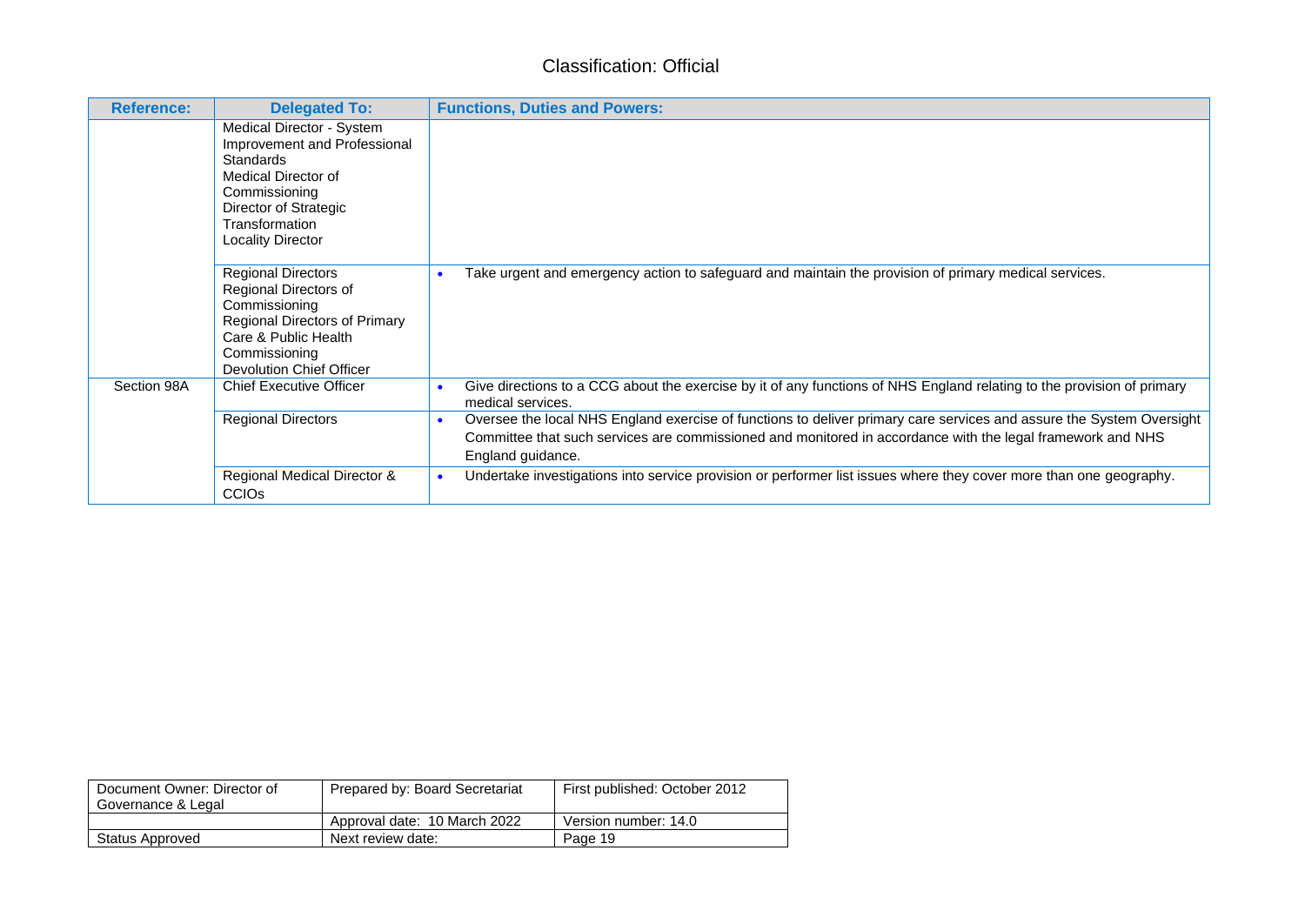Classification: Official

| Reference: | Delegated To: | Functions, Duties and Powers: |
|---|---|---|
| | Medical Director - System Improvement and Professional Standards<br>Medical Director of Commissioning<br>Director of Strategic Transformation<br>Locality Director | |
| | Regional Directors<br>Regional Directors of Commissioning<br>Regional Directors of Primary Care & Public Health Commissioning<br>Devolution Chief Officer | • Take urgent and emergency action to safeguard and maintain the provision of primary medical services. |
| Section 98A | Chief Executive Officer | • Give directions to a CCG about the exercise by it of any functions of NHS England relating to the provision of primary medical services. |
| | Regional Directors | • Oversee the local NHS England exercise of functions to deliver primary care services and assure the System Oversight Committee that such services are commissioned and monitored in accordance with the legal framework and NHS England guidance. |
| | Regional Medical Director & CCIOs | • Undertake investigations into service provision or performer list issues where they cover more than one geography. |

| Document Owner: Director of Governance & Legal | Prepared by: Board Secretariat | First published: October 2012 |
|---|---|---|
| | Approval date: 10 March 2022 | Version number: 14.0 |
| Status Approved | Next review date: | Page 19 |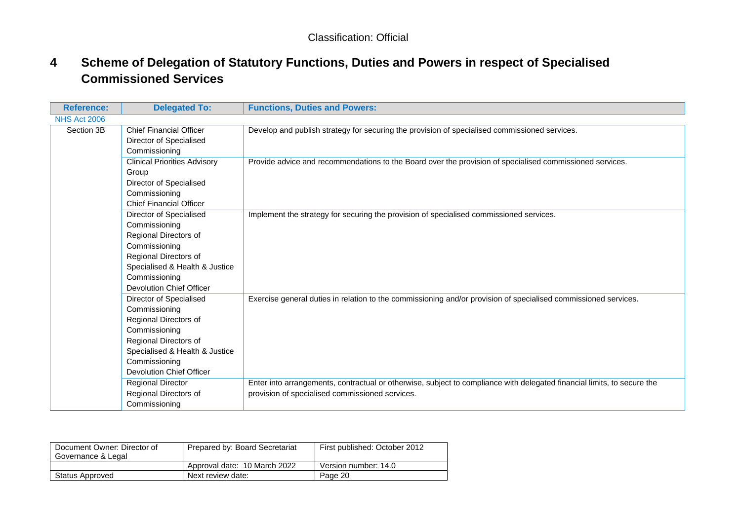# 4 Scheme of Delegation of Statutory Functions, Duties and Powers in respect of Specialised Commissioned Services

| Reference: | Delegated To: | Functions, Duties and Powers: |
|---|---|---|
| NHS Act 2006 | | |
| Section 3B | Chief Financial Officer<br>Director of Specialised Commissioning | Develop and publish strategy for securing the provision of specialised commissioned services. |
| | Clinical Priorities Advisory Group<br>Director of Specialised Commissioning<br>Chief Financial Officer | Provide advice and recommendations to the Board over the provision of specialised commissioned services. |
| | Director of Specialised Commissioning<br>Regional Directors of Commissioning<br>Regional Directors of Specialised & Health & Justice Commissioning<br>Devolution Chief Officer | Implement the strategy for securing the provision of specialised commissioned services. |
| | Director of Specialised Commissioning<br>Regional Directors of Commissioning<br>Regional Directors of Specialised & Health & Justice Commissioning<br>Devolution Chief Officer | Exercise general duties in relation to the commissioning and/or provision of specialised commissioned services. |
| | Regional Director<br>Regional Directors of Commissioning | Enter into arrangements, contractual or otherwise, subject to compliance with delegated financial limits, to secure the provision of specialised commissioned services. |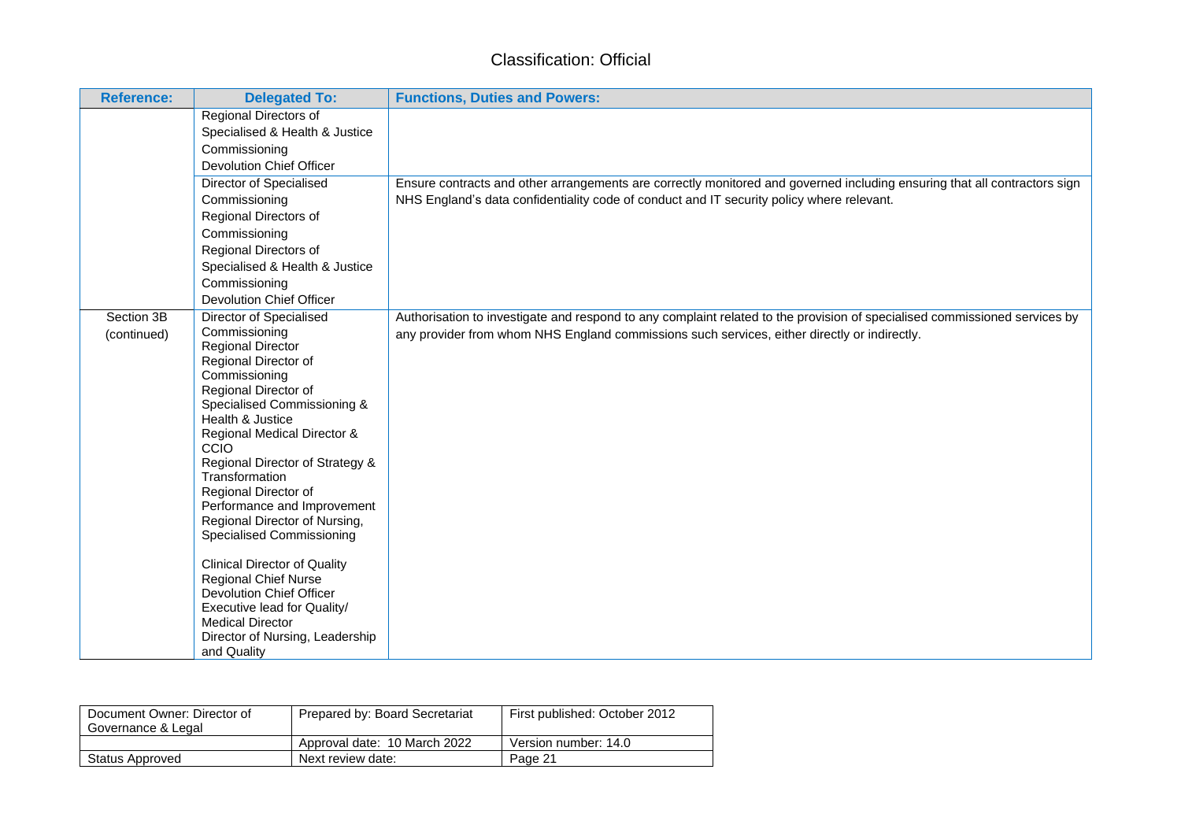| Reference: | Delegated To: | Functions, Duties and Powers: |
|---|---|---|
| | Regional Directors of Specialised & Health & Justice Commissioning<br>Devolution Chief Officer | |
| | Director of Specialised Commissioning<br>Regional Directors of Commissioning<br>Regional Directors of Specialised & Health & Justice Commissioning<br>Devolution Chief Officer | Ensure contracts and other arrangements are correctly monitored and governed including ensuring that all contractors sign NHS England's data confidentiality code of conduct and IT security policy where relevant. |
| Section 3B (continued) | Director of Specialised Commissioning<br>Regional Director<br>Regional Director of Commissioning<br>Regional Director of Specialised Commissioning & Health & Justice<br>Regional Medical Director & CCIO<br>Regional Director of Strategy & Transformation<br>Regional Director of Performance and Improvement<br>Regional Director of Nursing, Specialised Commissioning<br><br>Clinical Director of Quality<br>Regional Chief Nurse<br>Devolution Chief Officer<br>Executive lead for Quality/ Medical Director<br>Director of Nursing, Leadership and Quality | Authorisation to investigate and respond to any complaint related to the provision of specialised commissioned services by any provider from whom NHS England commissions such services, either directly or indirectly. |

| Document Owner: Director of Governance & Legal | Prepared by: Board Secretariat | First published: October 2012 |
|---|---|---|
| | Approval date: 10 March 2022 | Version number: 14.0 |
| Status Approved | Next review date: | Page 21 |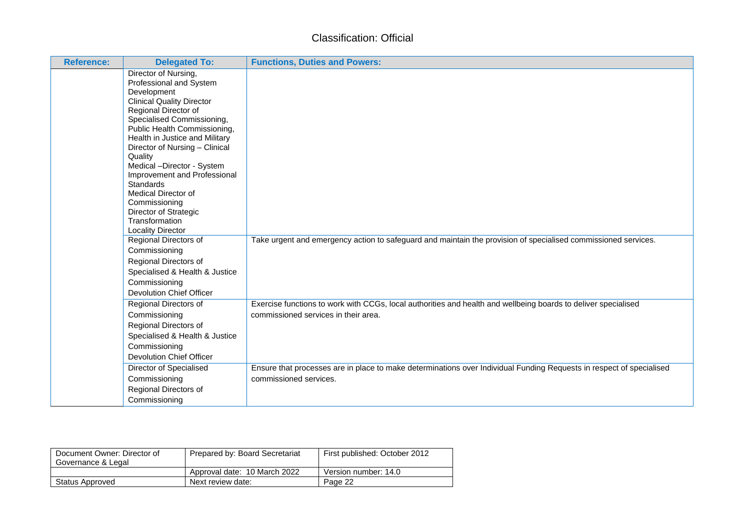| Reference: | Delegated To: | Functions, Duties and Powers: |
|---|---|---|
| | Director of Nursing, Professional and System Development<br>Clinical Quality Director<br>Regional Director of Specialised Commissioning, Public Health Commissioning, Health in Justice and Military<br>Director of Nursing – Clinical Quality<br>Medical –Director - System Improvement and Professional Standards<br>Medical Director of Commissioning<br>Director of Strategic Transformation<br>Locality Director | |
| | Regional Directors of Commissioning<br>Regional Directors of Specialised & Health & Justice Commissioning<br>Devolution Chief Officer | Take urgent and emergency action to safeguard and maintain the provision of specialised commissioned services. |
| | Regional Directors of Commissioning<br>Regional Directors of Specialised & Health & Justice Commissioning<br>Devolution Chief Officer | Exercise functions to work with CCGs, local authorities and health and wellbeing boards to deliver specialised commissioned services in their area. |
| | Director of Specialised Commissioning<br>Regional Directors of Commissioning | Ensure that processes are in place to make determinations over Individual Funding Requests in respect of specialised commissioned services. |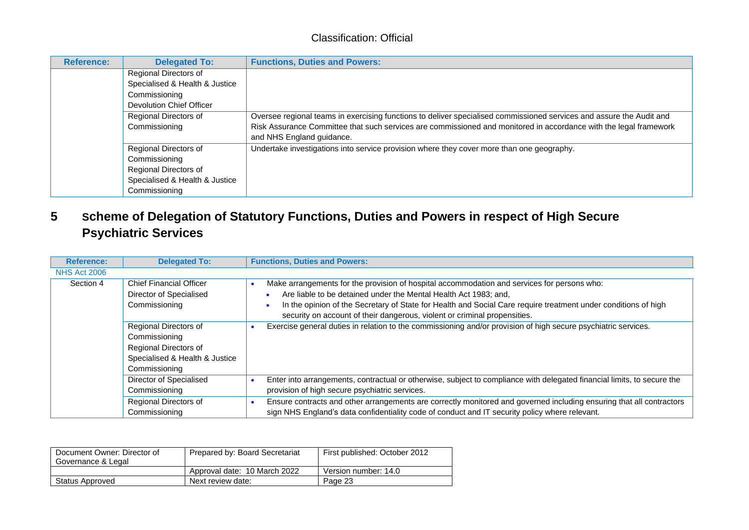| Reference: | Delegated To: | Functions, Duties and Powers: |
|---|---|---|
| | Regional Directors of Specialised & Health & Justice Commissioning<br>Devolution Chief Officer | |
| | Regional Directors of Commissioning | Oversee regional teams in exercising functions to deliver specialised commissioned services and assure the Audit and Risk Assurance Committee that such services are commissioned and monitored in accordance with the legal framework and NHS England guidance. |
| | Regional Directors of Commissioning<br>Regional Directors of Specialised & Health & Justice Commissioning | Undertake investigations into service provision where they cover more than one geography. |

# 5 Scheme of Delegation of Statutory Functions, Duties and Powers in respect of High Secure Psychiatric Services

| Reference: | Delegated To: | Functions, Duties and Powers: |
|---|---|---|
| NHS Act 2006 | | |
| Section 4 | Chief Financial Officer<br>Director of Specialised Commissioning | • Make arrangements for the provision of hospital accommodation and services for persons who:<br>  • Are liable to be detained under the Mental Health Act 1983; and,<br>  • In the opinion of the Secretary of State for Health and Social Care require treatment under conditions of high security on account of their dangerous, violent or criminal propensities. |
| | Regional Directors of Commissioning<br>Regional Directors of Specialised & Health & Justice Commissioning | • Exercise general duties in relation to the commissioning and/or provision of high secure psychiatric services. |
| | Director of Specialised Commissioning | • Enter into arrangements, contractual or otherwise, subject to compliance with delegated financial limits, to secure the provision of high secure psychiatric services. |
| | Regional Directors of Commissioning | • Ensure contracts and other arrangements are correctly monitored and governed including ensuring that all contractors sign NHS England's data confidentiality code of conduct and IT security policy where relevant. |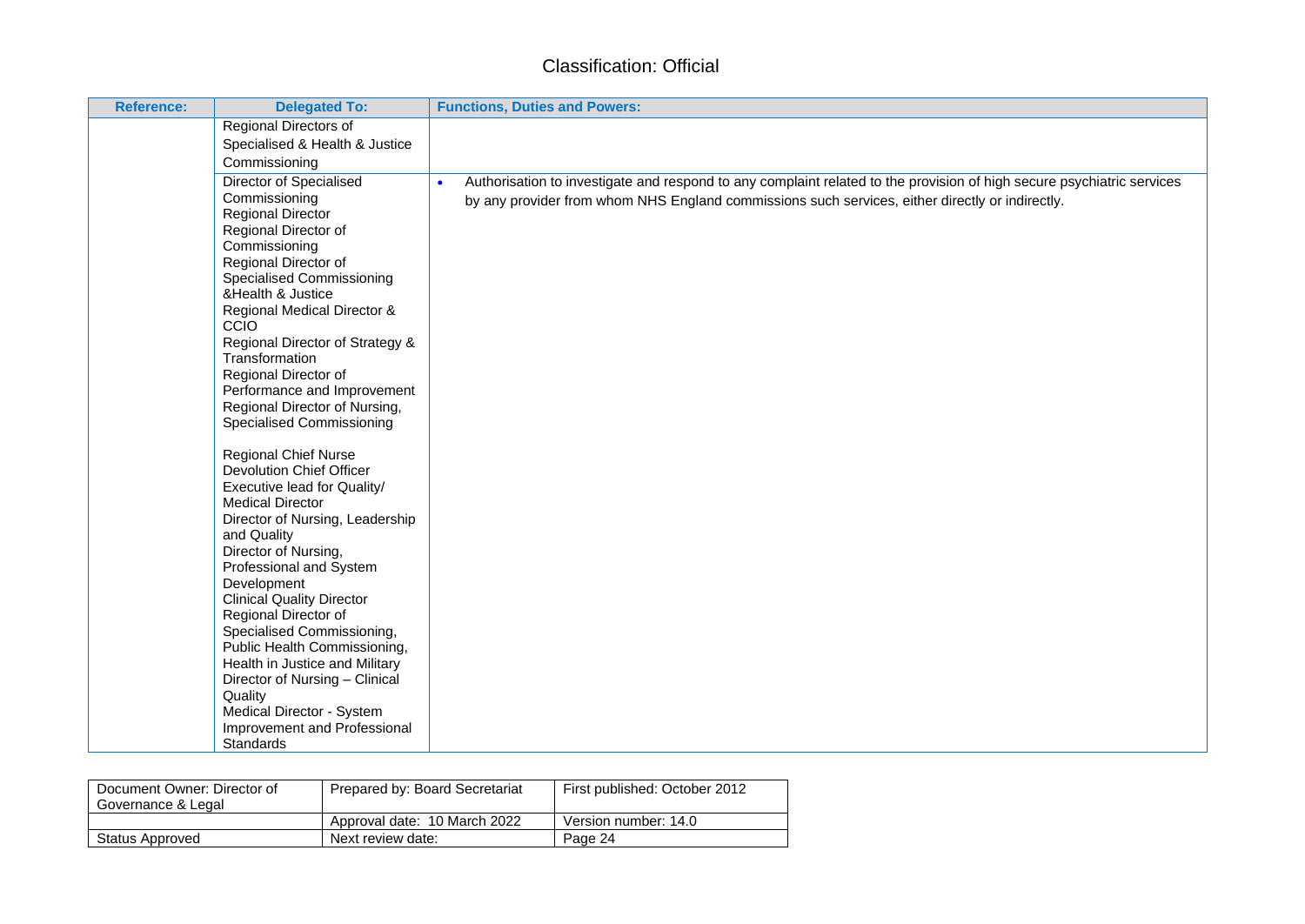| Reference: | Delegated To: | Functions, Duties and Powers: |
|---|---|---|
| | Regional Directors of Specialised & Health & Justice Commissioning | |
| | Director of Specialised Commissioning<br>Regional Director<br>Regional Director of Commissioning<br>Regional Director of Specialised Commissioning &Health & Justice<br>Regional Medical Director & CCIO<br>Regional Director of Strategy & Transformation<br>Regional Director of Performance and Improvement<br>Regional Director of Nursing, Specialised Commissioning<br><br>Regional Chief Nurse<br>Devolution Chief Officer<br>Executive lead for Quality/ Medical Director<br>Director of Nursing, Leadership and Quality<br>Director of Nursing, Professional and System Development<br>Clinical Quality Director<br>Regional Director of Specialised Commissioning, Public Health Commissioning, Health in Justice and Military<br>Director of Nursing – Clinical Quality<br>Medical Director - System Improvement and Professional Standards | • Authorisation to investigate and respond to any complaint related to the provision of high secure psychiatric services by any provider from whom NHS England commissions such services, either directly or indirectly. |

| Document Owner: Director of Governance & Legal | Prepared by: Board Secretariat | First published: October 2012 |
|---|---|---|
| | Approval date: 10 March 2022 | Version number: 14.0 |
| Status Approved | Next review date: | Page 24 |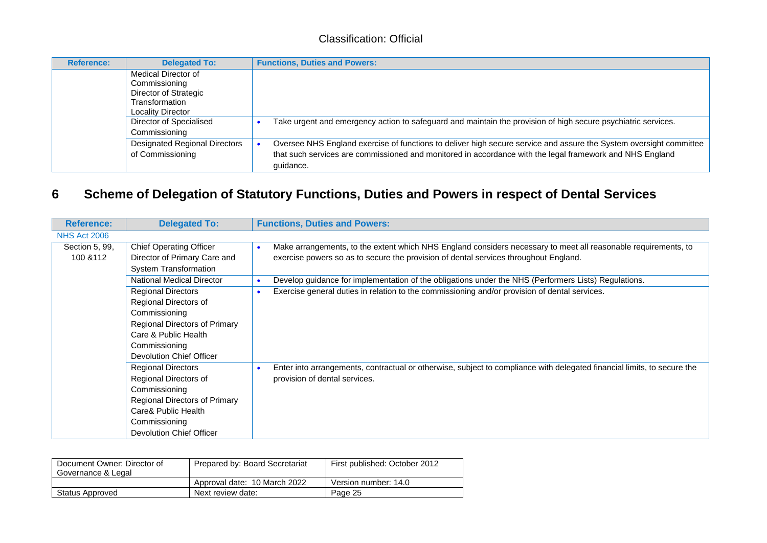| Reference: | Delegated To: | Functions, Duties and Powers: |
|---|---|---|
| | Medical Director of Commissioning<br>Director of Strategic Transformation<br>Locality Director | |
| | Director of Specialised Commissioning | • Take urgent and emergency action to safeguard and maintain the provision of high secure psychiatric services. |
| | Designated Regional Directors of Commissioning | • Oversee NHS England exercise of functions to deliver high secure service and assure the System oversight committee that such services are commissioned and monitored in accordance with the legal framework and NHS England guidance. |

# 6 Scheme of Delegation of Statutory Functions, Duties and Powers in respect of Dental Services

| Reference: | Delegated To: | Functions, Duties and Powers: |
|---|---|---|
| NHS Act 2006 | | |
| Section 5, 99, 100 &112 | Chief Operating Officer<br>Director of Primary Care and System Transformation | • Make arrangements, to the extent which NHS England considers necessary to meet all reasonable requirements, to exercise powers so as to secure the provision of dental services throughout England. |
| | National Medical Director | • Develop guidance for implementation of the obligations under the NHS (Performers Lists) Regulations. |
| | Regional Directors<br>Regional Directors of Commissioning<br>Regional Directors of Primary Care & Public Health Commissioning<br>Devolution Chief Officer | • Exercise general duties in relation to the commissioning and/or provision of dental services. |
| | Regional Directors<br>Regional Directors of Commissioning<br>Regional Directors of Primary Care& Public Health Commissioning<br>Devolution Chief Officer | • Enter into arrangements, contractual or otherwise, subject to compliance with delegated financial limits, to secure the provision of dental services. |

| Document Owner: Director of Governance & Legal | Prepared by: Board Secretariat | First published: October 2012 |
|---|---|---|
| | Approval date: 10 March 2022 | Version number: 14.0 |
| Status Approved | Next review date: | Page 25 |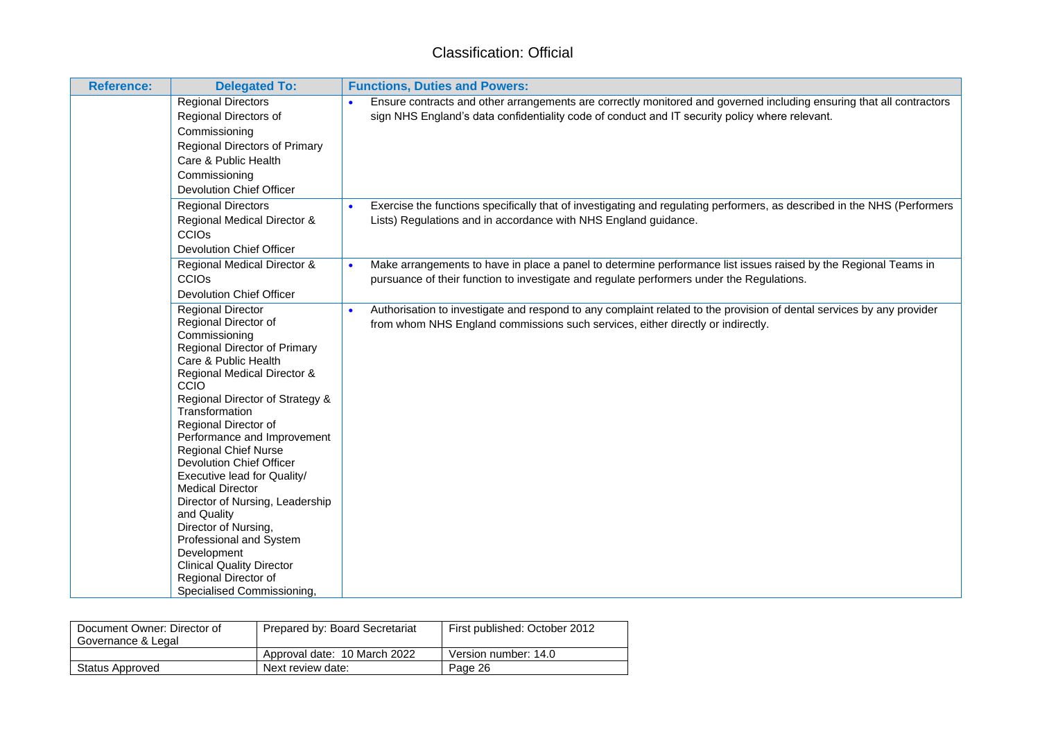| Reference: | Delegated To: | Functions, Duties and Powers: |
|---|---|---|
| | Regional Directors<br>Regional Directors of Commissioning<br>Regional Directors of Primary Care & Public Health Commissioning<br>Devolution Chief Officer | • Ensure contracts and other arrangements are correctly monitored and governed including ensuring that all contractors sign NHS England's data confidentiality code of conduct and IT security policy where relevant. |
| | Regional Directors<br>Regional Medical Director & CCIOs<br>Devolution Chief Officer | • Exercise the functions specifically that of investigating and regulating performers, as described in the NHS (Performers Lists) Regulations and in accordance with NHS England guidance. |
| | Regional Medical Director & CCIOs<br>Devolution Chief Officer | • Make arrangements to have in place a panel to determine performance list issues raised by the Regional Teams in pursuance of their function to investigate and regulate performers under the Regulations. |
| | Regional Director<br>Regional Director of Commissioning<br>Regional Director of Primary Care & Public Health<br>Regional Medical Director & CCIO<br>Regional Director of Strategy & Transformation<br>Regional Director of Performance and Improvement<br>Regional Chief Nurse<br>Devolution Chief Officer<br>Executive lead for Quality/ Medical Director<br>Director of Nursing, Leadership and Quality<br>Director of Nursing, Professional and System Development<br>Clinical Quality Director<br>Regional Director of Specialised Commissioning, | • Authorisation to investigate and respond to any complaint related to the provision of dental services by any provider from whom NHS England commissions such services, either directly or indirectly. |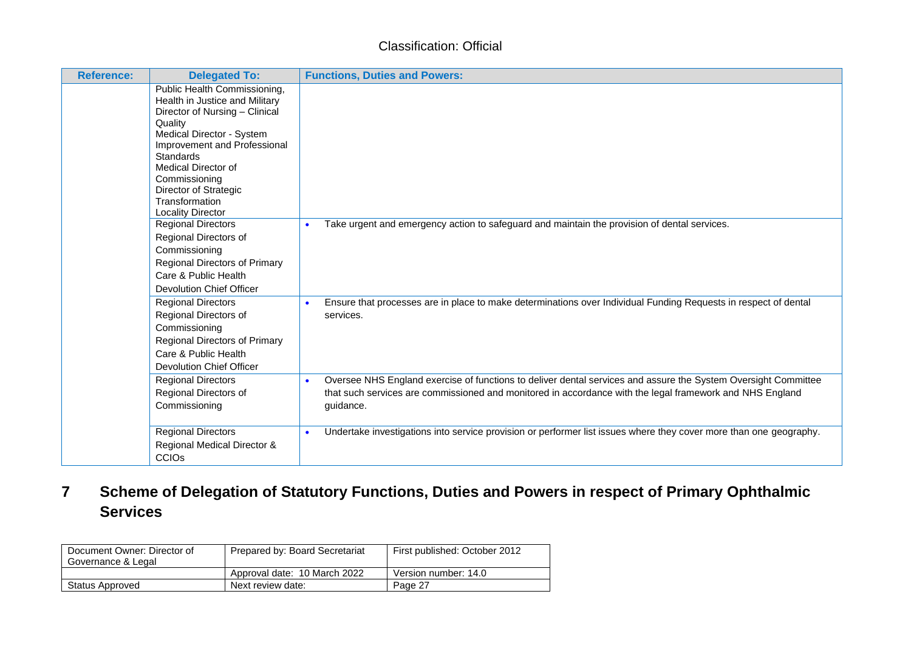| Reference: | Delegated To: | Functions, Duties and Powers: |
|---|---|---|
| | Public Health Commissioning, Health in Justice and Military<br>Director of Nursing – Clinical Quality<br>Medical Director - System Improvement and Professional Standards<br>Medical Director of Commissioning<br>Director of Strategic Transformation<br>Locality Director | |
| | Regional Directors<br>Regional Directors of Commissioning<br>Regional Directors of Primary Care & Public Health<br>Devolution Chief Officer | • Take urgent and emergency action to safeguard and maintain the provision of dental services. |
| | Regional Directors<br>Regional Directors of Commissioning<br>Regional Directors of Primary Care & Public Health<br>Devolution Chief Officer | • Ensure that processes are in place to make determinations over Individual Funding Requests in respect of dental services. |
| | Regional Directors<br>Regional Directors of Commissioning | • Oversee NHS England exercise of functions to deliver dental services and assure the System Oversight Committee that such services are commissioned and monitored in accordance with the legal framework and NHS England guidance. |
| | Regional Directors<br>Regional Medical Director & CCIOs | • Undertake investigations into service provision or performer list issues where they cover more than one geography. |

## 7 Scheme of Delegation of Statutory Functions, Duties and Powers in respect of Primary Ophthalmic Services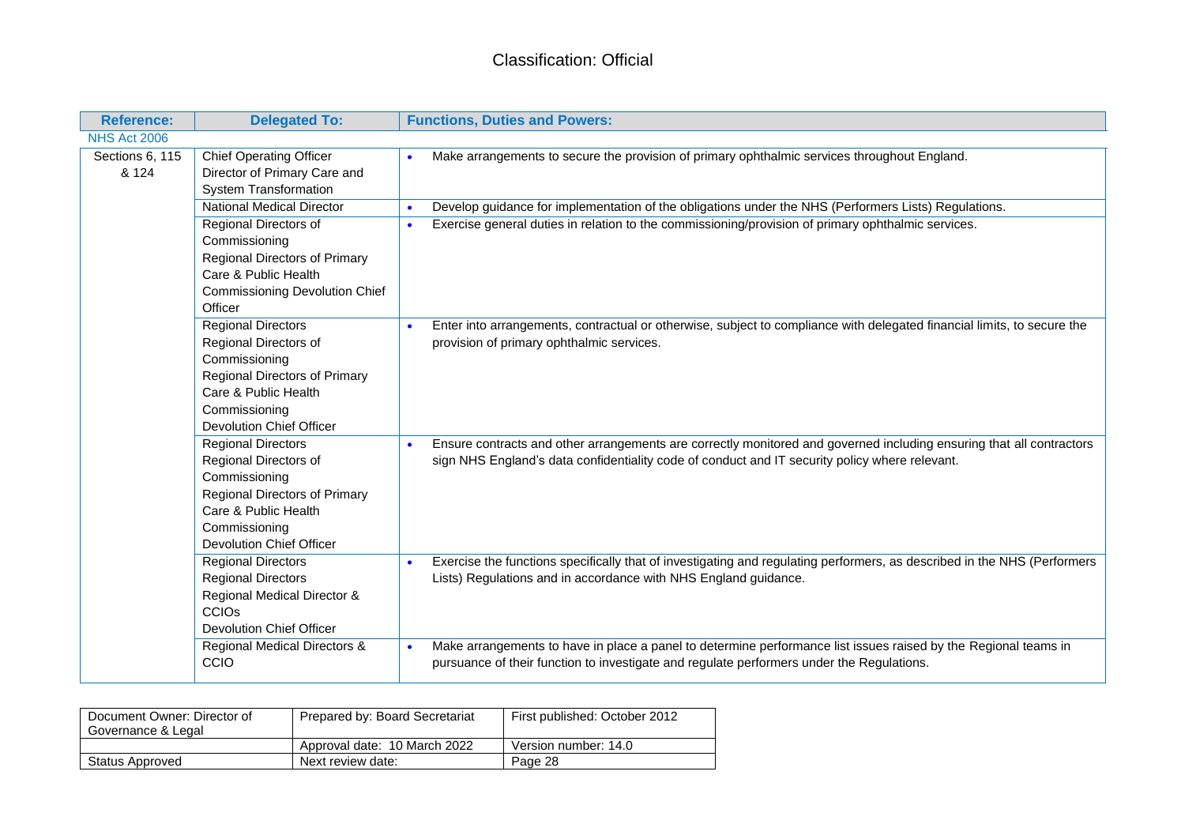| Reference: | Delegated To: | Functions, Duties and Powers: |
|---|---|---|
| NHS Act 2006 | | |
| Sections 6, 115 & 124 | Chief Operating Officer<br>Director of Primary Care and System Transformation | • Make arrangements to secure the provision of primary ophthalmic services throughout England. |
| | National Medical Director | • Develop guidance for implementation of the obligations under the NHS (Performers Lists) Regulations. |
| | Regional Directors of Commissioning<br>Regional Directors of Primary Care & Public Health<br>Commissioning Devolution Chief Officer | • Exercise general duties in relation to the commissioning/provision of primary ophthalmic services. |
| | Regional Directors<br>Regional Directors of Commissioning<br>Regional Directors of Primary Care & Public Health<br>Commissioning<br>Devolution Chief Officer | • Enter into arrangements, contractual or otherwise, subject to compliance with delegated financial limits, to secure the provision of primary ophthalmic services. |
| | Regional Directors<br>Regional Directors of Commissioning<br>Regional Directors of Primary Care & Public Health<br>Commissioning<br>Devolution Chief Officer | • Ensure contracts and other arrangements are correctly monitored and governed including ensuring that all contractors sign NHS England's data confidentiality code of conduct and IT security policy where relevant. |
| | Regional Directors<br>Regional Directors<br>Regional Medical Director & CCIOs<br>Devolution Chief Officer | • Exercise the functions specifically that of investigating and regulating performers, as described in the NHS (Performers Lists) Regulations and in accordance with NHS England guidance. |
| | Regional Medical Directors & CCIO | • Make arrangements to have in place a panel to determine performance list issues raised by the Regional teams in pursuance of their function to investigate and regulate performers under the Regulations. |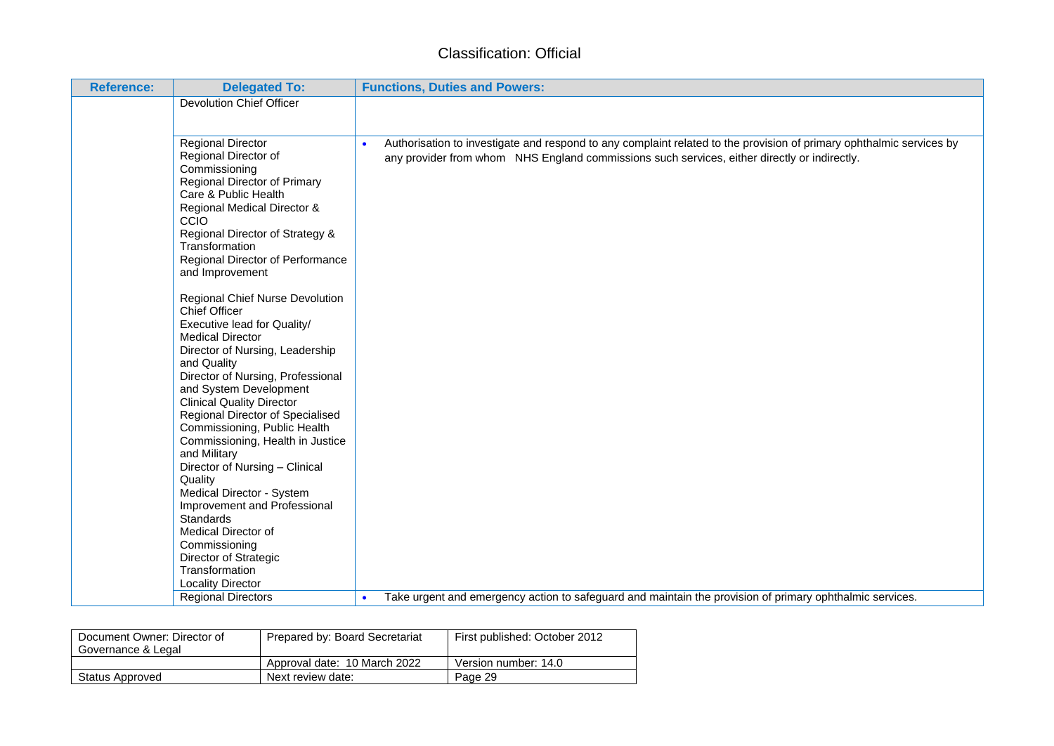Classification: Official

| Reference: | Delegated To: | Functions, Duties and Powers: |
|---|---|---|
| | Devolution Chief Officer | |
| | Regional Director<br>Regional Director of Commissioning<br>Regional Director of Primary Care & Public Health<br>Regional Medical Director & CCIO<br>Regional Director of Strategy & Transformation<br>Regional Director of Performance and Improvement<br><br>Regional Chief Nurse Devolution Chief Officer<br>Executive lead for Quality/ Medical Director<br>Director of Nursing, Leadership and Quality<br>Director of Nursing, Professional and System Development<br>Clinical Quality Director<br>Regional Director of Specialised Commissioning, Public Health Commissioning, Health in Justice and Military<br>Director of Nursing – Clinical Quality<br>Medical Director - System Improvement and Professional Standards<br>Medical Director of Commissioning<br>Director of Strategic Transformation<br>Locality Director | • Authorisation to investigate and respond to any complaint related to the provision of primary ophthalmic services by any provider from whom NHS England commissions such services, either directly or indirectly. |
| | Regional Directors | • Take urgent and emergency action to safeguard and maintain the provision of primary ophthalmic services. |

| Document Owner: Director of Governance & Legal | Prepared by: Board Secretariat | First published: October 2012 |
|---|---|---|
| | Approval date: 10 March 2022 | Version number: 14.0 |
| Status Approved | Next review date: | Page 29 |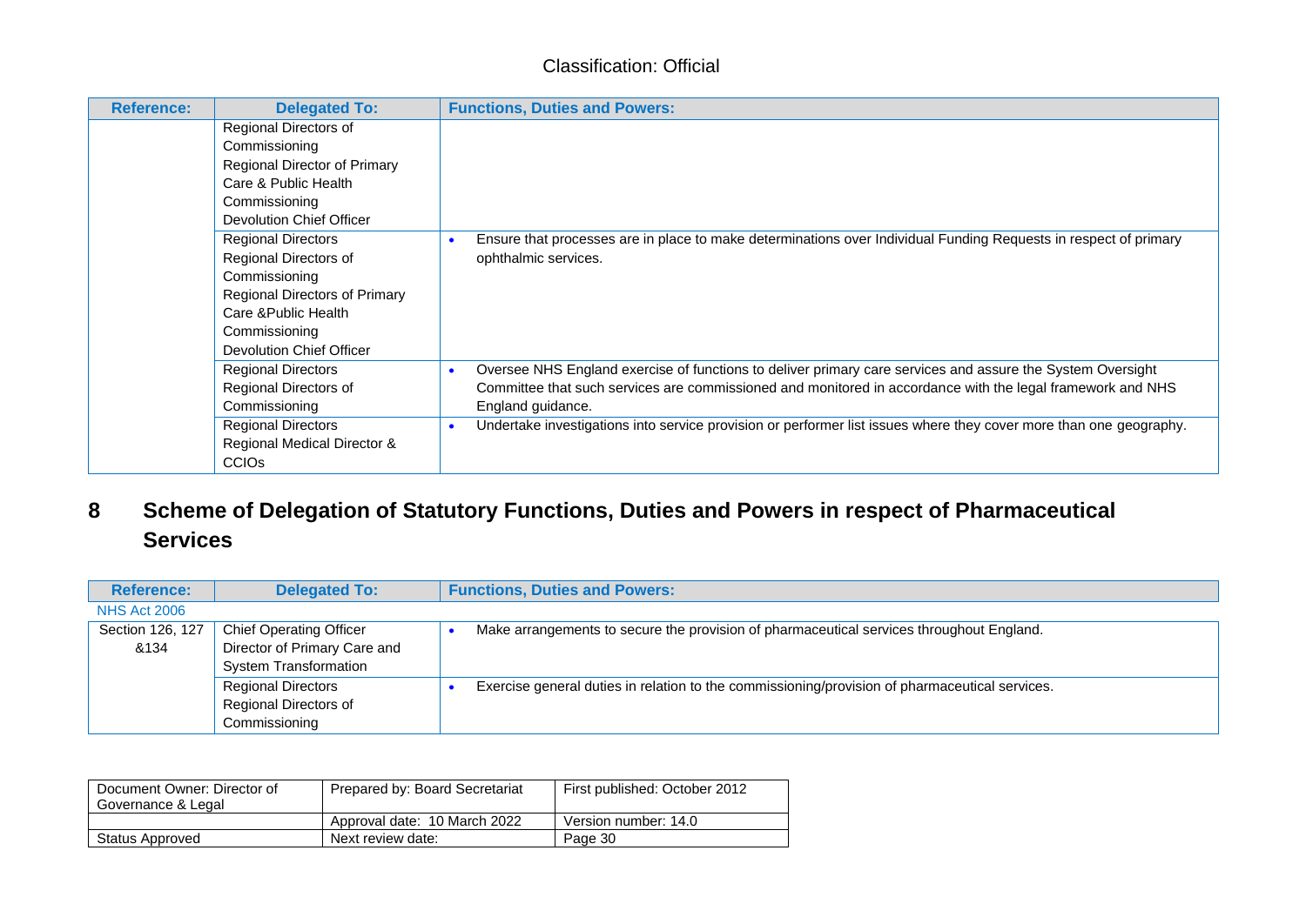| Reference: | Delegated To: | Functions, Duties and Powers: |
|---|---|---|
| | Regional Directors of Commissioning<br>Regional Director of Primary Care & Public Health Commissioning<br>Devolution Chief Officer | |
| | Regional Directors<br>Regional Directors of Commissioning<br>Regional Directors of Primary Care &Public Health Commissioning<br>Devolution Chief Officer | • Ensure that processes are in place to make determinations over Individual Funding Requests in respect of primary ophthalmic services. |
| | Regional Directors<br>Regional Directors of Commissioning | • Oversee NHS England exercise of functions to deliver primary care services and assure the System Oversight Committee that such services are commissioned and monitored in accordance with the legal framework and NHS England guidance. |
| | Regional Directors<br>Regional Medical Director & CCIOs | • Undertake investigations into service provision or performer list issues where they cover more than one geography. |

## 8 Scheme of Delegation of Statutory Functions, Duties and Powers in respect of Pharmaceutical Services

| Reference: | Delegated To: | Functions, Duties and Powers: |
|---|---|---|
| NHS Act 2006 | | |
| Section 126, 127 &134 | Chief Operating Officer<br>Director of Primary Care and System Transformation | • Make arrangements to secure the provision of pharmaceutical services throughout England. |
| | Regional Directors<br>Regional Directors of Commissioning | • Exercise general duties in relation to the commissioning/provision of pharmaceutical services. |

| Document Owner: Director of Governance & Legal | Prepared by: Board Secretariat | First published: October 2012 |
|---|---|---|
| | Approval date: 10 March 2022 | Version number: 14.0 |
| Status Approved | Next review date: | Page 30 |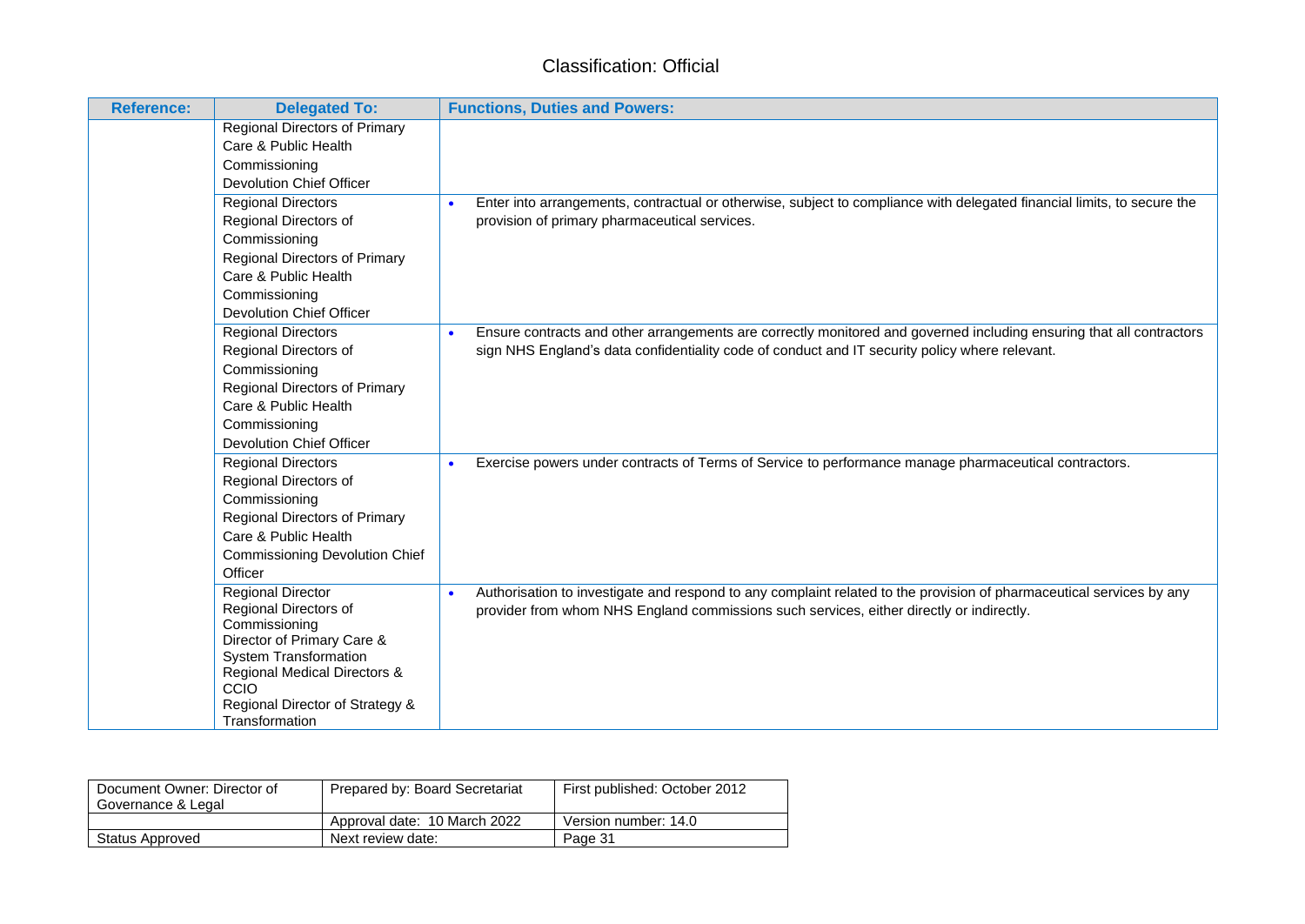Classification: Official

| Reference: | Delegated To: | Functions, Duties and Powers: |
|---|---|---|
| | Regional Directors of Primary Care & Public Health Commissioning<br>Devolution Chief Officer | |
| | Regional Directors<br>Regional Directors of Commissioning<br>Regional Directors of Primary Care & Public Health Commissioning<br>Devolution Chief Officer | • Enter into arrangements, contractual or otherwise, subject to compliance with delegated financial limits, to secure the provision of primary pharmaceutical services. |
| | Regional Directors<br>Regional Directors of Commissioning<br>Regional Directors of Primary Care & Public Health Commissioning<br>Devolution Chief Officer | • Ensure contracts and other arrangements are correctly monitored and governed including ensuring that all contractors sign NHS England's data confidentiality code of conduct and IT security policy where relevant. |
| | Regional Directors<br>Regional Directors of Commissioning<br>Regional Directors of Primary Care & Public Health Commissioning Devolution Chief Officer | • Exercise powers under contracts of Terms of Service to performance manage pharmaceutical contractors. |
| | Regional Director<br>Regional Directors of Commissioning<br>Director of Primary Care & System Transformation<br>Regional Medical Directors & CCIO<br>Regional Director of Strategy & Transformation | • Authorisation to investigate and respond to any complaint related to the provision of pharmaceutical services by any provider from whom NHS England commissions such services, either directly or indirectly. |

| Document Owner: Director of Governance & Legal | Prepared by: Board Secretariat | First published: October 2012 |
|---|---|---|
| | Approval date: 10 March 2022 | Version number: 14.0 |
| Status Approved | Next review date: | Page 31 |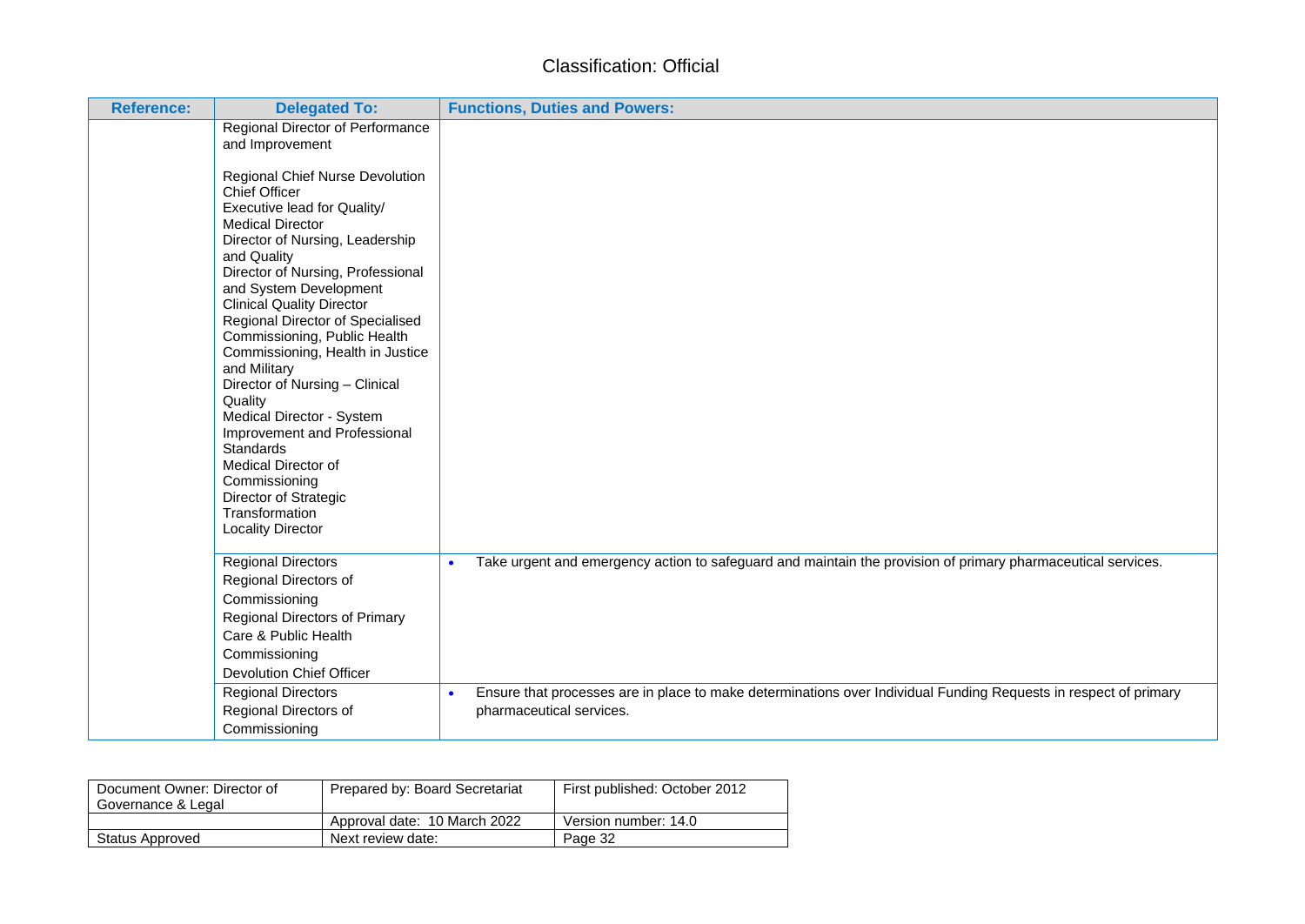| Reference: | Delegated To: | Functions, Duties and Powers: |
|---|---|---|
| | Regional Director of Performance and Improvement<br><br>Regional Chief Nurse Devolution Chief Officer<br>Executive lead for Quality/ Medical Director<br>Director of Nursing, Leadership and Quality<br>Director of Nursing, Professional and System Development<br>Clinical Quality Director<br>Regional Director of Specialised Commissioning, Public Health Commissioning, Health in Justice and Military<br>Director of Nursing – Clinical Quality<br>Medical Director - System Improvement and Professional Standards<br>Medical Director of Commissioning<br>Director of Strategic Transformation<br>Locality Director | |
| | Regional Directors<br>Regional Directors of Commissioning<br>Regional Directors of Primary Care & Public Health Commissioning<br>Devolution Chief Officer | • Take urgent and emergency action to safeguard and maintain the provision of primary pharmaceutical services. |
| | Regional Directors<br>Regional Directors of Commissioning | • Ensure that processes are in place to make determinations over Individual Funding Requests in respect of primary pharmaceutical services. |

| Document Owner: Director of Governance & Legal | Prepared by: Board Secretariat | First published: October 2012 |
|---|---|---|
| | Approval date: 10 March 2022 | Version number: 14.0 |
| Status Approved | Next review date: | Page 32 |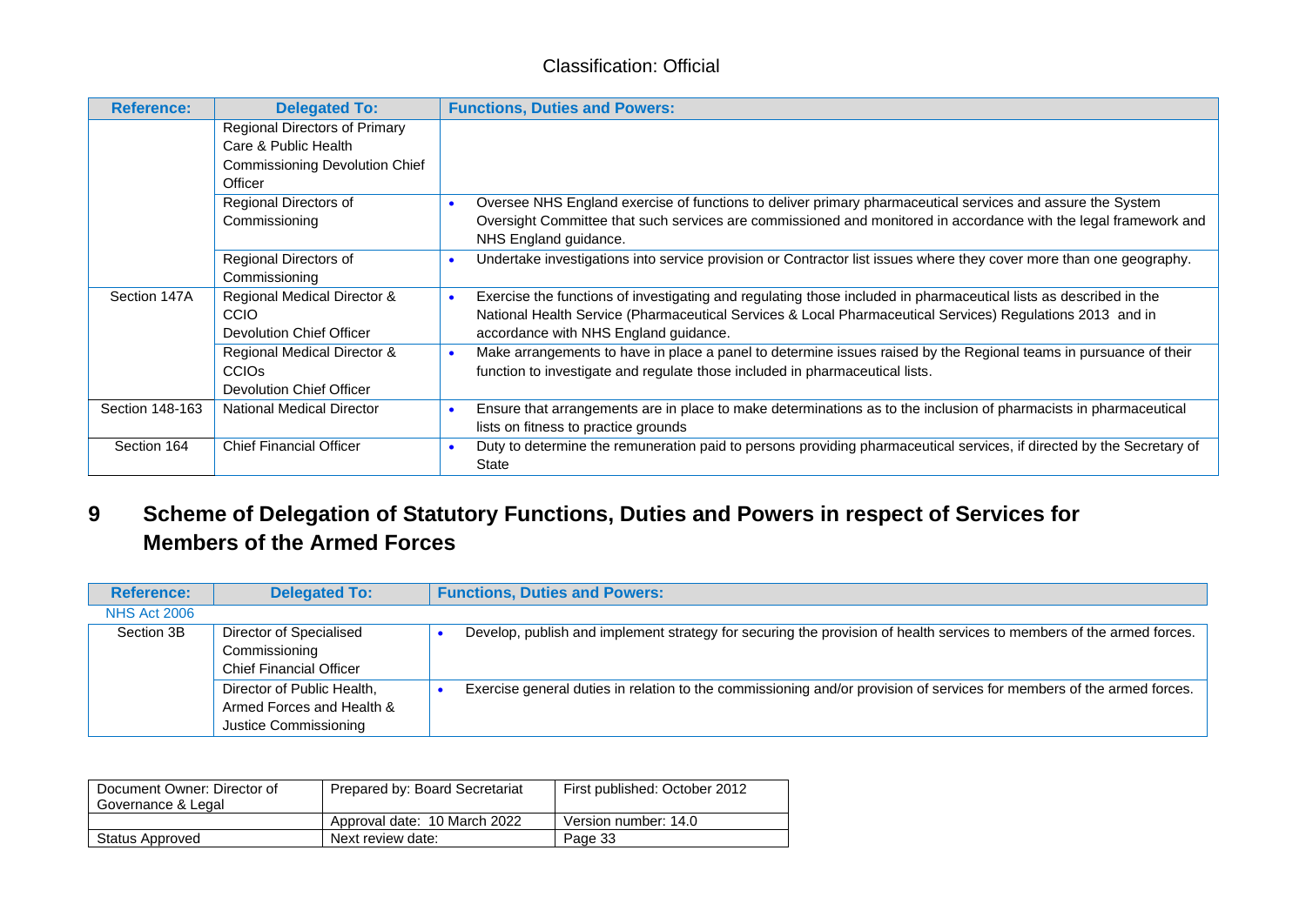| Reference: | Delegated To: | Functions, Duties and Powers: |
|---|---|---|
| | Regional Directors of Primary Care & Public Health Commissioning Devolution Chief Officer | |
| | Regional Directors of Commissioning | • Oversee NHS England exercise of functions to deliver primary pharmaceutical services and assure the System Oversight Committee that such services are commissioned and monitored in accordance with the legal framework and NHS England guidance. |
| | Regional Directors of Commissioning | • Undertake investigations into service provision or Contractor list issues where they cover more than one geography. |
| Section 147A | Regional Medical Director & CCIO Devolution Chief Officer | • Exercise the functions of investigating and regulating those included in pharmaceutical lists as described in the National Health Service (Pharmaceutical Services & Local Pharmaceutical Services) Regulations 2013 and in accordance with NHS England guidance. |
| | Regional Medical Director & CCIOs Devolution Chief Officer | • Make arrangements to have in place a panel to determine issues raised by the Regional teams in pursuance of their function to investigate and regulate those included in pharmaceutical lists. |
| Section 148-163 | National Medical Director | • Ensure that arrangements are in place to make determinations as to the inclusion of pharmacists in pharmaceutical lists on fitness to practice grounds |
| Section 164 | Chief Financial Officer | • Duty to determine the remuneration paid to persons providing pharmaceutical services, if directed by the Secretary of State |

# 9 Scheme of Delegation of Statutory Functions, Duties and Powers in respect of Services for Members of the Armed Forces

| Reference: | Delegated To: | Functions, Duties and Powers: |
|---|---|---|
| NHS Act 2006 | | |
| Section 3B | Director of Specialised Commissioning Chief Financial Officer | • Develop, publish and implement strategy for securing the provision of health services to members of the armed forces. |
| | Director of Public Health, Armed Forces and Health & Justice Commissioning | • Exercise general duties in relation to the commissioning and/or provision of services for members of the armed forces. |

| Document Owner: Director of Governance & Legal | Prepared by: Board Secretariat | First published: October 2012 |
|---|---|---|
| | Approval date: 10 March 2022 | Version number: 14.0 |
| Status Approved | Next review date: | |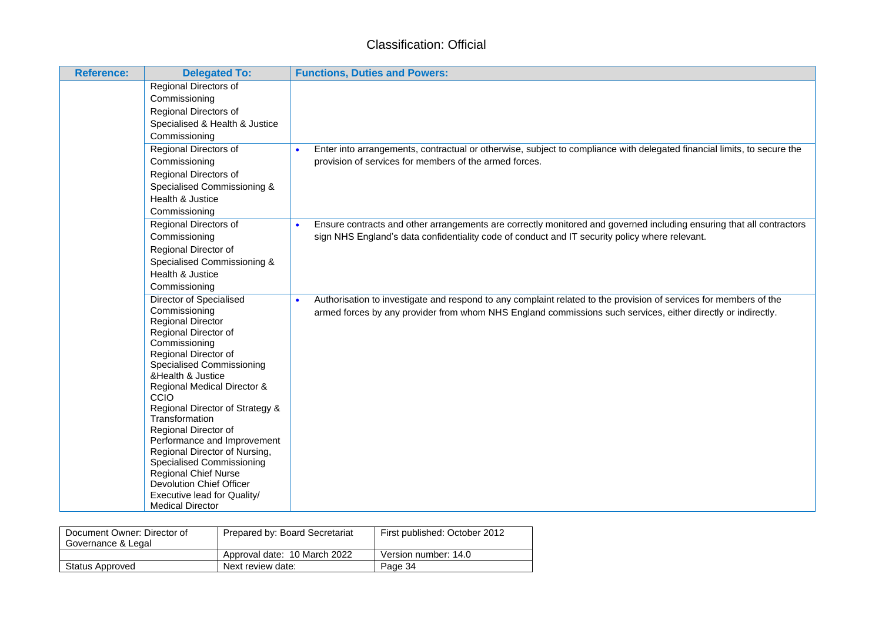| Reference: | Delegated To: | Functions, Duties and Powers: |
|---|---|---|
| | Regional Directors of Commissioning<br>Regional Directors of Specialised & Health & Justice Commissioning | |
| | Regional Directors of Commissioning<br>Regional Directors of Specialised Commissioning & Health & Justice Commissioning | • Enter into arrangements, contractual or otherwise, subject to compliance with delegated financial limits, to secure the provision of services for members of the armed forces. |
| | Regional Directors of Commissioning<br>Regional Director of Specialised Commissioning & Health & Justice Commissioning | • Ensure contracts and other arrangements are correctly monitored and governed including ensuring that all contractors sign NHS England's data confidentiality code of conduct and IT security policy where relevant. |
| | Director of Specialised Commissioning<br>Regional Director<br>Regional Director of Commissioning<br>Regional Director of Specialised Commissioning &Health & Justice<br>Regional Medical Director & CCIO<br>Regional Director of Strategy & Transformation<br>Regional Director of Performance and Improvement<br>Regional Director of Nursing, Specialised Commissioning<br>Regional Chief Nurse<br>Devolution Chief Officer<br>Executive lead for Quality/ Medical Director | • Authorisation to investigate and respond to any complaint related to the provision of services for members of the armed forces by any provider from whom NHS England commissions such services, either directly or indirectly. |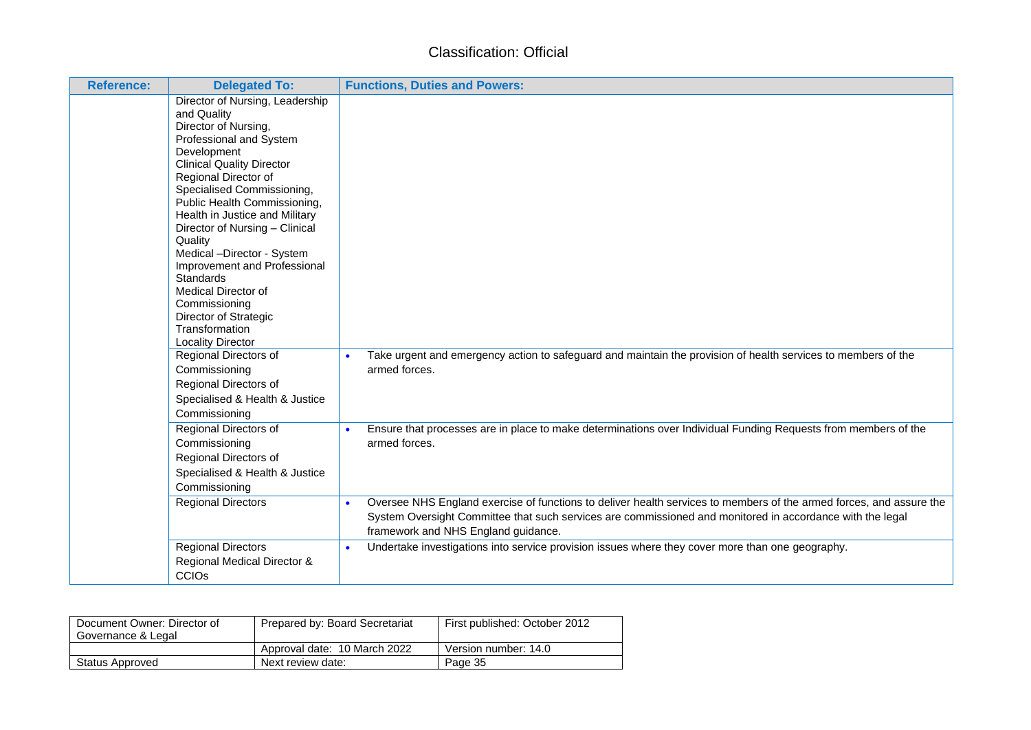Classification: Official

| Reference: | Delegated To: | Functions, Duties and Powers: |
|---|---|---|
| | Director of Nursing, Leadership and Quality<br>Director of Nursing, Professional and System Development<br>Clinical Quality Director<br>Regional Director of Specialised Commissioning, Public Health Commissioning, Health in Justice and Military<br>Director of Nursing – Clinical Quality<br>Medical –Director - System Improvement and Professional Standards<br>Medical Director of Commissioning<br>Director of Strategic Transformation<br>Locality Director | |
| | Regional Directors of Commissioning<br>Regional Directors of Specialised & Health & Justice Commissioning | • Take urgent and emergency action to safeguard and maintain the provision of health services to members of the armed forces. |
| | Regional Directors of Commissioning<br>Regional Directors of Specialised & Health & Justice Commissioning | • Ensure that processes are in place to make determinations over Individual Funding Requests from members of the armed forces. |
| | Regional Directors | • Oversee NHS England exercise of functions to deliver health services to members of the armed forces, and assure the System Oversight Committee that such services are commissioned and monitored in accordance with the legal framework and NHS England guidance. |
| | Regional Directors<br>Regional Medical Director & CCIOs | • Undertake investigations into service provision issues where they cover more than one geography. |

| Document Owner: Director of Governance & Legal | Prepared by: Board Secretariat | First published: October 2012 |
|---|---|---|
| | Approval date: 10 March 2022 | Version number: 14.0 |
| Status Approved | Next review date: | Page 35 |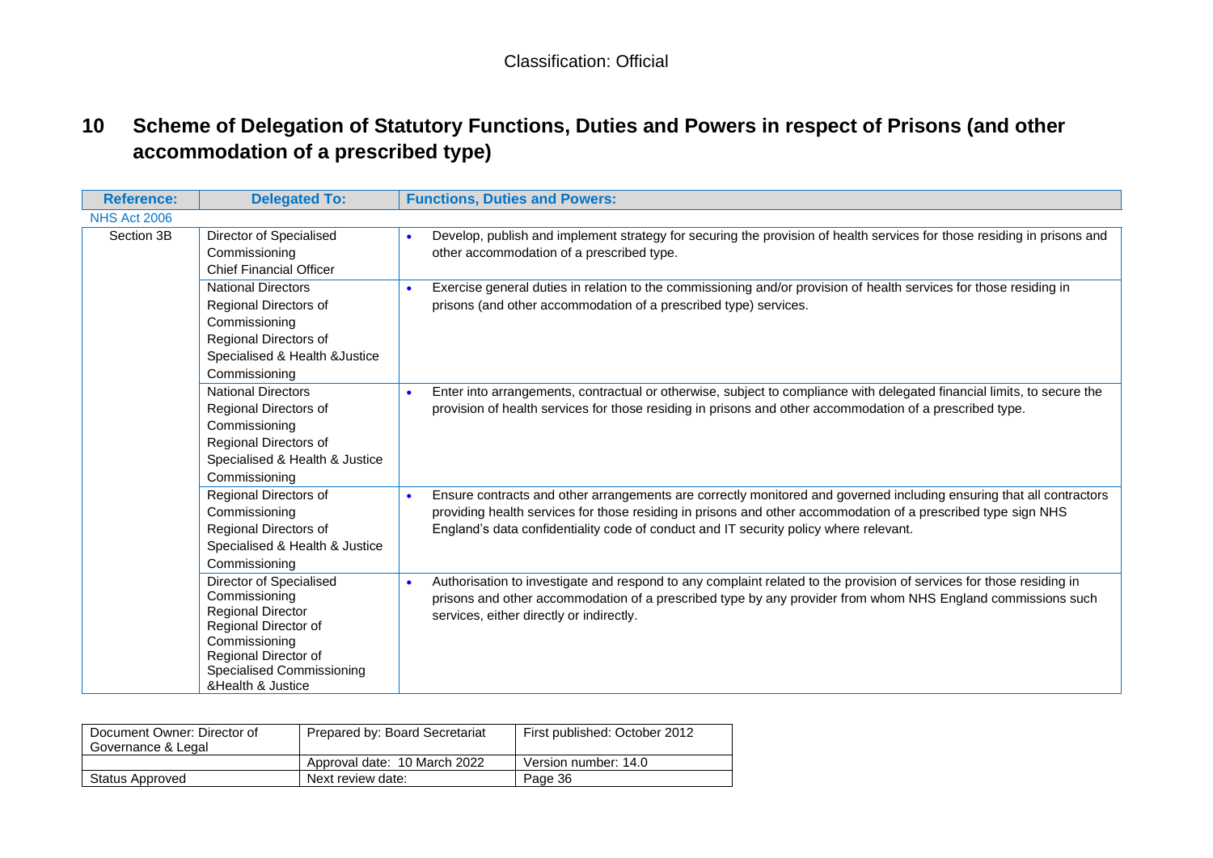## 10 Scheme of Delegation of Statutory Functions, Duties and Powers in respect of Prisons (and other accommodation of a prescribed type)

| Reference: | Delegated To: | Functions, Duties and Powers: |
|---|---|---|
| NHS Act 2006 | | |
| Section 3B | Director of Specialised Commissioning<br>Chief Financial Officer | • Develop, publish and implement strategy for securing the provision of health services for those residing in prisons and other accommodation of a prescribed type. |
| | National Directors<br>Regional Directors of Commissioning<br>Regional Directors of Specialised & Health &Justice Commissioning | • Exercise general duties in relation to the commissioning and/or provision of health services for those residing in prisons (and other accommodation of a prescribed type) services. |
| | National Directors<br>Regional Directors of Commissioning<br>Regional Directors of Specialised & Health & Justice Commissioning | • Enter into arrangements, contractual or otherwise, subject to compliance with delegated financial limits, to secure the provision of health services for those residing in prisons and other accommodation of a prescribed type. |
| | Regional Directors of Commissioning<br>Regional Directors of Specialised & Health & Justice Commissioning | • Ensure contracts and other arrangements are correctly monitored and governed including ensuring that all contractors providing health services for those residing in prisons and other accommodation of a prescribed type sign NHS England's data confidentiality code of conduct and IT security policy where relevant. |
| | Director of Specialised Commissioning<br>Regional Director<br>Regional Director of Commissioning<br>Regional Director of Specialised Commissioning &Health & Justice | • Authorisation to investigate and respond to any complaint related to the provision of services for those residing in prisons and other accommodation of a prescribed type by any provider from whom NHS England commissions such services, either directly or indirectly. |

| Document Owner: Director of Governance & Legal | Prepared by: Board Secretariat | First published: October 2012 |
|---|---|---|
| | Approval date: 10 March 2022 | Version number: 14.0 |
| Status Approved | Next review date: | Page 36 |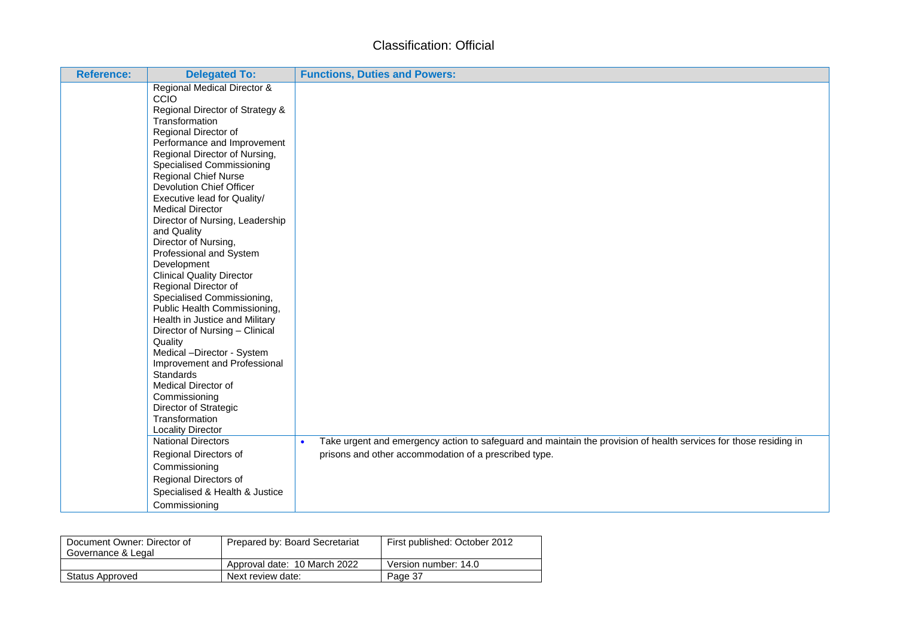| Reference: | Delegated To: | Functions, Duties and Powers: |
|---|---|---|
| | Regional Medical Director & CCIO<br>Regional Director of Strategy & Transformation<br>Regional Director of Performance and Improvement<br>Regional Director of Nursing, Specialised Commissioning<br>Regional Chief Nurse<br>Devolution Chief Officer<br>Executive lead for Quality/ Medical Director<br>Director of Nursing, Leadership and Quality<br>Director of Nursing, Professional and System Development<br>Clinical Quality Director<br>Regional Director of Specialised Commissioning, Public Health Commissioning, Health in Justice and Military<br>Director of Nursing – Clinical Quality<br>Medical –Director - System Improvement and Professional Standards<br>Medical Director of Commissioning<br>Director of Strategic Transformation<br>Locality Director | |
| | National Directors<br>Regional Directors of Commissioning<br>Regional Directors of Specialised & Health & Justice Commissioning | • Take urgent and emergency action to safeguard and maintain the provision of health services for those residing in prisons and other accommodation of a prescribed type. |

| Document Owner: Director of Governance & Legal | Prepared by: Board Secretariat | First published: October 2012 |
|---|---|---|
| | Approval date: 10 March 2022 | Version number: 14.0 |
| Status Approved | Next review date: | Page 37 |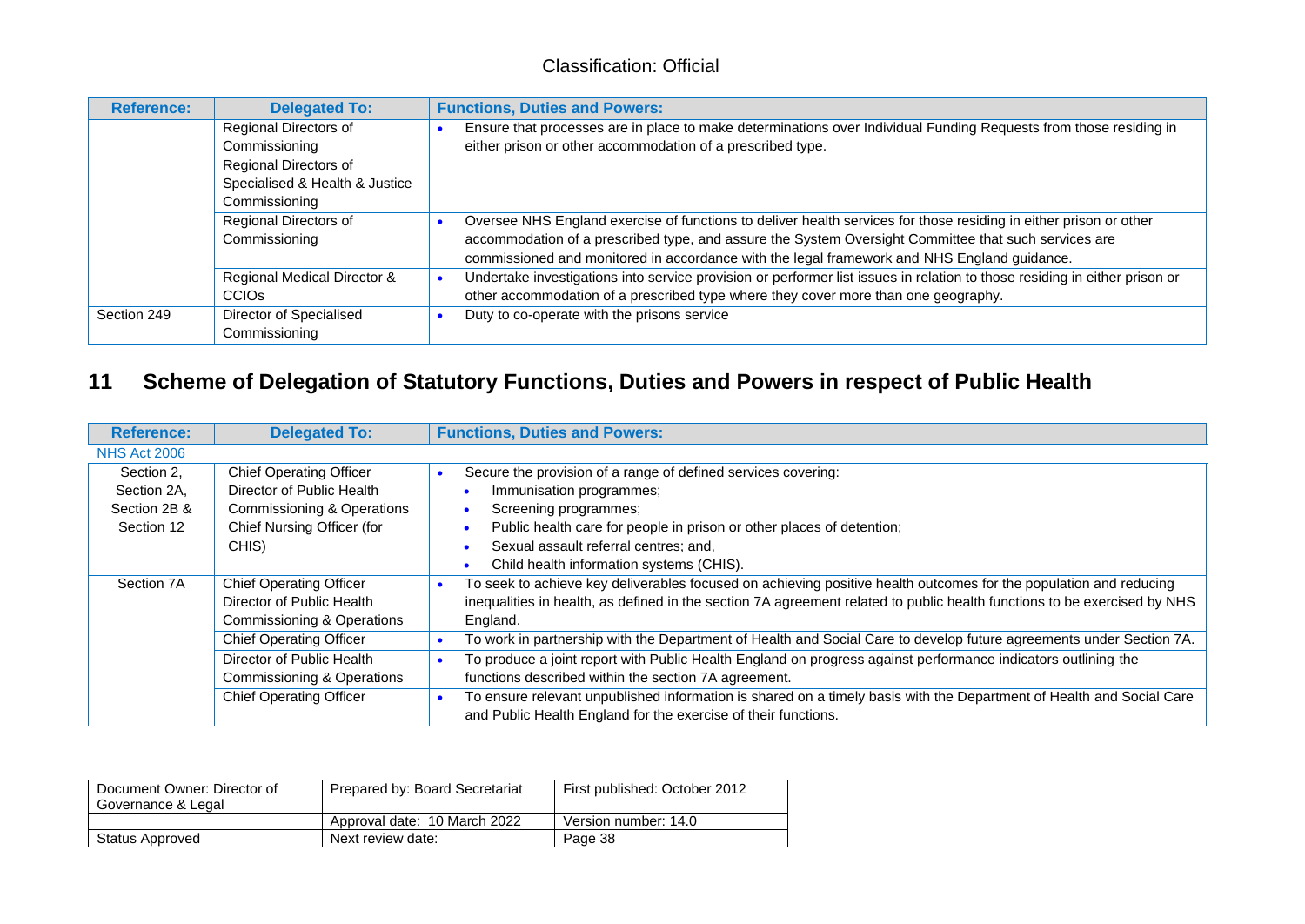| Reference: | Delegated To: | Functions, Duties and Powers: |
|---|---|---|
| | Regional Directors of Commissioning<br>Regional Directors of Specialised & Health & Justice Commissioning | • Ensure that processes are in place to make determinations over Individual Funding Requests from those residing in either prison or other accommodation of a prescribed type. |
| | Regional Directors of Commissioning | • Oversee NHS England exercise of functions to deliver health services for those residing in either prison or other accommodation of a prescribed type, and assure the System Oversight Committee that such services are commissioned and monitored in accordance with the legal framework and NHS England guidance. |
| | Regional Medical Director & CCIOs | • Undertake investigations into service provision or performer list issues in relation to those residing in either prison or other accommodation of a prescribed type where they cover more than one geography. |
| Section 249 | Director of Specialised Commissioning | • Duty to co-operate with the prisons service |

## 11 Scheme of Delegation of Statutory Functions, Duties and Powers in respect of Public Health

| Reference: | Delegated To: | Functions, Duties and Powers: |
|---|---|---|
| NHS Act 2006 | | |
| Section 2, Section 2A, Section 2B & Section 12 | Chief Operating Officer<br>Director of Public Health Commissioning & Operations<br>Chief Nursing Officer (for CHIS) | • Secure the provision of a range of defined services covering:<br>  • Immunisation programmes;<br>  • Screening programmes;<br>  • Public health care for people in prison or other places of detention;<br>  • Sexual assault referral centres; and,<br>  • Child health information systems (CHIS). |
| Section 7A | Chief Operating Officer<br>Director of Public Health Commissioning & Operations | • To seek to achieve key deliverables focused on achieving positive health outcomes for the population and reducing inequalities in health, as defined in the section 7A agreement related to public health functions to be exercised by NHS England. |
| | Chief Operating Officer | • To work in partnership with the Department of Health and Social Care to develop future agreements under Section 7A. |
| | Director of Public Health Commissioning & Operations | • To produce a joint report with Public Health England on progress against performance indicators outlining the functions described within the section 7A agreement. |
| | Chief Operating Officer | • To ensure relevant unpublished information is shared on a timely basis with the Department of Health and Social Care and Public Health England for the exercise of their functions. |

| Document Owner: Director of Governance & Legal | Prepared by: Board Secretariat | First published: October 2012 |
|---|---|---|
| | Approval date: 10 March 2022 | Version number: 14.0 |
| Status Approved | Next review date: | Page 38 |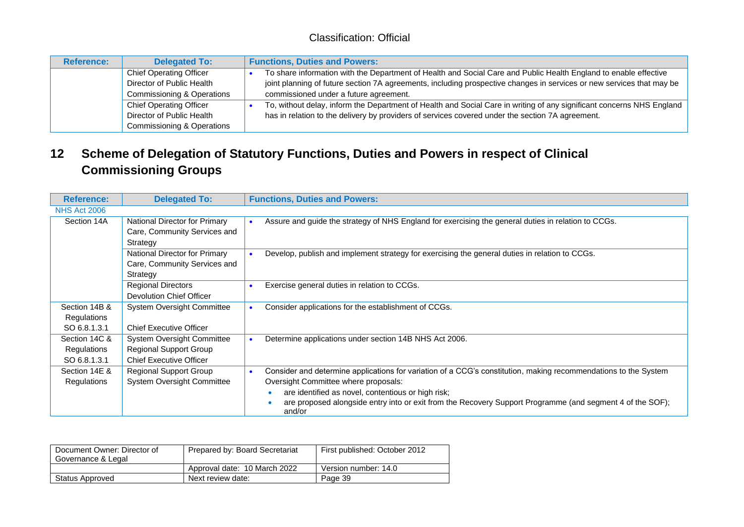Classification: Official

| Reference: | Delegated To: | Functions, Duties and Powers: |
| --- | --- | --- |
| | Chief Operating Officer<br>Director of Public Health Commissioning & Operations | • To share information with the Department of Health and Social Care and Public Health England to enable effective joint planning of future section 7A agreements, including prospective changes in services or new services that may be commissioned under a future agreement. |
| | Chief Operating Officer<br>Director of Public Health Commissioning & Operations | • To, without delay, inform the Department of Health and Social Care in writing of any significant concerns NHS England has in relation to the delivery by providers of services covered under the section 7A agreement. |

## 12 Scheme of Delegation of Statutory Functions, Duties and Powers in respect of Clinical Commissioning Groups

| Reference: | Delegated To: | Functions, Duties and Powers: |
| --- | --- | --- |
| NHS Act 2006 | | |
| Section 14A | National Director for Primary Care, Community Services and Strategy | • Assure and guide the strategy of NHS England for exercising the general duties in relation to CCGs. |
| | National Director for Primary Care, Community Services and Strategy | • Develop, publish and implement strategy for exercising the general duties in relation to CCGs. |
| | Regional Directors<br>Devolution Chief Officer | • Exercise general duties in relation to CCGs. |
| Section 14B & Regulations<br>SO 6.8.1.3.1 | System Oversight Committee<br><br>Chief Executive Officer | • Consider applications for the establishment of CCGs. |
| Section 14C & Regulations<br>SO 6.8.1.3.1 | System Oversight Committee<br>Regional Support Group<br>Chief Executive Officer | • Determine applications under section 14B NHS Act 2006. |
| Section 14E & Regulations | Regional Support Group<br>System Oversight Committee | • Consider and determine applications for variation of a CCG's constitution, making recommendations to the System Oversight Committee where proposals:<br>• are identified as novel, contentious or high risk;<br>• are proposed alongside entry into or exit from the Recovery Support Programme (and segment 4 of the SOF); and/or |

| Document Owner: Director of Governance & Legal | Prepared by: Board Secretariat | First published: October 2012 |
| --- | --- | --- |
| | Approval date: 10 March 2022 | Version number: 14.0 |
| Status Approved | Next review date: | Page 39 |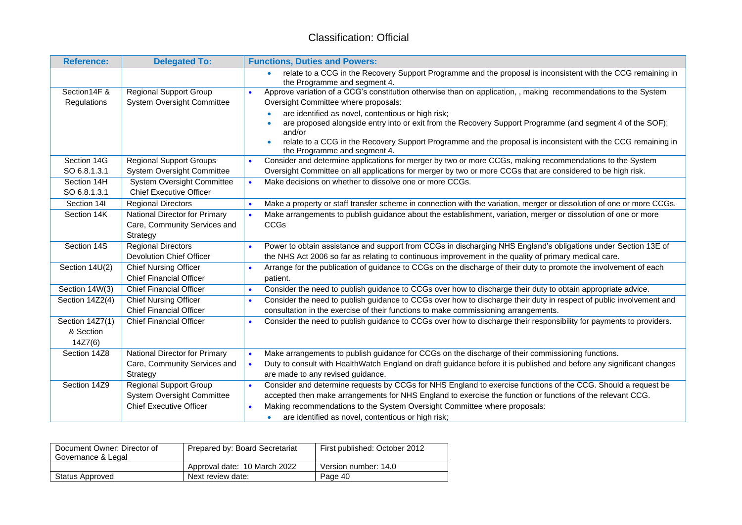Classification: Official

| Reference: | Delegated To: | Functions, Duties and Powers: |
|---|---|---|
| | | • relate to a CCG in the Recovery Support Programme and the proposal is inconsistent with the CCG remaining in the Programme and segment 4. |
| Section14F & Regulations | Regional Support Group<br>System Oversight Committee | • Approve variation of a CCG's constitution otherwise than on application, , making recommendations to the System Oversight Committee where proposals:<br>• are identified as novel, contentious or high risk;<br>• are proposed alongside entry into or exit from the Recovery Support Programme (and segment 4 of the SOF); and/or<br>• relate to a CCG in the Recovery Support Programme and the proposal is inconsistent with the CCG remaining in the Programme and segment 4. |
| Section 14G<br>SO 6.8.1.3.1 | Regional Support Groups<br>System Oversight Committee | • Consider and determine applications for merger by two or more CCGs, making recommendations to the System Oversight Committee on all applications for merger by two or more CCGs that are considered to be high risk. |
| Section 14H<br>SO 6.8.1.3.1 | System Oversight Committee<br>Chief Executive Officer | • Make decisions on whether to dissolve one or more CCGs. |
| Section 14I | Regional Directors | • Make a property or staff transfer scheme in connection with the variation, merger or dissolution of one or more CCGs. |
| Section 14K | National Director for Primary Care, Community Services and Strategy | • Make arrangements to publish guidance about the establishment, variation, merger or dissolution of one or more CCGs |
| Section 14S | Regional Directors<br>Devolution Chief Officer | • Power to obtain assistance and support from CCGs in discharging NHS England's obligations under Section 13E of the NHS Act 2006 so far as relating to continuous improvement in the quality of primary medical care. |
| Section 14U(2) | Chief Nursing Officer<br>Chief Financial Officer | • Arrange for the publication of guidance to CCGs on the discharge of their duty to promote the involvement of each patient. |
| Section 14W(3) | Chief Financial Officer | • Consider the need to publish guidance to CCGs over how to discharge their duty to obtain appropriate advice. |
| Section 14Z2(4) | Chief Nursing Officer<br>Chief Financial Officer | • Consider the need to publish guidance to CCGs over how to discharge their duty in respect of public involvement and consultation in the exercise of their functions to make commissioning arrangements. |
| Section 14Z7(1) & Section 14Z7(6) | Chief Financial Officer | • Consider the need to publish guidance to CCGs over how to discharge their responsibility for payments to providers. |
| Section 14Z8 | National Director for Primary Care, Community Services and Strategy | • Make arrangements to publish guidance for CCGs on the discharge of their commissioning functions.<br>• Duty to consult with HealthWatch England on draft guidance before it is published and before any significant changes are made to any revised guidance. |
| Section 14Z9 | Regional Support Group<br>System Oversight Committee<br>Chief Executive Officer | • Consider and determine requests by CCGs for NHS England to exercise functions of the CCG. Should a request be accepted then make arrangements for NHS England to exercise the function or functions of the relevant CCG.<br>• Making recommendations to the System Oversight Committee where proposals:<br>• are identified as novel, contentious or high risk; |

| Document Owner: Director of Governance & Legal | Prepared by: Board Secretariat | First published: October 2012 |
|---|---|---|
| | Approval date: 10 March 2022 | Version number: 14.0 |
| Status Approved | Next review date: | Page 40 |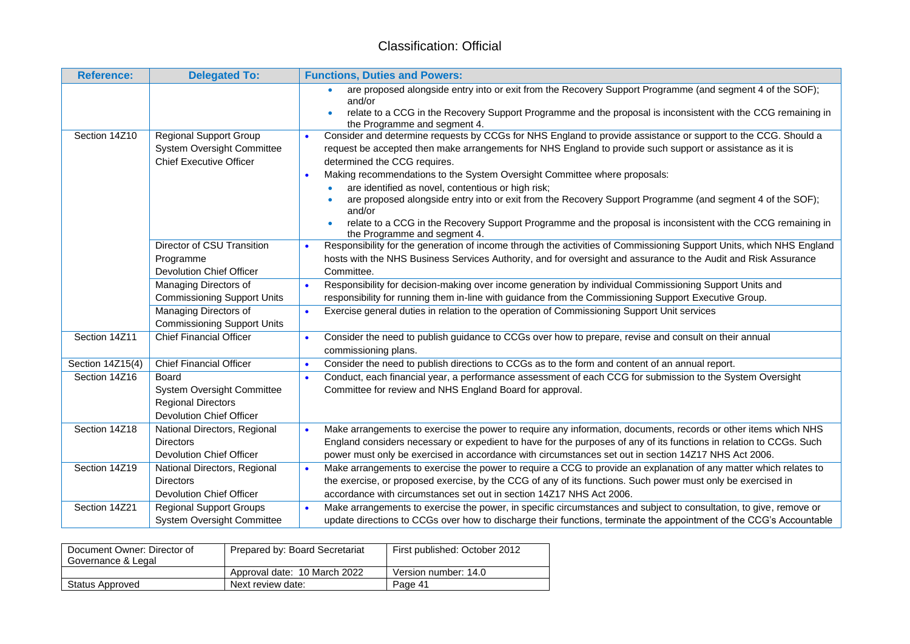| Reference: | Delegated To: | Functions, Duties and Powers: |
|---|---|---|
| | | • are proposed alongside entry into or exit from the Recovery Support Programme (and segment 4 of the SOF); and/or<br>• relate to a CCG in the Recovery Support Programme and the proposal is inconsistent with the CCG remaining in the Programme and segment 4. |
| Section 14Z10 | Regional Support Group<br>System Oversight Committee<br>Chief Executive Officer | • Consider and determine requests by CCGs for NHS England to provide assistance or support to the CCG. Should a request be accepted then make arrangements for NHS England to provide such support or assistance as it is determined the CCG requires.<br>• Making recommendations to the System Oversight Committee where proposals:<br>• are identified as novel, contentious or high risk;<br>• are proposed alongside entry into or exit from the Recovery Support Programme (and segment 4 of the SOF); and/or<br>• relate to a CCG in the Recovery Support Programme and the proposal is inconsistent with the CCG remaining in the Programme and segment 4. |
| | Director of CSU Transition Programme<br>Devolution Chief Officer | • Responsibility for the generation of income through the activities of Commissioning Support Units, which NHS England hosts with the NHS Business Services Authority, and for oversight and assurance to the Audit and Risk Assurance Committee. |
| | Managing Directors of Commissioning Support Units | • Responsibility for decision-making over income generation by individual Commissioning Support Units and responsibility for running them in-line with guidance from the Commissioning Support Executive Group. |
| | Managing Directors of Commissioning Support Units | • Exercise general duties in relation to the operation of Commissioning Support Unit services |
| Section 14Z11 | Chief Financial Officer | • Consider the need to publish guidance to CCGs over how to prepare, revise and consult on their annual commissioning plans. |
| Section 14Z15(4) | Chief Financial Officer | • Consider the need to publish directions to CCGs as to the form and content of an annual report. |
| Section 14Z16 | Board<br>System Oversight Committee<br>Regional Directors<br>Devolution Chief Officer | • Conduct, each financial year, a performance assessment of each CCG for submission to the System Oversight Committee for review and NHS England Board for approval. |
| Section 14Z18 | National Directors, Regional Directors<br>Devolution Chief Officer | • Make arrangements to exercise the power to require any information, documents, records or other items which NHS England considers necessary or expedient to have for the purposes of any of its functions in relation to CCGs. Such power must only be exercised in accordance with circumstances set out in section 14Z17 NHS Act 2006. |
| Section 14Z19 | National Directors, Regional Directors<br>Devolution Chief Officer | • Make arrangements to exercise the power to require a CCG to provide an explanation of any matter which relates to the exercise, or proposed exercise, by the CCG of any of its functions. Such power must only be exercised in accordance with circumstances set out in section 14Z17 NHS Act 2006. |
| Section 14Z21 | Regional Support Groups<br>System Oversight Committee | • Make arrangements to exercise the power, in specific circumstances and subject to consultation, to give, remove or update directions to CCGs over how to discharge their functions, terminate the appointment of the CCG's Accountable |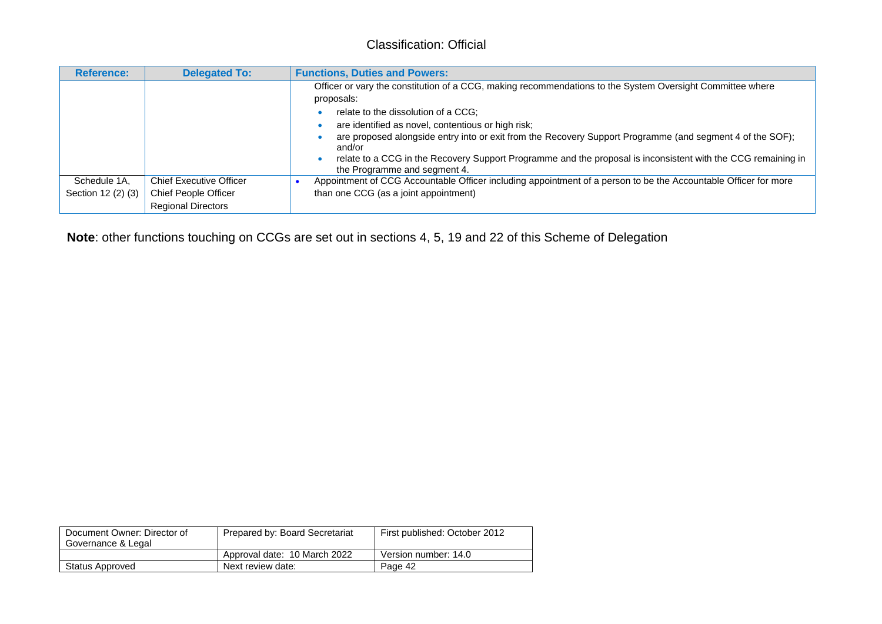| Reference: | Delegated To: | Functions, Duties and Powers: |
|---|---|---|
| | | Officer or vary the constitution of a CCG, making recommendations to the System Oversight Committee where proposals:<br>• relate to the dissolution of a CCG;<br>• are identified as novel, contentious or high risk;<br>• are proposed alongside entry into or exit from the Recovery Support Programme (and segment 4 of the SOF); and/or<br>• relate to a CCG in the Recovery Support Programme and the proposal is inconsistent with the CCG remaining in the Programme and segment 4. |
| Schedule 1A, Section 12 (2) (3) | Chief Executive Officer<br>Chief People Officer<br>Regional Directors | • Appointment of CCG Accountable Officer including appointment of a person to be the Accountable Officer for more than one CCG (as a joint appointment) |

**Note**: other functions touching on CCGs are set out in sections 4, 5, 19 and 22 of this Scheme of Delegation

| Document Owner: Director of Governance & Legal | Prepared by: Board Secretariat | First published: October 2012 |
|---|---|---|
| | Approval date: 10 March 2022 | Version number: 14.0 |
| Status Approved | Next review date: | Page 42 |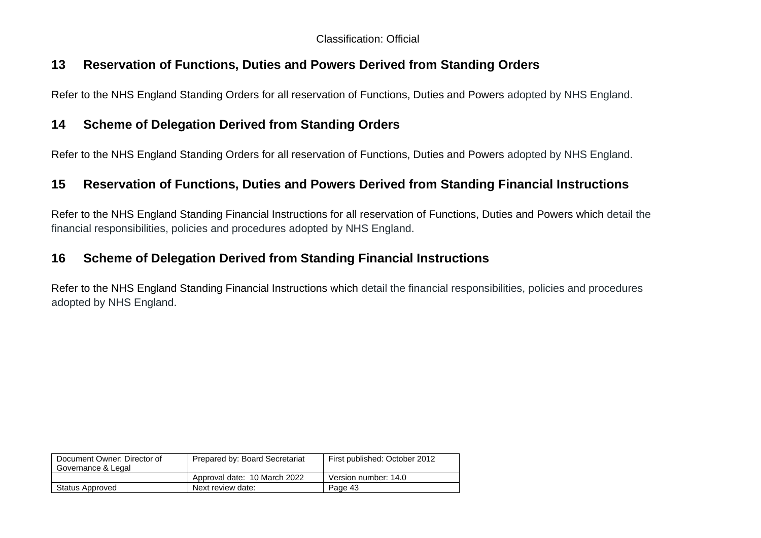## 13 Reservation of Functions, Duties and Powers Derived from Standing Orders

Refer to the NHS England Standing Orders for all reservation of Functions, Duties and Powers adopted by NHS England.

## 14 Scheme of Delegation Derived from Standing Orders

Refer to the NHS England Standing Orders for all reservation of Functions, Duties and Powers adopted by NHS England.

## 15 Reservation of Functions, Duties and Powers Derived from Standing Financial Instructions

Refer to the NHS England Standing Financial Instructions for all reservation of Functions, Duties and Powers which detail the financial responsibilities, policies and procedures adopted by NHS England.

## 16 Scheme of Delegation Derived from Standing Financial Instructions

Refer to the NHS England Standing Financial Instructions which detail the financial responsibilities, policies and procedures adopted by NHS England.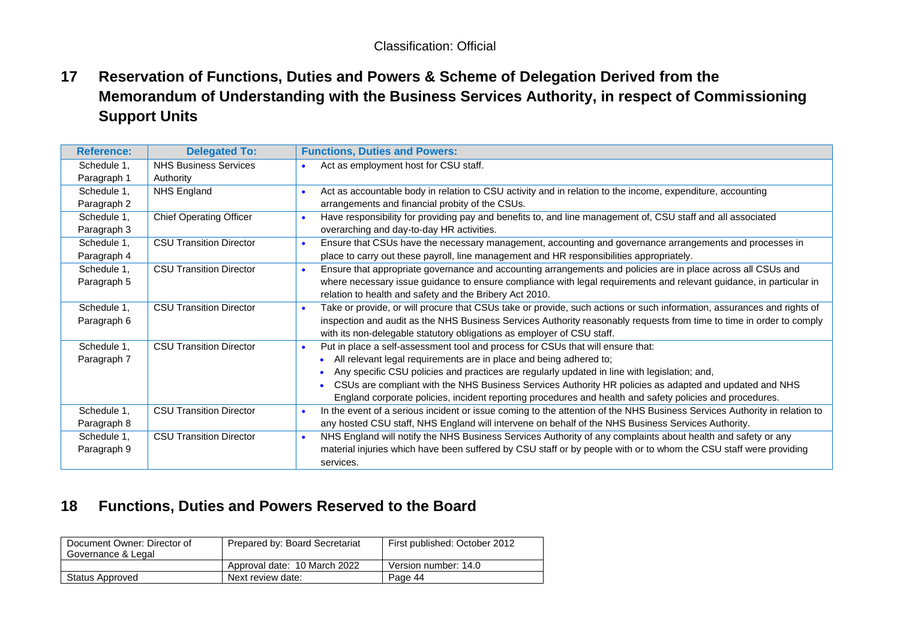## 17 Reservation of Functions, Duties and Powers & Scheme of Delegation Derived from the Memorandum of Understanding with the Business Services Authority, in respect of Commissioning Support Units

| Reference: | Delegated To: | Functions, Duties and Powers: |
|---|---|---|
| Schedule 1, Paragraph 1 | NHS Business Services Authority | • Act as employment host for CSU staff. |
| Schedule 1, Paragraph 2 | NHS England | • Act as accountable body in relation to CSU activity and in relation to the income, expenditure, accounting arrangements and financial probity of the CSUs. |
| Schedule 1, Paragraph 3 | Chief Operating Officer | • Have responsibility for providing pay and benefits to, and line management of, CSU staff and all associated overarching and day-to-day HR activities. |
| Schedule 1, Paragraph 4 | CSU Transition Director | • Ensure that CSUs have the necessary management, accounting and governance arrangements and processes in place to carry out these payroll, line management and HR responsibilities appropriately. |
| Schedule 1, Paragraph 5 | CSU Transition Director | • Ensure that appropriate governance and accounting arrangements and policies are in place across all CSUs and where necessary issue guidance to ensure compliance with legal requirements and relevant guidance, in particular in relation to health and safety and the Bribery Act 2010. |
| Schedule 1, Paragraph 6 | CSU Transition Director | • Take or provide, or will procure that CSUs take or provide, such actions or such information, assurances and rights of inspection and audit as the NHS Business Services Authority reasonably requests from time to time in order to comply with its non-delegable statutory obligations as employer of CSU staff. |
| Schedule 1, Paragraph 7 | CSU Transition Director | • Put in place a self-assessment tool and process for CSUs that will ensure that:<br>• All relevant legal requirements are in place and being adhered to;<br>• Any specific CSU policies and practices are regularly updated in line with legislation; and,<br>• CSUs are compliant with the NHS Business Services Authority HR policies as adapted and updated and NHS England corporate policies, incident reporting procedures and health and safety policies and procedures. |
| Schedule 1, Paragraph 8 | CSU Transition Director | • In the event of a serious incident or issue coming to the attention of the NHS Business Services Authority in relation to any hosted CSU staff, NHS England will intervene on behalf of the NHS Business Services Authority. |
| Schedule 1, Paragraph 9 | CSU Transition Director | • NHS England will notify the NHS Business Services Authority of any complaints about health and safety or any material injuries which have been suffered by CSU staff or by people with or to whom the CSU staff were providing services. |

## 18 Functions, Duties and Powers Reserved to the Board

| Document Owner: Director of Governance & Legal | Prepared by: Board Secretariat | First published: October 2012 |
|---|---|---|
| | Approval date: 10 March 2022 | Version number: 14.0 |
| Status Approved | Next review date: | Page 44 |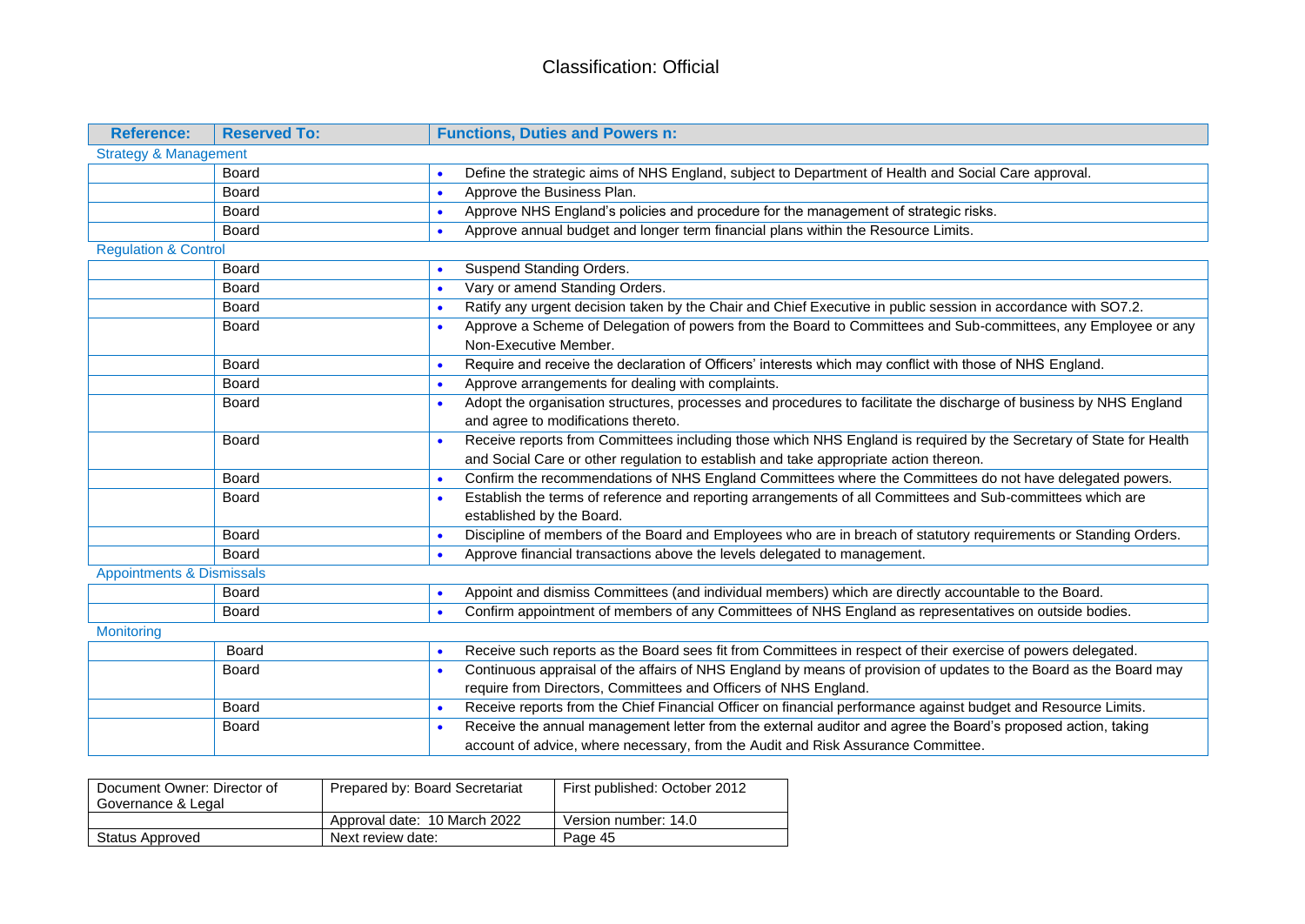Classification: Official

| Reference: | Reserved To: | Functions, Duties and Powers n: |
| --- | --- | --- |
| **Strategy & Management** | | |
| | Board | • Define the strategic aims of NHS England, subject to Department of Health and Social Care approval. |
| | Board | • Approve the Business Plan. |
| | Board | • Approve NHS England's policies and procedure for the management of strategic risks. |
| | Board | • Approve annual budget and longer term financial plans within the Resource Limits. |
| **Regulation & Control** | | |
| | Board | • Suspend Standing Orders. |
| | Board | • Vary or amend Standing Orders. |
| | Board | • Ratify any urgent decision taken by the Chair and Chief Executive in public session in accordance with SO7.2. |
| | Board | • Approve a Scheme of Delegation of powers from the Board to Committees and Sub-committees, any Employee or any Non-Executive Member. |
| | Board | • Require and receive the declaration of Officers' interests which may conflict with those of NHS England. |
| | Board | • Approve arrangements for dealing with complaints. |
| | Board | • Adopt the organisation structures, processes and procedures to facilitate the discharge of business by NHS England and agree to modifications thereto. |
| | Board | • Receive reports from Committees including those which NHS England is required by the Secretary of State for Health and Social Care or other regulation to establish and take appropriate action thereon. |
| | Board | • Confirm the recommendations of NHS England Committees where the Committees do not have delegated powers. |
| | Board | • Establish the terms of reference and reporting arrangements of all Committees and Sub-committees which are established by the Board. |
| | Board | • Discipline of members of the Board and Employees who are in breach of statutory requirements or Standing Orders. |
| | Board | • Approve financial transactions above the levels delegated to management. |
| **Appointments & Dismissals** | | |
| | Board | • Appoint and dismiss Committees (and individual members) which are directly accountable to the Board. |
| | Board | • Confirm appointment of members of any Committees of NHS England as representatives on outside bodies. |
| **Monitoring** | | |
| | Board | • Receive such reports as the Board sees fit from Committees in respect of their exercise of powers delegated. |
| | Board | • Continuous appraisal of the affairs of NHS England by means of provision of updates to the Board as the Board may require from Directors, Committees and Officers of NHS England. |
| | Board | • Receive reports from the Chief Financial Officer on financial performance against budget and Resource Limits. |
| | Board | • Receive the annual management letter from the external auditor and agree the Board's proposed action, taking account of advice, where necessary, from the Audit and Risk Assurance Committee. |

| Document Owner: Director of Governance & Legal | Prepared by: Board Secretariat | First published: October 2012 |
| --- | --- | --- |
| | Approval date: 10 March 2022 | Version number: 14.0 |
| Status Approved | Next review date: | Page 45 |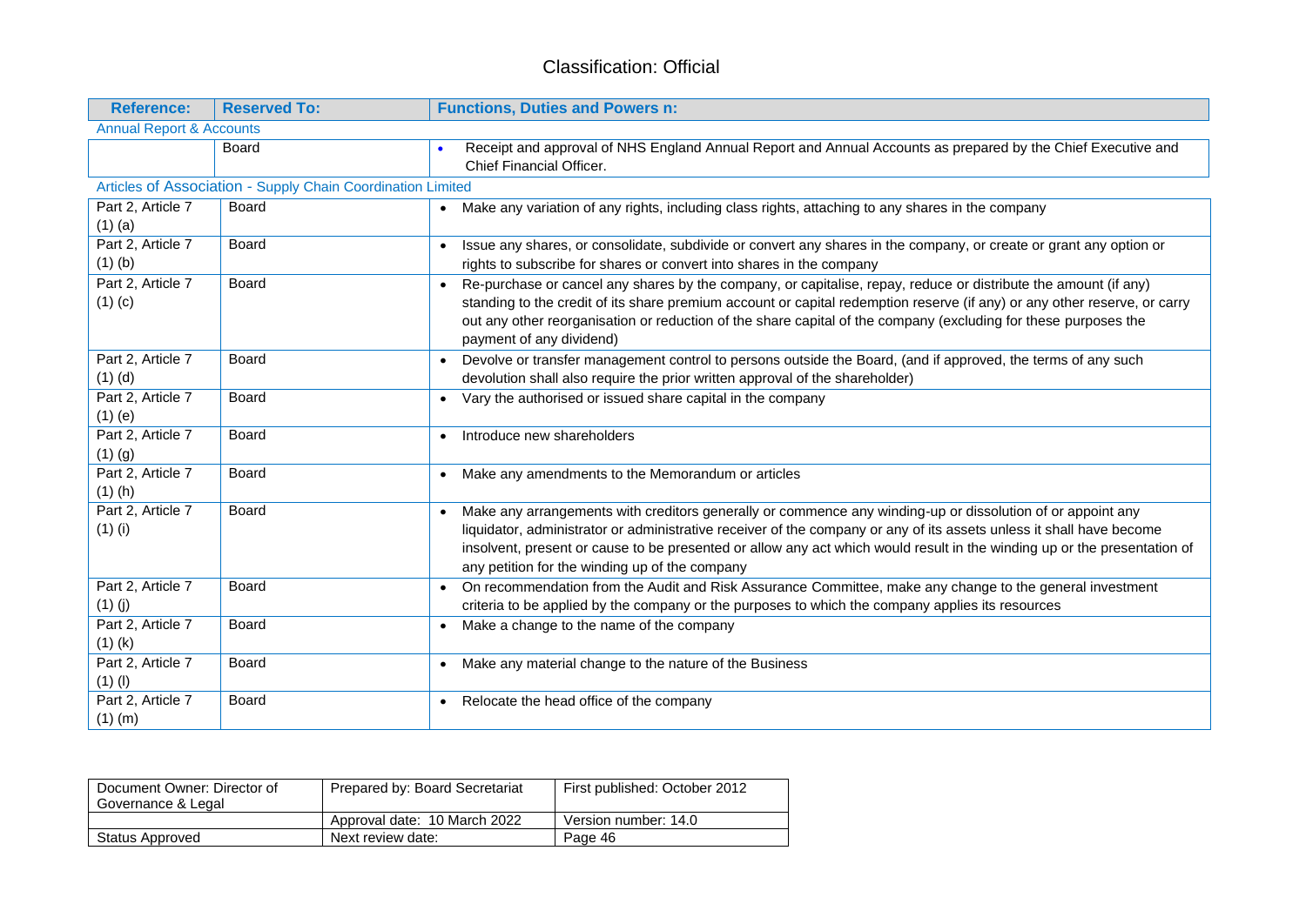| Reference: | Reserved To: | Functions, Duties and Powers n: |
|---|---|---|
| **Annual Report & Accounts** | | |
| | Board | • Receipt and approval of NHS England Annual Report and Annual Accounts as prepared by the Chief Executive and Chief Financial Officer. |
| **Articles of Association - Supply Chain Coordination Limited** | | |
| Part 2, Article 7 (1) (a) | Board | • Make any variation of any rights, including class rights, attaching to any shares in the company |
| Part 2, Article 7 (1) (b) | Board | • Issue any shares, or consolidate, subdivide or convert any shares in the company, or create or grant any option or rights to subscribe for shares or convert into shares in the company |
| Part 2, Article 7 (1) (c) | Board | • Re-purchase or cancel any shares by the company, or capitalise, repay, reduce or distribute the amount (if any) standing to the credit of its share premium account or capital redemption reserve (if any) or any other reserve, or carry out any other reorganisation or reduction of the share capital of the company (excluding for these purposes the payment of any dividend) |
| Part 2, Article 7 (1) (d) | Board | • Devolve or transfer management control to persons outside the Board, (and if approved, the terms of any such devolution shall also require the prior written approval of the shareholder) |
| Part 2, Article 7 (1) (e) | Board | • Vary the authorised or issued share capital in the company |
| Part 2, Article 7 (1) (g) | Board | • Introduce new shareholders |
| Part 2, Article 7 (1) (h) | Board | • Make any amendments to the Memorandum or articles |
| Part 2, Article 7 (1) (i) | Board | • Make any arrangements with creditors generally or commence any winding-up or dissolution of or appoint any liquidator, administrator or administrative receiver of the company or any of its assets unless it shall have become insolvent, present or cause to be presented or allow any act which would result in the winding up or the presentation of any petition for the winding up of the company |
| Part 2, Article 7 (1) (j) | Board | • On recommendation from the Audit and Risk Assurance Committee, make any change to the general investment criteria to be applied by the company or the purposes to which the company applies its resources |
| Part 2, Article 7 (1) (k) | Board | • Make a change to the name of the company |
| Part 2, Article 7 (1) (l) | Board | • Make any material change to the nature of the Business |
| Part 2, Article 7 (1) (m) | Board | • Relocate the head office of the company |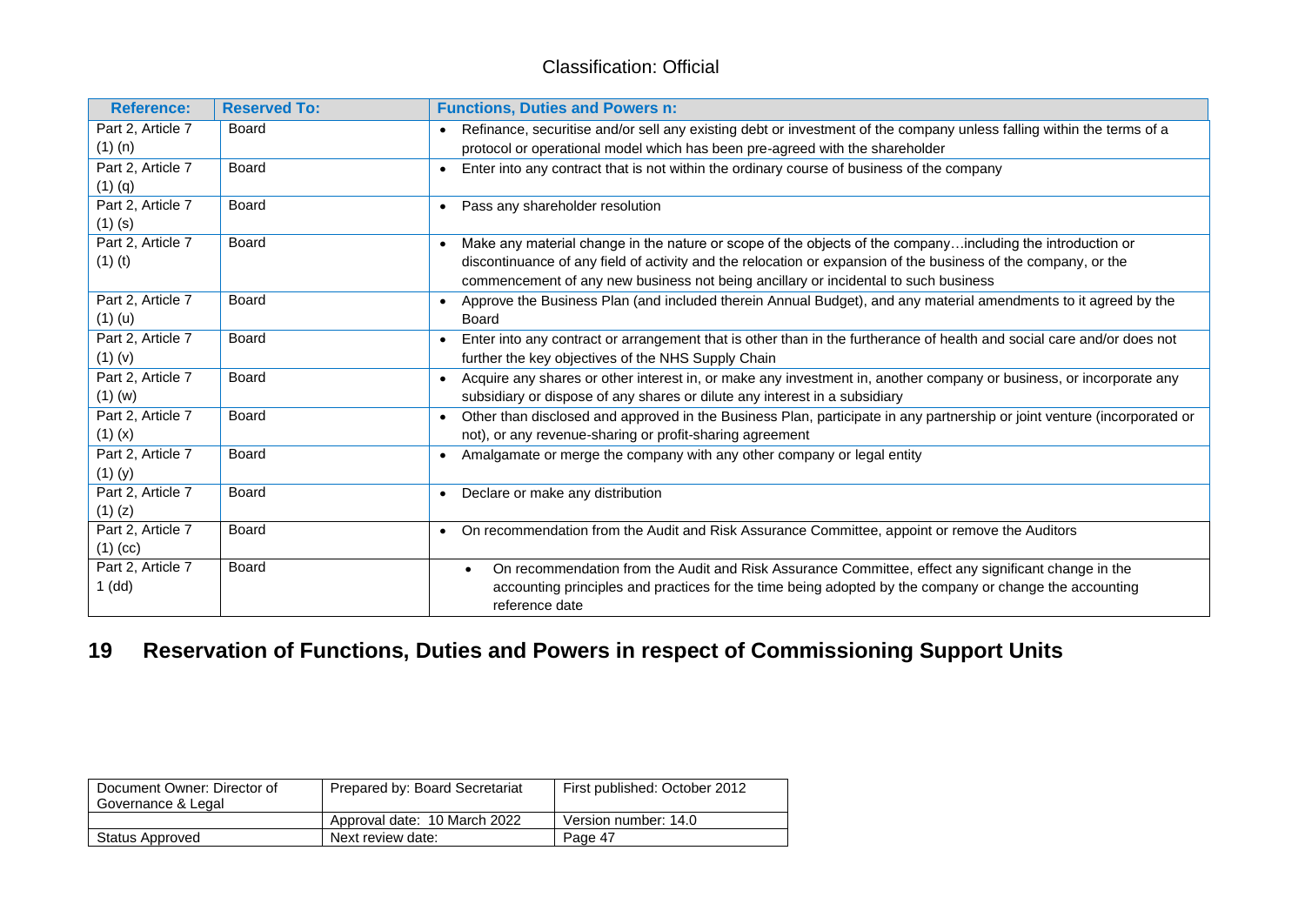| Reference: | Reserved To: | Functions, Duties and Powers n: |
|---|---|---|
| Part 2, Article 7 (1) (n) | Board | • Refinance, securitise and/or sell any existing debt or investment of the company unless falling within the terms of a protocol or operational model which has been pre-agreed with the shareholder |
| Part 2, Article 7 (1) (q) | Board | • Enter into any contract that is not within the ordinary course of business of the company |
| Part 2, Article 7 (1) (s) | Board | • Pass any shareholder resolution |
| Part 2, Article 7 (1) (t) | Board | • Make any material change in the nature or scope of the objects of the company…including the introduction or discontinuance of any field of activity and the relocation or expansion of the business of the company, or the commencement of any new business not being ancillary or incidental to such business |
| Part 2, Article 7 (1) (u) | Board | • Approve the Business Plan (and included therein Annual Budget), and any material amendments to it agreed by the Board |
| Part 2, Article 7 (1) (v) | Board | • Enter into any contract or arrangement that is other than in the furtherance of health and social care and/or does not further the key objectives of the NHS Supply Chain |
| Part 2, Article 7 (1) (w) | Board | • Acquire any shares or other interest in, or make any investment in, another company or business, or incorporate any subsidiary or dispose of any shares or dilute any interest in a subsidiary |
| Part 2, Article 7 (1) (x) | Board | • Other than disclosed and approved in the Business Plan, participate in any partnership or joint venture (incorporated or not), or any revenue-sharing or profit-sharing agreement |
| Part 2, Article 7 (1) (y) | Board | • Amalgamate or merge the company with any other company or legal entity |
| Part 2, Article 7 (1) (z) | Board | • Declare or make any distribution |
| Part 2, Article 7 (1) (cc) | Board | • On recommendation from the Audit and Risk Assurance Committee, appoint or remove the Auditors |
| Part 2, Article 7 1 (dd) | Board | • On recommendation from the Audit and Risk Assurance Committee, effect any significant change in the accounting principles and practices for the time being adopted by the company or change the accounting reference date |

## 19 Reservation of Functions, Duties and Powers in respect of Commissioning Support Units

| Document Owner: Director of Governance & Legal | Prepared by: Board Secretariat | First published: October 2012 |
|---|---|---|
| | Approval date: 10 March 2022 | Version number: 14.0 |
| Status Approved | Next review date: | Page 47 |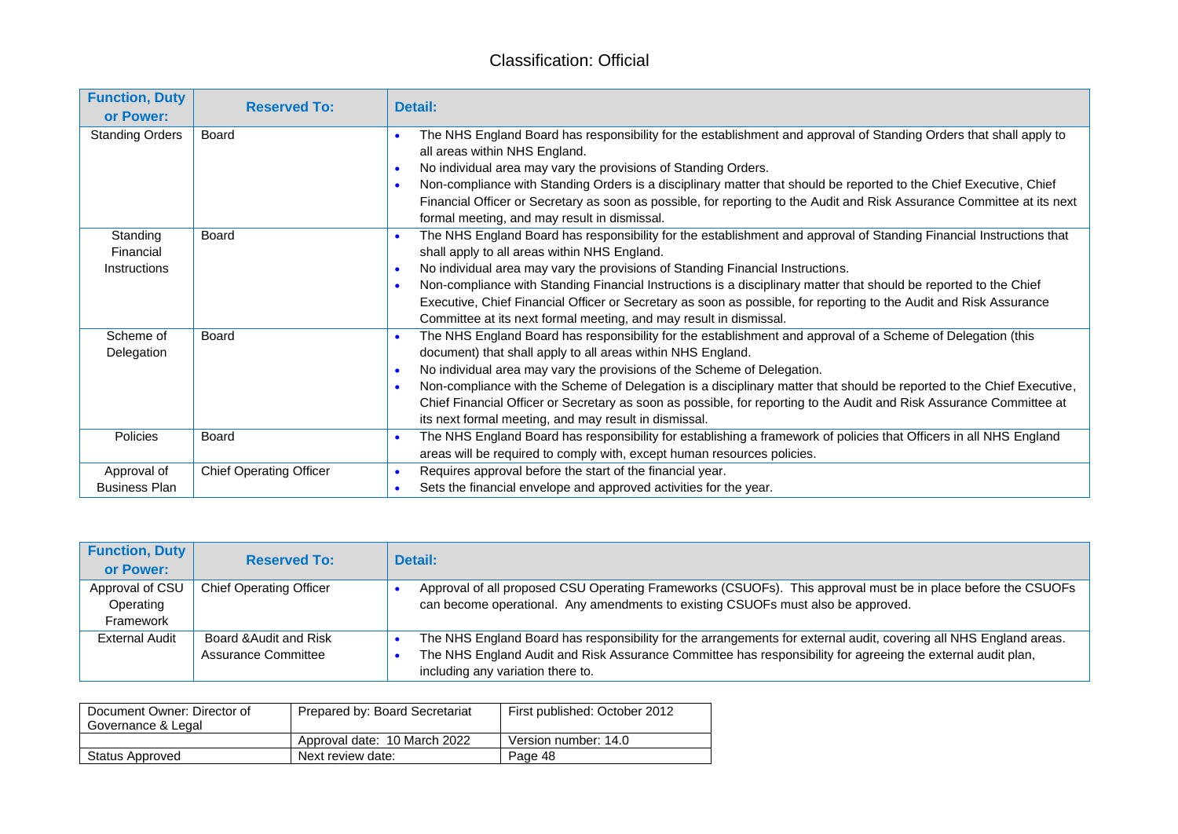| Function, Duty or Power: | Reserved To: | Detail: |
|---|---|---|
| Standing Orders | Board | • The NHS England Board has responsibility for the establishment and approval of Standing Orders that shall apply to all areas within NHS England.<br>• No individual area may vary the provisions of Standing Orders.<br>• Non-compliance with Standing Orders is a disciplinary matter that should be reported to the Chief Executive, Chief Financial Officer or Secretary as soon as possible, for reporting to the Audit and Risk Assurance Committee at its next formal meeting, and may result in dismissal. |
| Standing Financial Instructions | Board | • The NHS England Board has responsibility for the establishment and approval of Standing Financial Instructions that shall apply to all areas within NHS England.<br>• No individual area may vary the provisions of Standing Financial Instructions.<br>• Non-compliance with Standing Financial Instructions is a disciplinary matter that should be reported to the Chief Executive, Chief Financial Officer or Secretary as soon as possible, for reporting to the Audit and Risk Assurance Committee at its next formal meeting, and may result in dismissal. |
| Scheme of Delegation | Board | • The NHS England Board has responsibility for the establishment and approval of a Scheme of Delegation (this document) that shall apply to all areas within NHS England.<br>• No individual area may vary the provisions of the Scheme of Delegation.<br>• Non-compliance with the Scheme of Delegation is a disciplinary matter that should be reported to the Chief Executive, Chief Financial Officer or Secretary as soon as possible, for reporting to the Audit and Risk Assurance Committee at its next formal meeting, and may result in dismissal. |
| Policies | Board | • The NHS England Board has responsibility for establishing a framework of policies that Officers in all NHS England areas will be required to comply with, except human resources policies. |
| Approval of Business Plan | Chief Operating Officer | • Requires approval before the start of the financial year.<br>• Sets the financial envelope and approved activities for the year. |
| Approval of CSU Operating Framework | Chief Operating Officer | • Approval of all proposed CSU Operating Frameworks (CSUOFs). This approval must be in place before the CSUOFs can become operational. Any amendments to existing CSUOFs must also be approved. |
| External Audit | Board &Audit and Risk Assurance Committee | • The NHS England Board has responsibility for the arrangements for external audit, covering all NHS England areas.<br>• The NHS England Audit and Risk Assurance Committee has responsibility for agreeing the external audit plan, including any variation there to. |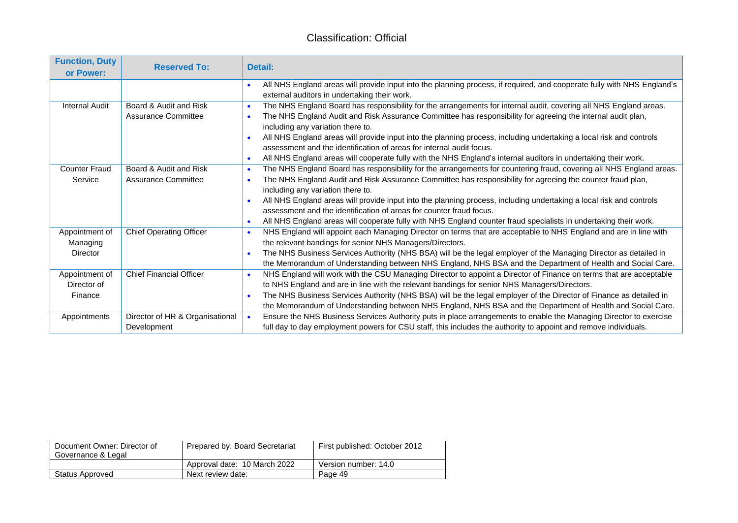| Function, Duty or Power: | Reserved To: | Detail: |
|---|---|---|
| | | • All NHS England areas will provide input into the planning process, if required, and cooperate fully with NHS England's external auditors in undertaking their work. |
| Internal Audit | Board & Audit and Risk Assurance Committee | • The NHS England Board has responsibility for the arrangements for internal audit, covering all NHS England areas.<br>• The NHS England Audit and Risk Assurance Committee has responsibility for agreeing the internal audit plan, including any variation there to.<br>• All NHS England areas will provide input into the planning process, including undertaking a local risk and controls assessment and the identification of areas for internal audit focus.<br>• All NHS England areas will cooperate fully with the NHS England's internal auditors in undertaking their work. |
| Counter Fraud Service | Board & Audit and Risk Assurance Committee | • The NHS England Board has responsibility for the arrangements for countering fraud, covering all NHS England areas.<br>• The NHS England Audit and Risk Assurance Committee has responsibility for agreeing the counter fraud plan, including any variation there to.<br>• All NHS England areas will provide input into the planning process, including undertaking a local risk and controls assessment and the identification of areas for counter fraud focus.<br>• All NHS England areas will cooperate fully with NHS England counter fraud specialists in undertaking their work. |
| Appointment of Managing Director | Chief Operating Officer | • NHS England will appoint each Managing Director on terms that are acceptable to NHS England and are in line with the relevant bandings for senior NHS Managers/Directors.<br>• The NHS Business Services Authority (NHS BSA) will be the legal employer of the Managing Director as detailed in the Memorandum of Understanding between NHS England, NHS BSA and the Department of Health and Social Care. |
| Appointment of Director of Finance | Chief Financial Officer | • NHS England will work with the CSU Managing Director to appoint a Director of Finance on terms that are acceptable to NHS England and are in line with the relevant bandings for senior NHS Managers/Directors.<br>• The NHS Business Services Authority (NHS BSA) will be the legal employer of the Director of Finance as detailed in the Memorandum of Understanding between NHS England, NHS BSA and the Department of Health and Social Care. |
| Appointments | Director of HR & Organisational Development | • Ensure the NHS Business Services Authority puts in place arrangements to enable the Managing Director to exercise full day to day employment powers for CSU staff, this includes the authority to appoint and remove individuals. |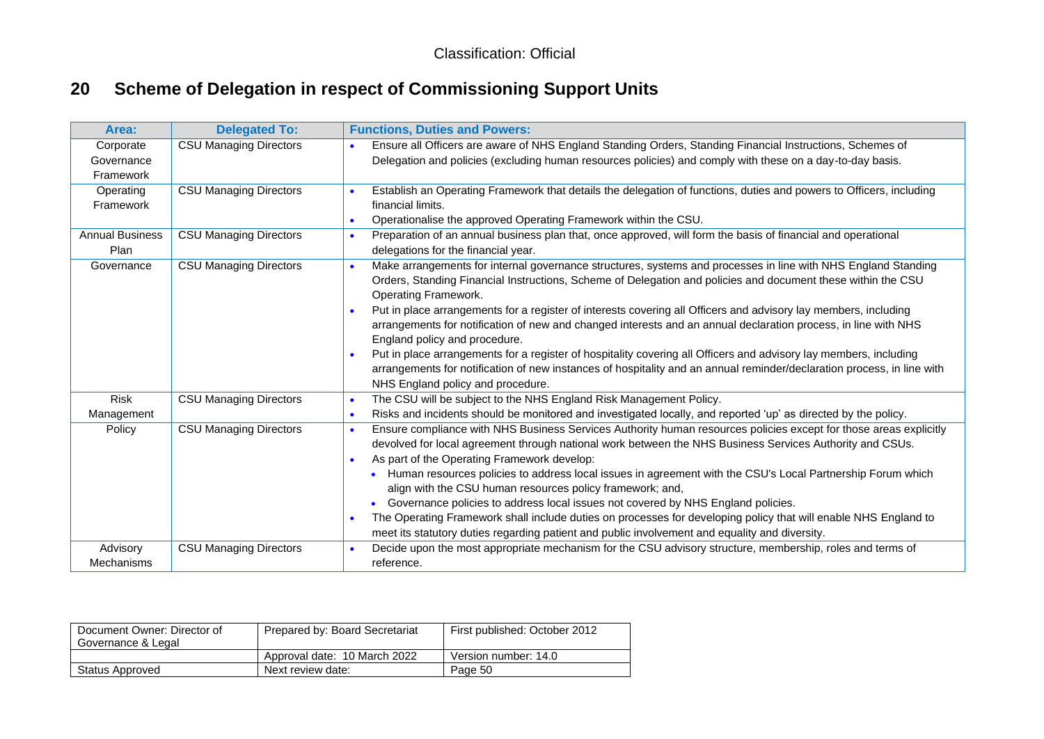## 20 Scheme of Delegation in respect of Commissioning Support Units

| Area: | Delegated To: | Functions, Duties and Powers: |
|---|---|---|
| Corporate Governance Framework | CSU Managing Directors | • Ensure all Officers are aware of NHS England Standing Orders, Standing Financial Instructions, Schemes of Delegation and policies (excluding human resources policies) and comply with these on a day-to-day basis. |
| Operating Framework | CSU Managing Directors | • Establish an Operating Framework that details the delegation of functions, duties and powers to Officers, including financial limits.<br>• Operationalise the approved Operating Framework within the CSU. |
| Annual Business Plan | CSU Managing Directors | • Preparation of an annual business plan that, once approved, will form the basis of financial and operational delegations for the financial year. |
| Governance | CSU Managing Directors | • Make arrangements for internal governance structures, systems and processes in line with NHS England Standing Orders, Standing Financial Instructions, Scheme of Delegation and policies and document these within the CSU Operating Framework.<br>• Put in place arrangements for a register of interests covering all Officers and advisory lay members, including arrangements for notification of new and changed interests and an annual declaration process, in line with NHS England policy and procedure.<br>• Put in place arrangements for a register of hospitality covering all Officers and advisory lay members, including arrangements for notification of new instances of hospitality and an annual reminder/declaration process, in line with NHS England policy and procedure. |
| Risk Management | CSU Managing Directors | • The CSU will be subject to the NHS England Risk Management Policy.<br>• Risks and incidents should be monitored and investigated locally, and reported 'up' as directed by the policy. |
| Policy | CSU Managing Directors | • Ensure compliance with NHS Business Services Authority human resources policies except for those areas explicitly devolved for local agreement through national work between the NHS Business Services Authority and CSUs.<br>• As part of the Operating Framework develop:<br>&nbsp;&nbsp;◦ Human resources policies to address local issues in agreement with the CSU's Local Partnership Forum which align with the CSU human resources policy framework; and,<br>&nbsp;&nbsp;◦ Governance policies to address local issues not covered by NHS England policies.<br>• The Operating Framework shall include duties on processes for developing policy that will enable NHS England to meet its statutory duties regarding patient and public involvement and equality and diversity. |
| Advisory Mechanisms | CSU Managing Directors | • Decide upon the most appropriate mechanism for the CSU advisory structure, membership, roles and terms of reference. |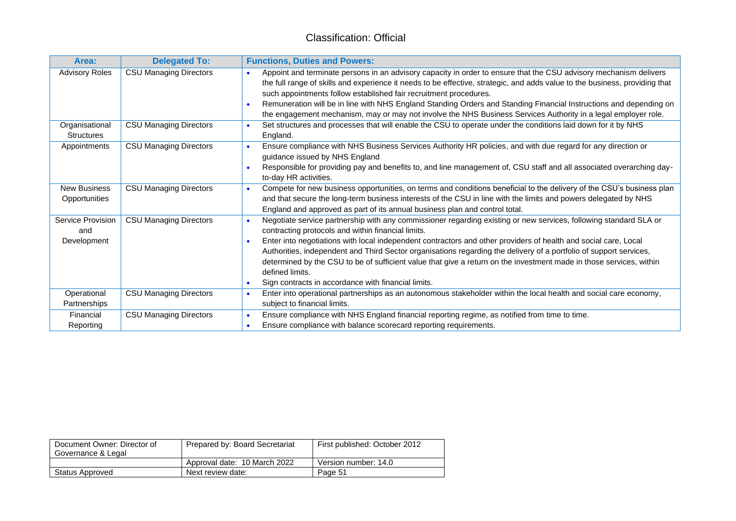| Area: | Delegated To: | Functions, Duties and Powers: |
|---|---|---|
| Advisory Roles | CSU Managing Directors | • Appoint and terminate persons in an advisory capacity in order to ensure that the CSU advisory mechanism delivers the full range of skills and experience it needs to be effective, strategic, and adds value to the business, providing that such appointments follow established fair recruitment procedures.<br>• Remuneration will be in line with NHS England Standing Orders and Standing Financial Instructions and depending on the engagement mechanism, may or may not involve the NHS Business Services Authority in a legal employer role. |
| Organisational Structures | CSU Managing Directors | • Set structures and processes that will enable the CSU to operate under the conditions laid down for it by NHS England. |
| Appointments | CSU Managing Directors | • Ensure compliance with NHS Business Services Authority HR policies, and with due regard for any direction or guidance issued by NHS England<br>• Responsible for providing pay and benefits to, and line management of, CSU staff and all associated overarching day-to-day HR activities. |
| New Business Opportunities | CSU Managing Directors | • Compete for new business opportunities, on terms and conditions beneficial to the delivery of the CSU's business plan and that secure the long-term business interests of the CSU in line with the limits and powers delegated by NHS England and approved as part of its annual business plan and control total. |
| Service Provision and Development | CSU Managing Directors | • Negotiate service partnership with any commissioner regarding existing or new services, following standard SLA or contracting protocols and within financial limits.<br>• Enter into negotiations with local independent contractors and other providers of health and social care, Local Authorities, independent and Third Sector organisations regarding the delivery of a portfolio of support services, determined by the CSU to be of sufficient value that give a return on the investment made in those services, within defined limits.<br>• Sign contracts in accordance with financial limits. |
| Operational Partnerships | CSU Managing Directors | • Enter into operational partnerships as an autonomous stakeholder within the local health and social care economy, subject to financial limits. |
| Financial Reporting | CSU Managing Directors | • Ensure compliance with NHS England financial reporting regime, as notified from time to time.<br>• Ensure compliance with balance scorecard reporting requirements. |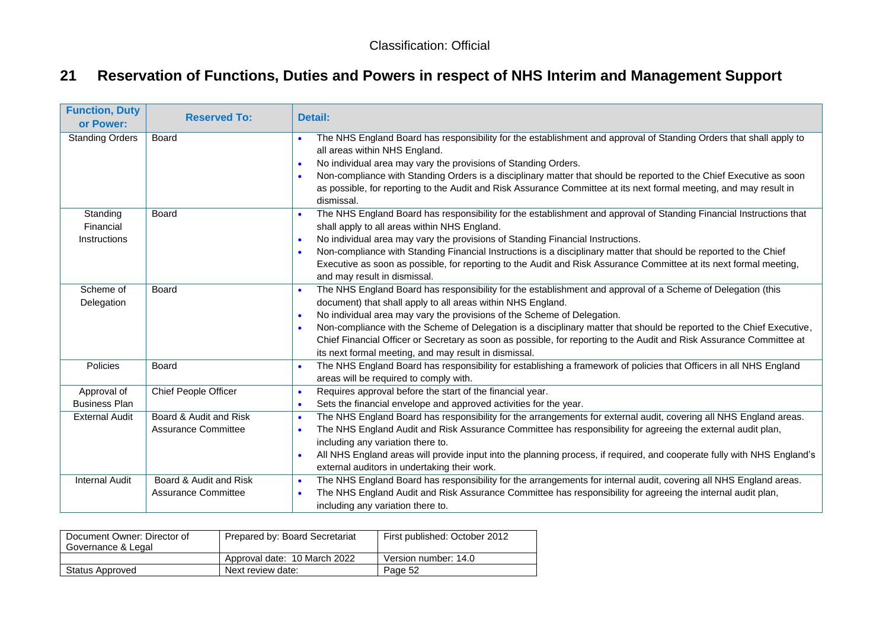## 21 Reservation of Functions, Duties and Powers in respect of NHS Interim and Management Support

| Function, Duty or Power: | Reserved To: | Detail: |
|---|---|---|
| Standing Orders | Board | • The NHS England Board has responsibility for the establishment and approval of Standing Orders that shall apply to all areas within NHS England.<br>• No individual area may vary the provisions of Standing Orders.<br>• Non-compliance with Standing Orders is a disciplinary matter that should be reported to the Chief Executive as soon as possible, for reporting to the Audit and Risk Assurance Committee at its next formal meeting, and may result in dismissal. |
| Standing Financial Instructions | Board | • The NHS England Board has responsibility for the establishment and approval of Standing Financial Instructions that shall apply to all areas within NHS England.<br>• No individual area may vary the provisions of Standing Financial Instructions.<br>• Non-compliance with Standing Financial Instructions is a disciplinary matter that should be reported to the Chief Executive as soon as possible, for reporting to the Audit and Risk Assurance Committee at its next formal meeting, and may result in dismissal. |
| Scheme of Delegation | Board | • The NHS England Board has responsibility for the establishment and approval of a Scheme of Delegation (this document) that shall apply to all areas within NHS England.<br>• No individual area may vary the provisions of the Scheme of Delegation.<br>• Non-compliance with the Scheme of Delegation is a disciplinary matter that should be reported to the Chief Executive, Chief Financial Officer or Secretary as soon as possible, for reporting to the Audit and Risk Assurance Committee at its next formal meeting, and may result in dismissal. |
| Policies | Board | • The NHS England Board has responsibility for establishing a framework of policies that Officers in all NHS England areas will be required to comply with. |
| Approval of Business Plan | Chief People Officer | • Requires approval before the start of the financial year.<br>• Sets the financial envelope and approved activities for the year. |
| External Audit | Board & Audit and Risk Assurance Committee | • The NHS England Board has responsibility for the arrangements for external audit, covering all NHS England areas.<br>• The NHS England Audit and Risk Assurance Committee has responsibility for agreeing the external audit plan, including any variation there to.<br>• All NHS England areas will provide input into the planning process, if required, and cooperate fully with NHS England's external auditors in undertaking their work. |
| Internal Audit | Board & Audit and Risk Assurance Committee | • The NHS England Board has responsibility for the arrangements for internal audit, covering all NHS England areas.<br>• The NHS England Audit and Risk Assurance Committee has responsibility for agreeing the internal audit plan, including any variation there to. |

| Document Owner: Director of Governance & Legal | Prepared by: Board Secretariat | First published: October 2012 |
|---|---|---|
| | Approval date: 10 March 2022 | Version number: 14.0 |
| Status Approved | Next review date: | Page 52 |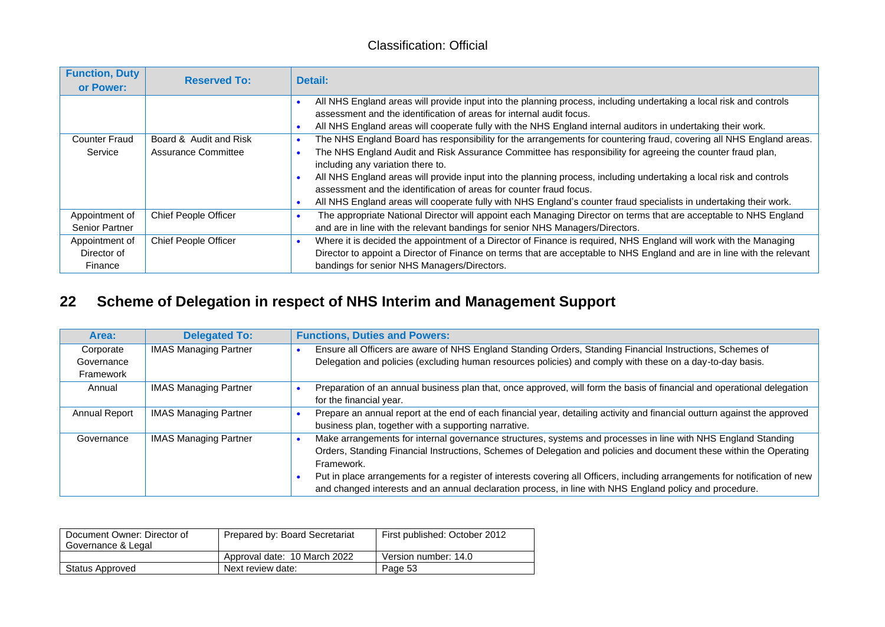| Function, Duty or Power: | Reserved To: | Detail: |
|---|---|---|
| | | • All NHS England areas will provide input into the planning process, including undertaking a local risk and controls assessment and the identification of areas for internal audit focus.<br>• All NHS England areas will cooperate fully with the NHS England internal auditors in undertaking their work. |
| Counter Fraud Service | Board & Audit and Risk Assurance Committee | • The NHS England Board has responsibility for the arrangements for countering fraud, covering all NHS England areas.<br>• The NHS England Audit and Risk Assurance Committee has responsibility for agreeing the counter fraud plan, including any variation there to.<br>• All NHS England areas will provide input into the planning process, including undertaking a local risk and controls assessment and the identification of areas for counter fraud focus.<br>• All NHS England areas will cooperate fully with NHS England's counter fraud specialists in undertaking their work. |
| Appointment of Senior Partner | Chief People Officer | • The appropriate National Director will appoint each Managing Director on terms that are acceptable to NHS England and are in line with the relevant bandings for senior NHS Managers/Directors. |
| Appointment of Director of Finance | Chief People Officer | • Where it is decided the appointment of a Director of Finance is required, NHS England will work with the Managing Director to appoint a Director of Finance on terms that are acceptable to NHS England and are in line with the relevant bandings for senior NHS Managers/Directors. |

## 22 Scheme of Delegation in respect of NHS Interim and Management Support

| Area: | Delegated To: | Functions, Duties and Powers: |
|---|---|---|
| Corporate Governance Framework | IMAS Managing Partner | • Ensure all Officers are aware of NHS England Standing Orders, Standing Financial Instructions, Schemes of Delegation and policies (excluding human resources policies) and comply with these on a day-to-day basis. |
| Annual | IMAS Managing Partner | • Preparation of an annual business plan that, once approved, will form the basis of financial and operational delegation for the financial year. |
| Annual Report | IMAS Managing Partner | • Prepare an annual report at the end of each financial year, detailing activity and financial outturn against the approved business plan, together with a supporting narrative. |
| Governance | IMAS Managing Partner | • Make arrangements for internal governance structures, systems and processes in line with NHS England Standing Orders, Standing Financial Instructions, Schemes of Delegation and policies and document these within the Operating Framework.<br>• Put in place arrangements for a register of interests covering all Officers, including arrangements for notification of new and changed interests and an annual declaration process, in line with NHS England policy and procedure. |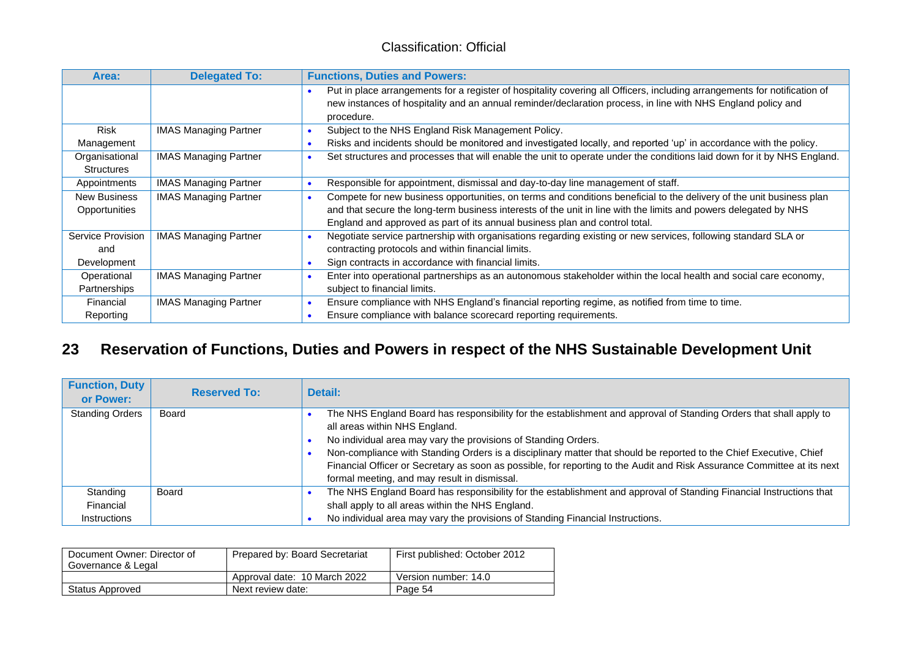| Area: | Delegated To: | Functions, Duties and Powers: |
|---|---|---|
| | | • Put in place arrangements for a register of hospitality covering all Officers, including arrangements for notification of new instances of hospitality and an annual reminder/declaration process, in line with NHS England policy and procedure. |
| Risk Management | IMAS Managing Partner | • Subject to the NHS England Risk Management Policy. • Risks and incidents should be monitored and investigated locally, and reported 'up' in accordance with the policy. |
| Organisational Structures | IMAS Managing Partner | • Set structures and processes that will enable the unit to operate under the conditions laid down for it by NHS England. |
| Appointments | IMAS Managing Partner | • Responsible for appointment, dismissal and day-to-day line management of staff. |
| New Business Opportunities | IMAS Managing Partner | • Compete for new business opportunities, on terms and conditions beneficial to the delivery of the unit business plan and that secure the long-term business interests of the unit in line with the limits and powers delegated by NHS England and approved as part of its annual business plan and control total. |
| Service Provision and Development | IMAS Managing Partner | • Negotiate service partnership with organisations regarding existing or new services, following standard SLA or contracting protocols and within financial limits. • Sign contracts in accordance with financial limits. |
| Operational Partnerships | IMAS Managing Partner | • Enter into operational partnerships as an autonomous stakeholder within the local health and social care economy, subject to financial limits. |
| Financial Reporting | IMAS Managing Partner | • Ensure compliance with NHS England's financial reporting regime, as notified from time to time. • Ensure compliance with balance scorecard reporting requirements. |

## 23 Reservation of Functions, Duties and Powers in respect of the NHS Sustainable Development Unit

| Function, Duty or Power: | Reserved To: | Detail: |
|---|---|---|
| Standing Orders | Board | • The NHS England Board has responsibility for the establishment and approval of Standing Orders that shall apply to all areas within NHS England. • No individual area may vary the provisions of Standing Orders. • Non-compliance with Standing Orders is a disciplinary matter that should be reported to the Chief Executive, Chief Financial Officer or Secretary as soon as possible, for reporting to the Audit and Risk Assurance Committee at its next formal meeting, and may result in dismissal. |
| Standing Financial Instructions | Board | • The NHS England Board has responsibility for the establishment and approval of Standing Financial Instructions that shall apply to all areas within the NHS England. • No individual area may vary the provisions of Standing Financial Instructions. |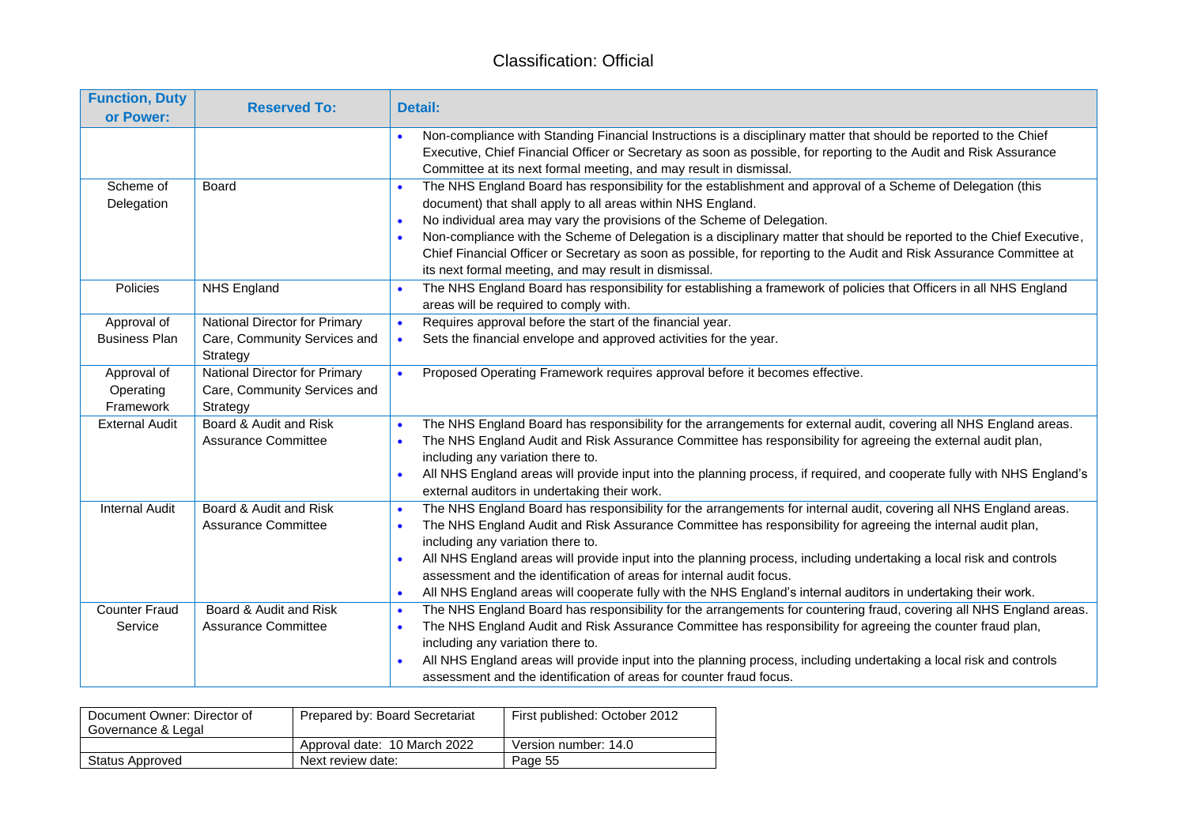| Function, Duty or Power: | Reserved To: | Detail: |
|---|---|---|
| | | • Non-compliance with Standing Financial Instructions is a disciplinary matter that should be reported to the Chief Executive, Chief Financial Officer or Secretary as soon as possible, for reporting to the Audit and Risk Assurance Committee at its next formal meeting, and may result in dismissal. |
| Scheme of Delegation | Board | • The NHS England Board has responsibility for the establishment and approval of a Scheme of Delegation (this document) that shall apply to all areas within NHS England.<br>• No individual area may vary the provisions of the Scheme of Delegation.<br>• Non-compliance with the Scheme of Delegation is a disciplinary matter that should be reported to the Chief Executive, Chief Financial Officer or Secretary as soon as possible, for reporting to the Audit and Risk Assurance Committee at its next formal meeting, and may result in dismissal. |
| Policies | NHS England | • The NHS England Board has responsibility for establishing a framework of policies that Officers in all NHS England areas will be required to comply with. |
| Approval of Business Plan | National Director for Primary Care, Community Services and Strategy | • Requires approval before the start of the financial year.<br>• Sets the financial envelope and approved activities for the year. |
| Approval of Operating Framework | National Director for Primary Care, Community Services and Strategy | • Proposed Operating Framework requires approval before it becomes effective. |
| External Audit | Board & Audit and Risk Assurance Committee | • The NHS England Board has responsibility for the arrangements for external audit, covering all NHS England areas.<br>• The NHS England Audit and Risk Assurance Committee has responsibility for agreeing the external audit plan, including any variation there to.<br>• All NHS England areas will provide input into the planning process, if required, and cooperate fully with NHS England's external auditors in undertaking their work. |
| Internal Audit | Board & Audit and Risk Assurance Committee | • The NHS England Board has responsibility for the arrangements for internal audit, covering all NHS England areas.<br>• The NHS England Audit and Risk Assurance Committee has responsibility for agreeing the internal audit plan, including any variation there to.<br>• All NHS England areas will provide input into the planning process, including undertaking a local risk and controls assessment and the identification of areas for internal audit focus.<br>• All NHS England areas will cooperate fully with the NHS England's internal auditors in undertaking their work. |
| Counter Fraud Service | Board & Audit and Risk Assurance Committee | • The NHS England Board has responsibility for the arrangements for countering fraud, covering all NHS England areas.<br>• The NHS England Audit and Risk Assurance Committee has responsibility for agreeing the counter fraud plan, including any variation there to.<br>• All NHS England areas will provide input into the planning process, including undertaking a local risk and controls assessment and the identification of areas for counter fraud focus. |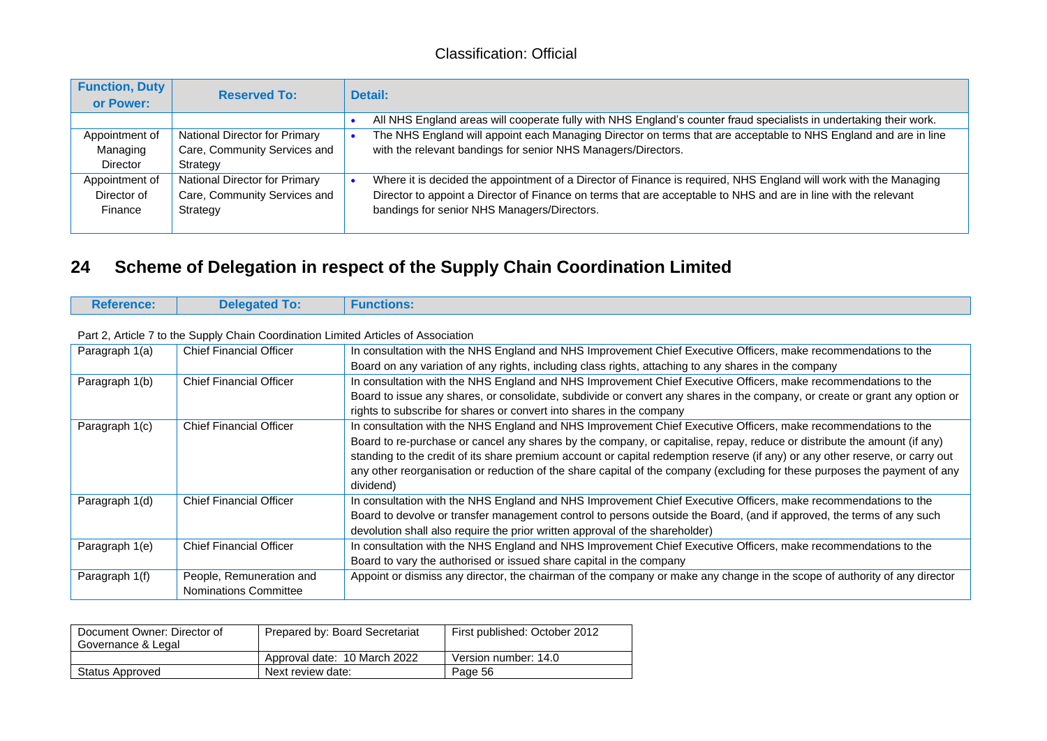| Function, Duty or Power: | Reserved To: | Detail: |
|---|---|---|
| | | • All NHS England areas will cooperate fully with NHS England's counter fraud specialists in undertaking their work. |
| Appointment of Managing Director | National Director for Primary Care, Community Services and Strategy | • The NHS England will appoint each Managing Director on terms that are acceptable to NHS England and are in line with the relevant bandings for senior NHS Managers/Directors. |
| Appointment of Director of Finance | National Director for Primary Care, Community Services and Strategy | • Where it is decided the appointment of a Director of Finance is required, NHS England will work with the Managing Director to appoint a Director of Finance on terms that are acceptable to NHS and are in line with the relevant bandings for senior NHS Managers/Directors. |

## 24 Scheme of Delegation in respect of the Supply Chain Coordination Limited

| Reference: | Delegated To: | Functions: |
|---|---|---|
| Part 2, Article 7 to the Supply Chain Coordination Limited Articles of Association | | |
| Paragraph 1(a) | Chief Financial Officer | In consultation with the NHS England and NHS Improvement Chief Executive Officers, make recommendations to the Board on any variation of any rights, including class rights, attaching to any shares in the company |
| Paragraph 1(b) | Chief Financial Officer | In consultation with the NHS England and NHS Improvement Chief Executive Officers, make recommendations to the Board to issue any shares, or consolidate, subdivide or convert any shares in the company, or create or grant any option or rights to subscribe for shares or convert into shares in the company |
| Paragraph 1(c) | Chief Financial Officer | In consultation with the NHS England and NHS Improvement Chief Executive Officers, make recommendations to the Board to re-purchase or cancel any shares by the company, or capitalise, repay, reduce or distribute the amount (if any) standing to the credit of its share premium account or capital redemption reserve (if any) or any other reserve, or carry out any other reorganisation or reduction of the share capital of the company (excluding for these purposes the payment of any dividend) |
| Paragraph 1(d) | Chief Financial Officer | In consultation with the NHS England and NHS Improvement Chief Executive Officers, make recommendations to the Board to devolve or transfer management control to persons outside the Board, (and if approved, the terms of any such devolution shall also require the prior written approval of the shareholder) |
| Paragraph 1(e) | Chief Financial Officer | In consultation with the NHS England and NHS Improvement Chief Executive Officers, make recommendations to the Board to vary the authorised or issued share capital in the company |
| Paragraph 1(f) | People, Remuneration and Nominations Committee | Appoint or dismiss any director, the chairman of the company or make any change in the scope of authority of any director |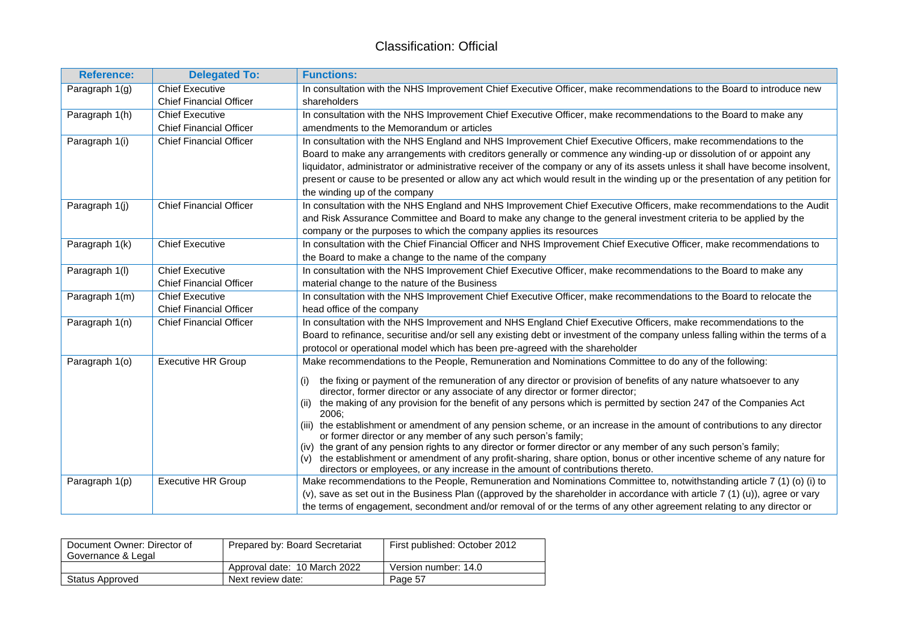| Reference: | Delegated To: | Functions: |
|---|---|---|
| Paragraph 1(g) | Chief Executive<br>Chief Financial Officer | In consultation with the NHS Improvement Chief Executive Officer, make recommendations to the Board to introduce new shareholders |
| Paragraph 1(h) | Chief Executive<br>Chief Financial Officer | In consultation with the NHS Improvement Chief Executive Officer, make recommendations to the Board to make any amendments to the Memorandum or articles |
| Paragraph 1(i) | Chief Financial Officer | In consultation with the NHS England and NHS Improvement Chief Executive Officers, make recommendations to the Board to make any arrangements with creditors generally or commence any winding-up or dissolution of or appoint any liquidator, administrator or administrative receiver of the company or any of its assets unless it shall have become insolvent, present or cause to be presented or allow any act which would result in the winding up or the presentation of any petition for the winding up of the company |
| Paragraph 1(j) | Chief Financial Officer | In consultation with the NHS England and NHS Improvement Chief Executive Officers, make recommendations to the Audit and Risk Assurance Committee and Board to make any change to the general investment criteria to be applied by the company or the purposes to which the company applies its resources |
| Paragraph 1(k) | Chief Executive | In consultation with the Chief Financial Officer and NHS Improvement Chief Executive Officer, make recommendations to the Board to make a change to the name of the company |
| Paragraph 1(l) | Chief Executive<br>Chief Financial Officer | In consultation with the NHS Improvement Chief Executive Officer, make recommendations to the Board to make any material change to the nature of the Business |
| Paragraph 1(m) | Chief Executive<br>Chief Financial Officer | In consultation with the NHS Improvement Chief Executive Officer, make recommendations to the Board to relocate the head office of the company |
| Paragraph 1(n) | Chief Financial Officer | In consultation with the NHS Improvement and NHS England Chief Executive Officers, make recommendations to the Board to refinance, securitise and/or sell any existing debt or investment of the company unless falling within the terms of a protocol or operational model which has been pre-agreed with the shareholder |
| Paragraph 1(o) | Executive HR Group | Make recommendations to the People, Remuneration and Nominations Committee to do any of the following:<br>(i) the fixing or payment of the remuneration of any director or provision of benefits of any nature whatsoever to any director, former director or any associate of any director or former director;<br>(ii) the making of any provision for the benefit of any persons which is permitted by section 247 of the Companies Act 2006;<br>(iii) the establishment or amendment of any pension scheme, or an increase in the amount of contributions to any director or former director or any member of any such person's family;<br>(iv) the grant of any pension rights to any director or former director or any member of any such person's family;<br>(v) the establishment or amendment of any profit-sharing, share option, bonus or other incentive scheme of any nature for directors or employees, or any increase in the amount of contributions thereto. |
| Paragraph 1(p) | Executive HR Group | Make recommendations to the People, Remuneration and Nominations Committee to, notwithstanding article 7 (1) (o) (i) to (v), save as set out in the Business Plan ((approved by the shareholder in accordance with article 7 (1) (u)), agree or vary the terms of engagement, secondment and/or removal of or the terms of any other agreement relating to any director or |

| Document Owner: Director of Governance & Legal | Prepared by: Board Secretariat | First published: October 2012 |
|---|---|---|
| | Approval date: 10 March 2022 | Version number: 14.0 |
| Status Approved | Next review date: | Page 57 |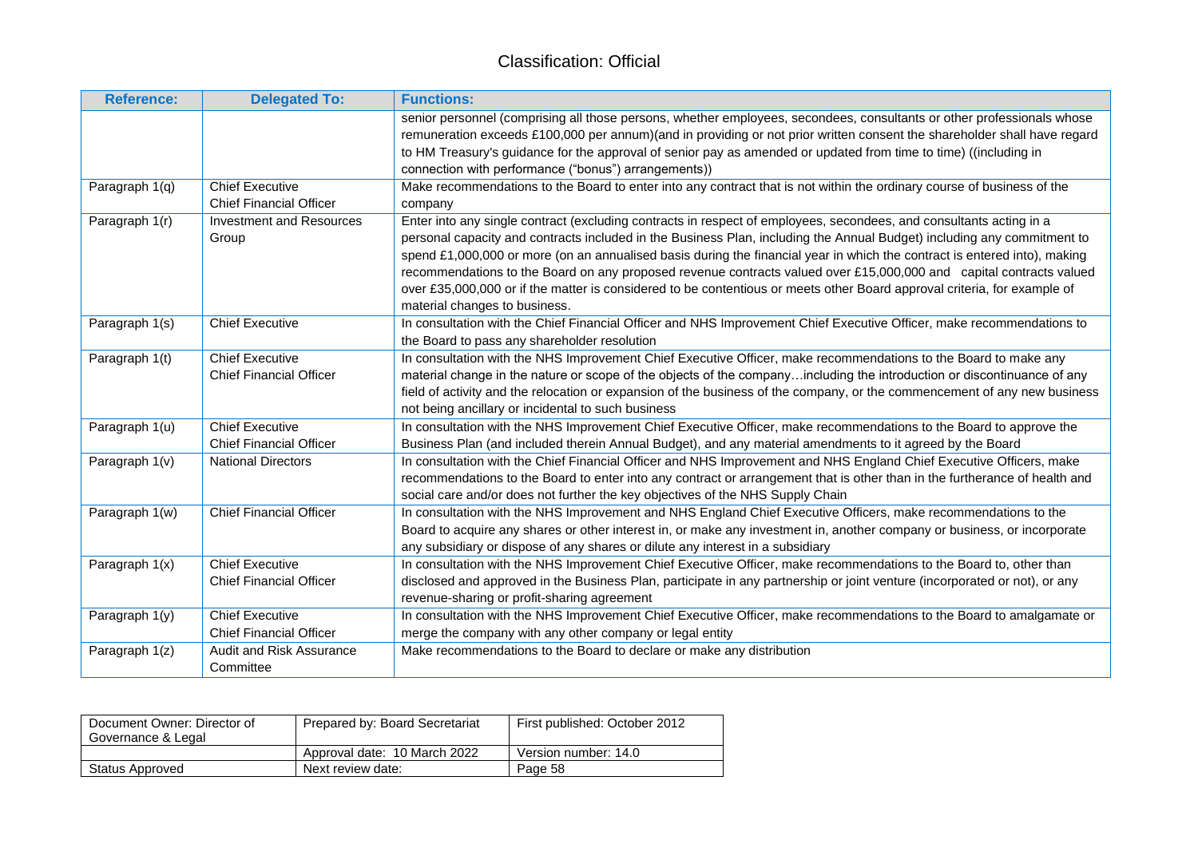| Reference: | Delegated To: | Functions: |
|---|---|---|
| | | senior personnel (comprising all those persons, whether employees, secondees, consultants or other professionals whose remuneration exceeds £100,000 per annum)(and in providing or not prior written consent the shareholder shall have regard to HM Treasury's guidance for the approval of senior pay as amended or updated from time to time) ((including in connection with performance ("bonus") arrangements)) |
| Paragraph 1(q) | Chief Executive<br>Chief Financial Officer | Make recommendations to the Board to enter into any contract that is not within the ordinary course of business of the company |
| Paragraph 1(r) | Investment and Resources Group | Enter into any single contract (excluding contracts in respect of employees, secondees, and consultants acting in a personal capacity and contracts included in the Business Plan, including the Annual Budget) including any commitment to spend £1,000,000 or more (on an annualised basis during the financial year in which the contract is entered into), making recommendations to the Board on any proposed revenue contracts valued over £15,000,000 and capital contracts valued over £35,000,000 or if the matter is considered to be contentious or meets other Board approval criteria, for example of material changes to business. |
| Paragraph 1(s) | Chief Executive | In consultation with the Chief Financial Officer and NHS Improvement Chief Executive Officer, make recommendations to the Board to pass any shareholder resolution |
| Paragraph 1(t) | Chief Executive<br>Chief Financial Officer | In consultation with the NHS Improvement Chief Executive Officer, make recommendations to the Board to make any material change in the nature or scope of the objects of the company…including the introduction or discontinuance of any field of activity and the relocation or expansion of the business of the company, or the commencement of any new business not being ancillary or incidental to such business |
| Paragraph 1(u) | Chief Executive<br>Chief Financial Officer | In consultation with the NHS Improvement Chief Executive Officer, make recommendations to the Board to approve the Business Plan (and included therein Annual Budget), and any material amendments to it agreed by the Board |
| Paragraph 1(v) | National Directors | In consultation with the Chief Financial Officer and NHS Improvement and NHS England Chief Executive Officers, make recommendations to the Board to enter into any contract or arrangement that is other than in the furtherance of health and social care and/or does not further the key objectives of the NHS Supply Chain |
| Paragraph 1(w) | Chief Financial Officer | In consultation with the NHS Improvement and NHS England Chief Executive Officers, make recommendations to the Board to acquire any shares or other interest in, or make any investment in, another company or business, or incorporate any subsidiary or dispose of any shares or dilute any interest in a subsidiary |
| Paragraph 1(x) | Chief Executive<br>Chief Financial Officer | In consultation with the NHS Improvement Chief Executive Officer, make recommendations to the Board to, other than disclosed and approved in the Business Plan, participate in any partnership or joint venture (incorporated or not), or any revenue-sharing or profit-sharing agreement |
| Paragraph 1(y) | Chief Executive<br>Chief Financial Officer | In consultation with the NHS Improvement Chief Executive Officer, make recommendations to the Board to amalgamate or merge the company with any other company or legal entity |
| Paragraph 1(z) | Audit and Risk Assurance Committee | Make recommendations to the Board to declare or make any distribution |

| Document Owner: Director of Governance & Legal | Prepared by: Board Secretariat | First published: October 2012 |
|---|---|---|
| | Approval date: 10 March 2022 | Version number: 14.0 |
| Status Approved | Next review date: | Page 58 |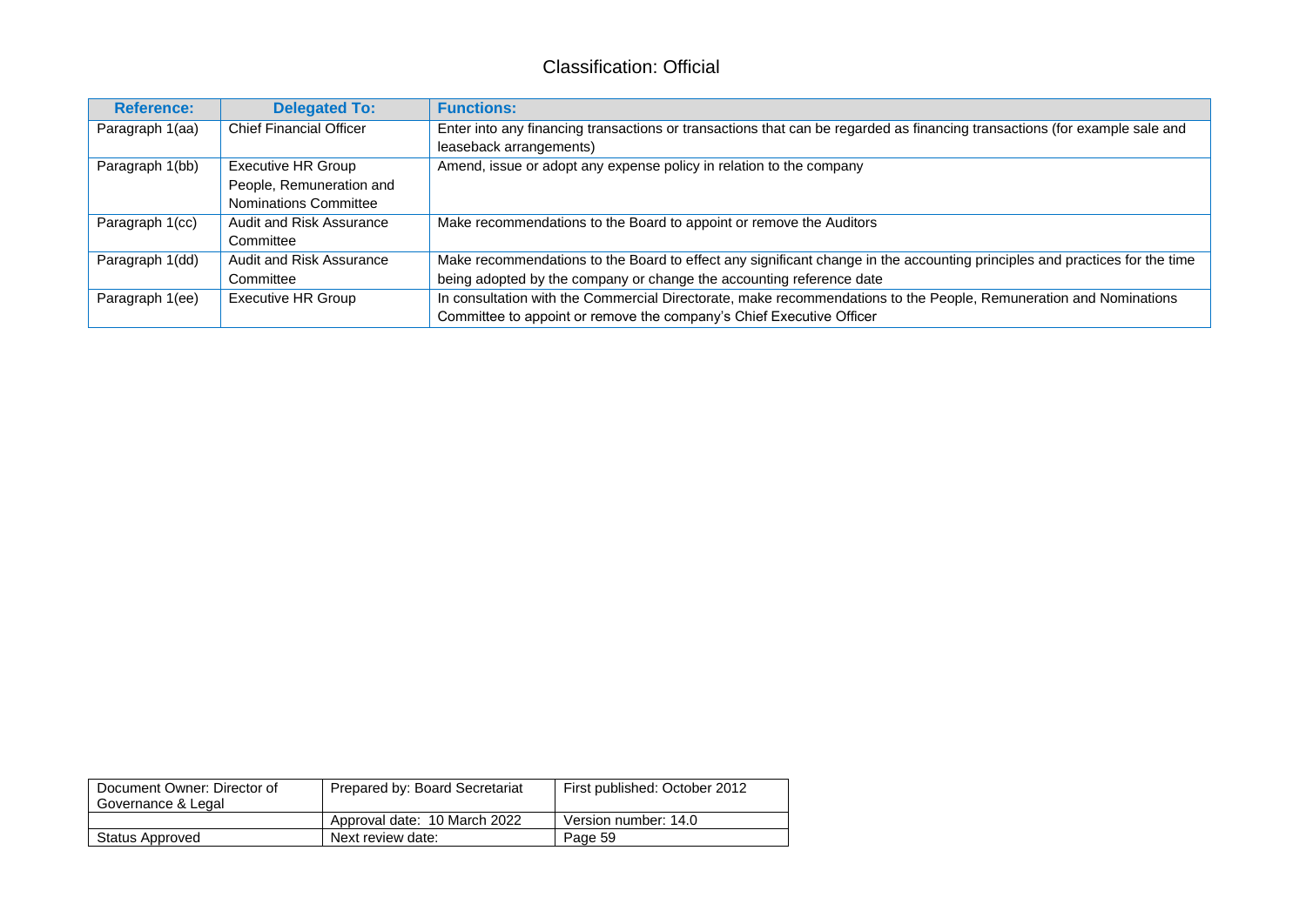| Reference: | Delegated To: | Functions: |
|---|---|---|
| Paragraph 1(aa) | Chief Financial Officer | Enter into any financing transactions or transactions that can be regarded as financing transactions (for example sale and leaseback arrangements) |
| Paragraph 1(bb) | Executive HR Group People, Remuneration and Nominations Committee | Amend, issue or adopt any expense policy in relation to the company |
| Paragraph 1(cc) | Audit and Risk Assurance Committee | Make recommendations to the Board to appoint or remove the Auditors |
| Paragraph 1(dd) | Audit and Risk Assurance Committee | Make recommendations to the Board to effect any significant change in the accounting principles and practices for the time being adopted by the company or change the accounting reference date |
| Paragraph 1(ee) | Executive HR Group | In consultation with the Commercial Directorate, make recommendations to the People, Remuneration and Nominations Committee to appoint or remove the company's Chief Executive Officer |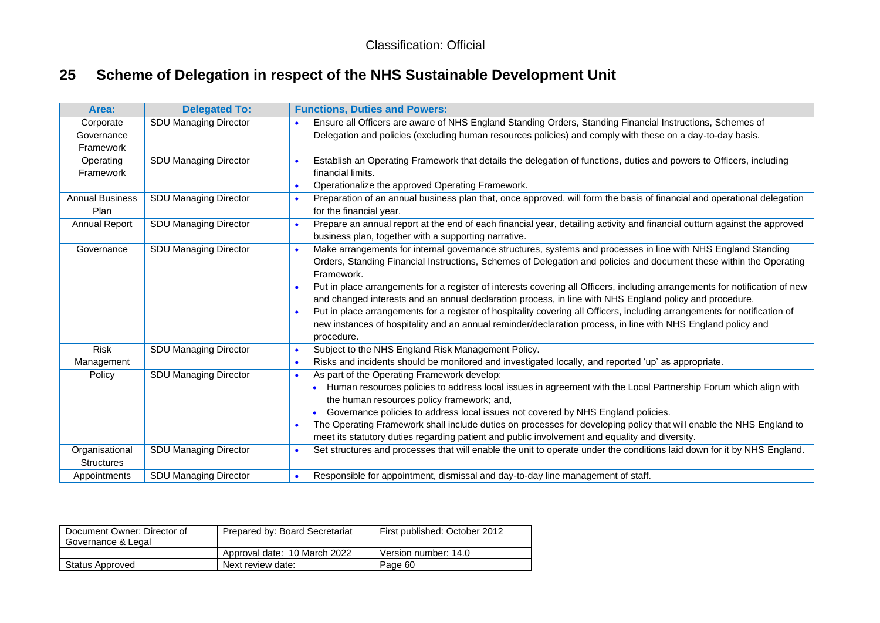## 25 Scheme of Delegation in respect of the NHS Sustainable Development Unit

| Area: | Delegated To: | Functions, Duties and Powers: |
|---|---|---|
| Corporate Governance Framework | SDU Managing Director | • Ensure all Officers are aware of NHS England Standing Orders, Standing Financial Instructions, Schemes of Delegation and policies (excluding human resources policies) and comply with these on a day-to-day basis. |
| Operating Framework | SDU Managing Director | • Establish an Operating Framework that details the delegation of functions, duties and powers to Officers, including financial limits.<br>• Operationalize the approved Operating Framework. |
| Annual Business Plan | SDU Managing Director | • Preparation of an annual business plan that, once approved, will form the basis of financial and operational delegation for the financial year. |
| Annual Report | SDU Managing Director | • Prepare an annual report at the end of each financial year, detailing activity and financial outturn against the approved business plan, together with a supporting narrative. |
| Governance | SDU Managing Director | • Make arrangements for internal governance structures, systems and processes in line with NHS England Standing Orders, Standing Financial Instructions, Schemes of Delegation and policies and document these within the Operating Framework.<br>• Put in place arrangements for a register of interests covering all Officers, including arrangements for notification of new and changed interests and an annual declaration process, in line with NHS England policy and procedure.<br>• Put in place arrangements for a register of hospitality covering all Officers, including arrangements for notification of new instances of hospitality and an annual reminder/declaration process, in line with NHS England policy and procedure. |
| Risk Management | SDU Managing Director | • Subject to the NHS England Risk Management Policy.<br>• Risks and incidents should be monitored and investigated locally, and reported 'up' as appropriate. |
| Policy | SDU Managing Director | • As part of the Operating Framework develop:<br>&nbsp;&nbsp;• Human resources policies to address local issues in agreement with the Local Partnership Forum which align with the human resources policy framework; and,<br>&nbsp;&nbsp;• Governance policies to address local issues not covered by NHS England policies.<br>• The Operating Framework shall include duties on processes for developing policy that will enable the NHS England to meet its statutory duties regarding patient and public involvement and equality and diversity. |
| Organisational Structures | SDU Managing Director | • Set structures and processes that will enable the unit to operate under the conditions laid down for it by NHS England. |
| Appointments | SDU Managing Director | • Responsible for appointment, dismissal and day-to-day line management of staff. |

| Document Owner: Director of Governance & Legal | Prepared by: Board Secretariat | First published: October 2012 |
|---|---|---|
| | Approval date: 10 March 2022 | Version number: 14.0 |
| Status Approved | Next review date: | Page 60 |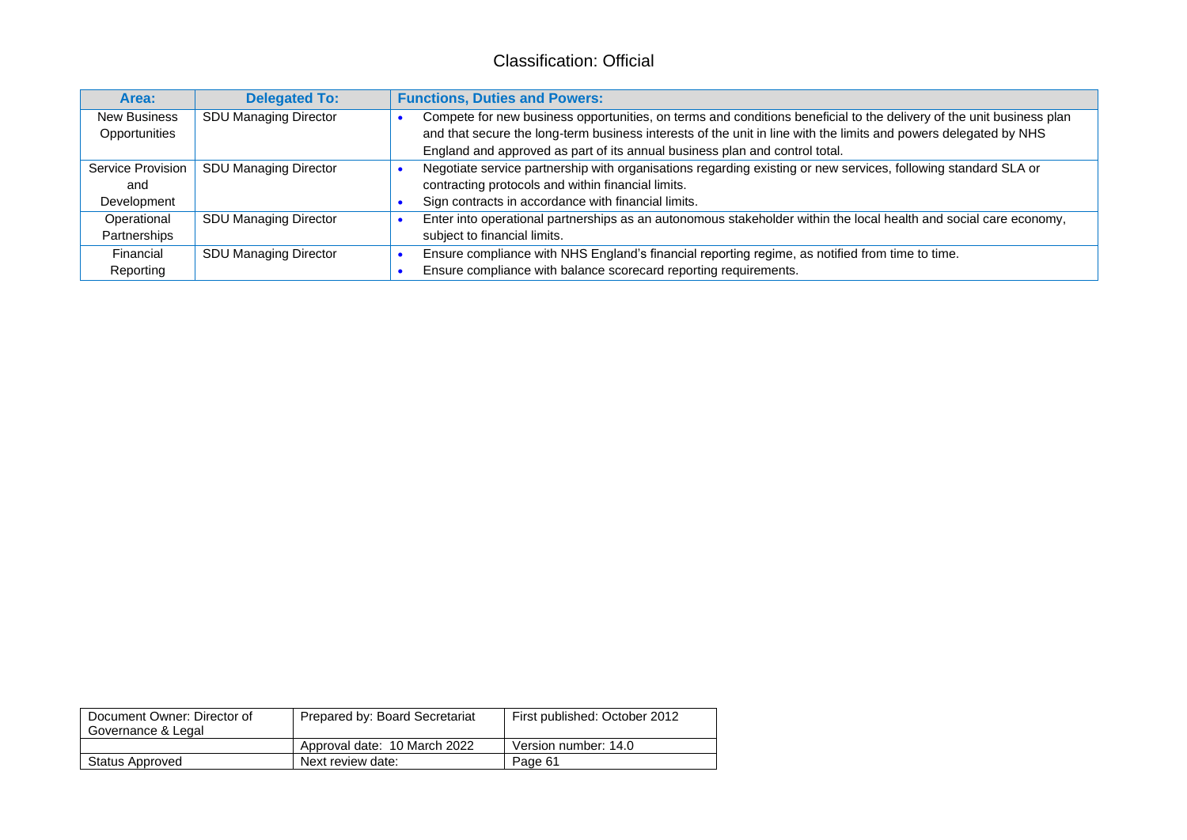| Area: | Delegated To: | Functions, Duties and Powers: |
|---|---|---|
| New Business Opportunities | SDU Managing Director | • Compete for new business opportunities, on terms and conditions beneficial to the delivery of the unit business plan and that secure the long-term business interests of the unit in line with the limits and powers delegated by NHS England and approved as part of its annual business plan and control total. |
| Service Provision and Development | SDU Managing Director | • Negotiate service partnership with organisations regarding existing or new services, following standard SLA or contracting protocols and within financial limits.<br>• Sign contracts in accordance with financial limits. |
| Operational Partnerships | SDU Managing Director | • Enter into operational partnerships as an autonomous stakeholder within the local health and social care economy, subject to financial limits. |
| Financial Reporting | SDU Managing Director | • Ensure compliance with NHS England's financial reporting regime, as notified from time to time.<br>• Ensure compliance with balance scorecard reporting requirements. |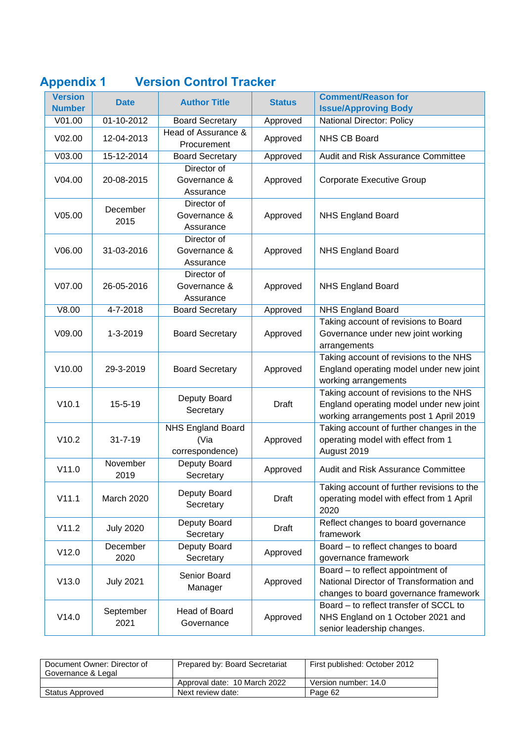## Appendix 1 Version Control Tracker

| Version Number | Date | Author Title | Status | Comment/Reason for Issue/Approving Body |
|---|---|---|---|---|
| V01.00 | 01-10-2012 | Board Secretary | Approved | National Director: Policy |
| V02.00 | 12-04-2013 | Head of Assurance & Procurement | Approved | NHS CB Board |
| V03.00 | 15-12-2014 | Board Secretary | Approved | Audit and Risk Assurance Committee |
| V04.00 | 20-08-2015 | Director of Governance & Assurance | Approved | Corporate Executive Group |
| V05.00 | December 2015 | Director of Governance & Assurance | Approved | NHS England Board |
| V06.00 | 31-03-2016 | Director of Governance & Assurance | Approved | NHS England Board |
| V07.00 | 26-05-2016 | Director of Governance & Assurance | Approved | NHS England Board |
| V8.00 | 4-7-2018 | Board Secretary | Approved | NHS England Board |
| V09.00 | 1-3-2019 | Board Secretary | Approved | Taking account of revisions to Board Governance under new joint working arrangements |
| V10.00 | 29-3-2019 | Board Secretary | Approved | Taking account of revisions to the NHS England operating model under new joint working arrangements |
| V10.1 | 15-5-19 | Deputy Board Secretary | Draft | Taking account of revisions to the NHS England operating model under new joint working arrangements post 1 April 2019 |
| V10.2 | 31-7-19 | NHS England Board (Via correspondence) | Approved | Taking account of further changes in the operating model with effect from 1 August 2019 |
| V11.0 | November 2019 | Deputy Board Secretary | Approved | Audit and Risk Assurance Committee |
| V11.1 | March 2020 | Deputy Board Secretary | Draft | Taking account of further revisions to the operating model with effect from 1 April 2020 |
| V11.2 | July 2020 | Deputy Board Secretary | Draft | Reflect changes to board governance framework |
| V12.0 | December 2020 | Deputy Board Secretary | Approved | Board – to reflect changes to board governance framework |
| V13.0 | July 2021 | Senior Board Manager | Approved | Board – to reflect appointment of National Director of Transformation and changes to board governance framework |
| V14.0 | September 2021 | Head of Board Governance | Approved | Board – to reflect transfer of SCCL to NHS England on 1 October 2021 and senior leadership changes. |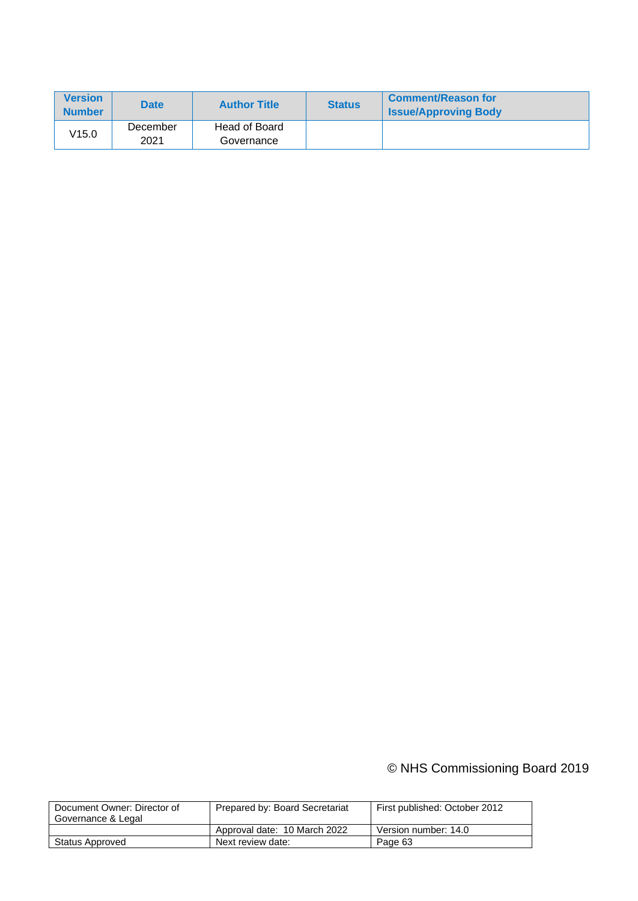| Version Number | Date | Author Title | Status | Comment/Reason for Issue/Approving Body |
|---|---|---|---|---|
| V15.0 | December 2021 | Head of Board Governance | | |

© NHS Commissioning Board 2019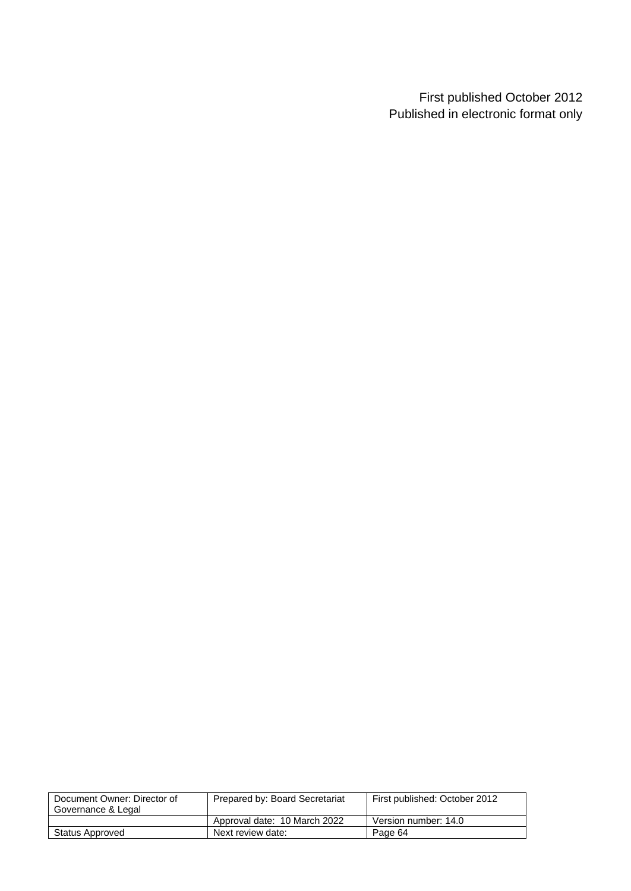First published October 2012
Published in electronic format only